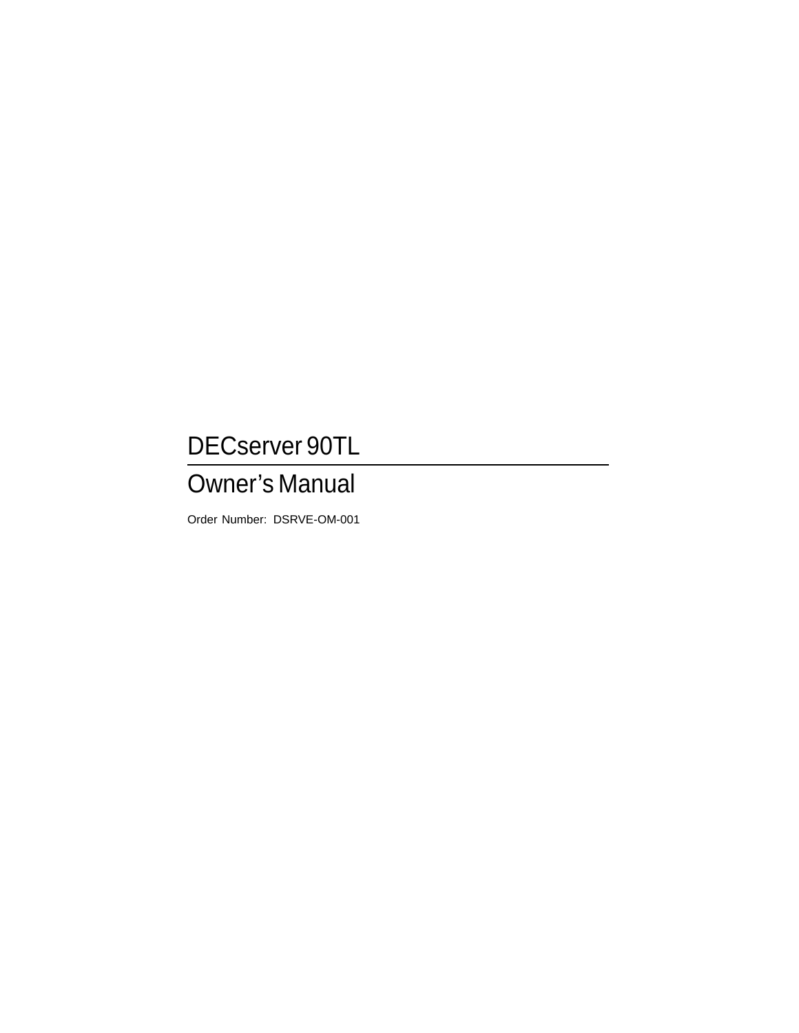# DECserver 90TL

## Owner's Manual

Order Number: DSRVE-OM-001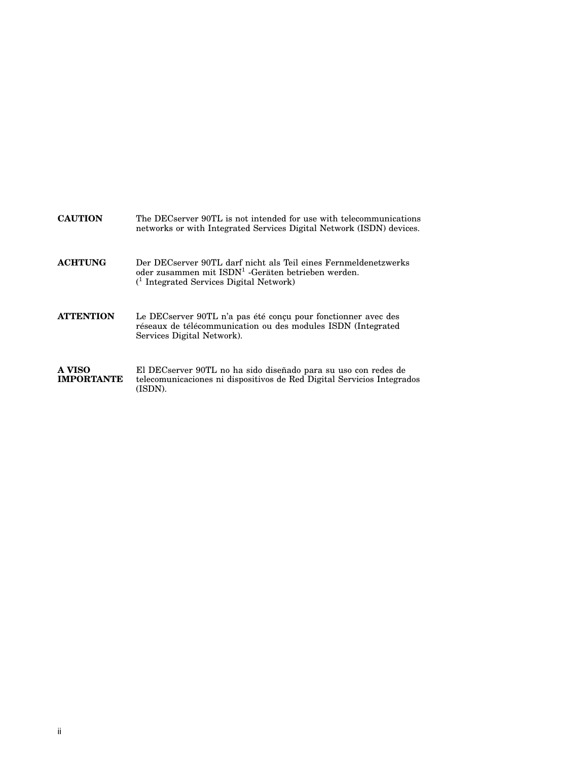**CAUTION** The DECserver 90TL is not intended for use with telecommunications networks or with Integrated Services Digital Network (ISDN) devices.

**ACHTUNG** Der DECserver 90TL darf nicht als Teil eines Fernmeldenetzwerks oder zusammen mit ISDN[1] -Geräten betrieben werden.
([1] Integrated Services Digital Network)

**ATTENTION** Le DECserver 90TL n'a pas été conçu pour fonctionner avec des réseaux de télécommunication ou des modules ISDN (Integrated Services Digital Network).

**A VISO IMPORTANTE** El DECserver 90TL no ha sido diseñado para su uso con redes de telecomunicaciones ni dispositivos de Red Digital Servicios Integrados (ISDN).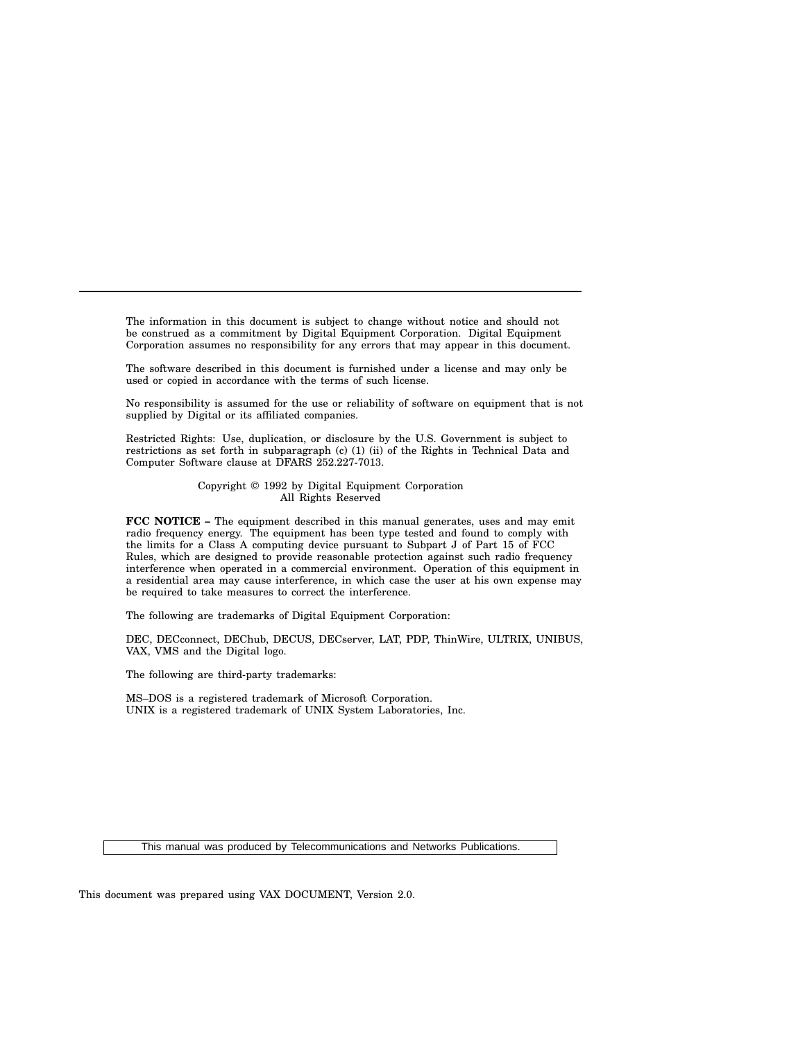The information in this document is subject to change without notice and should not be construed as a commitment by Digital Equipment Corporation. Digital Equipment Corporation assumes no responsibility for any errors that may appear in this document.

The software described in this document is furnished under a license and may only be used or copied in accordance with the terms of such license.

No responsibility is assumed for the use or reliability of software on equipment that is not supplied by Digital or its affiliated companies.

Restricted Rights: Use, duplication, or disclosure by the U.S. Government is subject to restrictions as set forth in subparagraph (c) (1) (ii) of the Rights in Technical Data and Computer Software clause at DFARS 252.227-7013.

Copyright © 1992 by Digital Equipment Corporation
All Rights Reserved

**FCC NOTICE –** The equipment described in this manual generates, uses and may emit radio frequency energy. The equipment has been type tested and found to comply with the limits for a Class A computing device pursuant to Subpart J of Part 15 of FCC Rules, which are designed to provide reasonable protection against such radio frequency interference when operated in a commercial environment. Operation of this equipment in a residential area may cause interference, in which case the user at his own expense may be required to take measures to correct the interference.

The following are trademarks of Digital Equipment Corporation:

DEC, DECconnect, DEChub, DECUS, DECserver, LAT, PDP, ThinWire, ULTRIX, UNIBUS, VAX, VMS and the Digital logo.

The following are third-party trademarks:

MS–DOS is a registered trademark of Microsoft Corporation.
UNIX is a registered trademark of UNIX System Laboratories, Inc.

This manual was produced by Telecommunications and Networks Publications.

This document was prepared using VAX DOCUMENT, Version 2.0.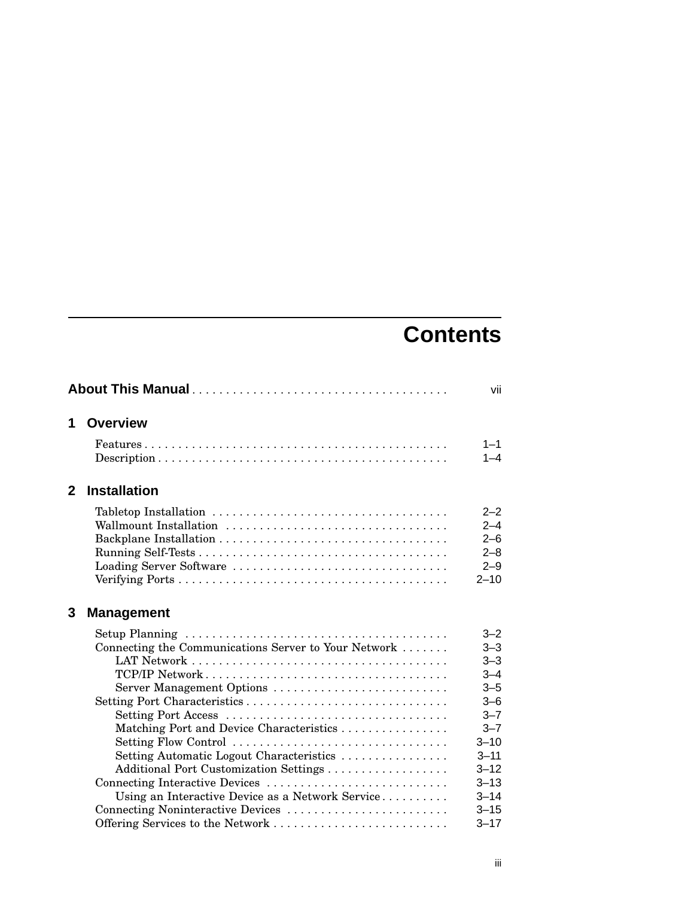# Contents

**About This Manual** . . . . . . . . . . . . . . . . . . . . . . . . . . . . . . . . . . . . . vii

## 1 Overview

Features . . . . . . . . . . . . . . . . . . . . . . . . . . . . . . . . . . . . . . . . . . . . . 1–1
Description . . . . . . . . . . . . . . . . . . . . . . . . . . . . . . . . . . . . . . . . . . . 1–4

## 2 Installation

Tabletop Installation . . . . . . . . . . . . . . . . . . . . . . . . . . . . . . . . . . . 2–2
Wallmount Installation . . . . . . . . . . . . . . . . . . . . . . . . . . . . . . . . . 2–4
Backplane Installation . . . . . . . . . . . . . . . . . . . . . . . . . . . . . . . . . . 2–6
Running Self-Tests . . . . . . . . . . . . . . . . . . . . . . . . . . . . . . . . . . . . . 2–8
Loading Server Software . . . . . . . . . . . . . . . . . . . . . . . . . . . . . . . . 2–9
Verifying Ports . . . . . . . . . . . . . . . . . . . . . . . . . . . . . . . . . . . . . . . . 2–10

## 3 Management

Setup Planning . . . . . . . . . . . . . . . . . . . . . . . . . . . . . . . . . . . . . . . 3–2
Connecting the Communications Server to Your Network . . . . . . . 3–3
    LAT Network . . . . . . . . . . . . . . . . . . . . . . . . . . . . . . . . . . . . . . 3–3
    TCP/IP Network . . . . . . . . . . . . . . . . . . . . . . . . . . . . . . . . . . . . 3–4
    Server Management Options . . . . . . . . . . . . . . . . . . . . . . . . . . 3–5
Setting Port Characteristics . . . . . . . . . . . . . . . . . . . . . . . . . . . . . . 3–6
    Setting Port Access . . . . . . . . . . . . . . . . . . . . . . . . . . . . . . . . . 3–7
    Matching Port and Device Characteristics . . . . . . . . . . . . . . . . 3–7
    Setting Flow Control . . . . . . . . . . . . . . . . . . . . . . . . . . . . . . . . 3–10
    Setting Automatic Logout Characteristics . . . . . . . . . . . . . . . . 3–11
    Additional Port Customization Settings . . . . . . . . . . . . . . . . . . 3–12
Connecting Interactive Devices . . . . . . . . . . . . . . . . . . . . . . . . . . . 3–13
    Using an Interactive Device as a Network Service . . . . . . . . . . 3–14
Connecting Noninteractive Devices . . . . . . . . . . . . . . . . . . . . . . . . 3–15
Offering Services to the Network . . . . . . . . . . . . . . . . . . . . . . . . . . 3–17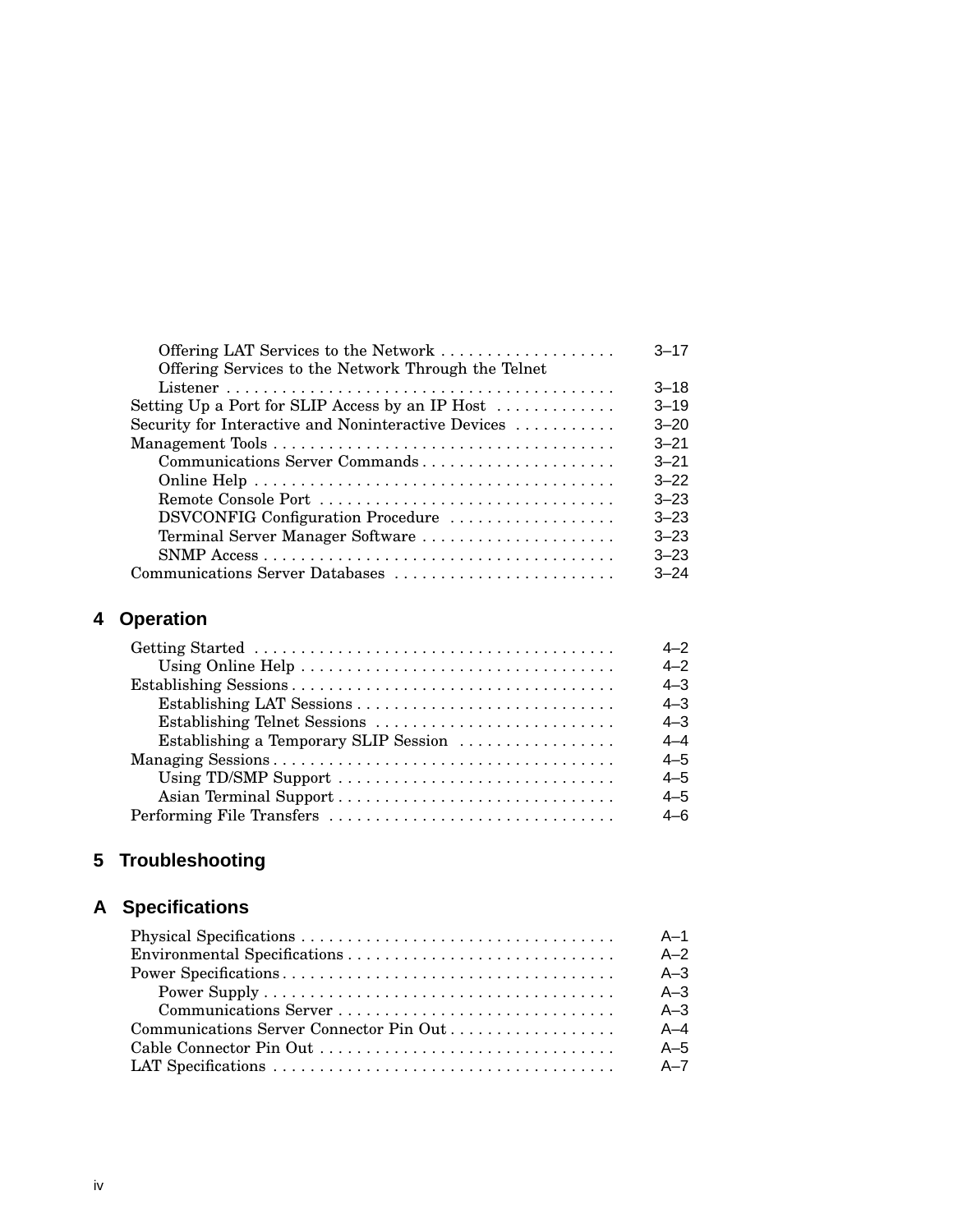Offering LAT Services to the Network . . . . . . . . . . . . . . . . . . . 3–17
Offering Services to the Network Through the Telnet Listener . . . . . . . . . . . . . . . . . . . . . . . . . . . . . . . . . . . . . . . . . 3–18
Setting Up a Port for SLIP Access by an IP Host . . . . . . . . . . . . . 3–19
Security for Interactive and Noninteractive Devices . . . . . . . . . . . 3–20
Management Tools . . . . . . . . . . . . . . . . . . . . . . . . . . . . . . . . . . . . . 3–21
Communications Server Commands . . . . . . . . . . . . . . . . . . . . . 3–21
Online Help . . . . . . . . . . . . . . . . . . . . . . . . . . . . . . . . . . . . . . . 3–22
Remote Console Port . . . . . . . . . . . . . . . . . . . . . . . . . . . . . . . . 3–23
DSVCONFIG Configuration Procedure . . . . . . . . . . . . . . . . . . 3–23
Terminal Server Manager Software . . . . . . . . . . . . . . . . . . . . . 3–23
SNMP Access . . . . . . . . . . . . . . . . . . . . . . . . . . . . . . . . . . . . . . 3–23
Communications Server Databases . . . . . . . . . . . . . . . . . . . . . . . . 3–24

## 4 Operation

Getting Started . . . . . . . . . . . . . . . . . . . . . . . . . . . . . . . . . . . . . . . 4–2
Using Online Help . . . . . . . . . . . . . . . . . . . . . . . . . . . . . . . . . . 4–2
Establishing Sessions . . . . . . . . . . . . . . . . . . . . . . . . . . . . . . . . . . . 4–3
Establishing LAT Sessions . . . . . . . . . . . . . . . . . . . . . . . . . . . . 4–3
Establishing Telnet Sessions . . . . . . . . . . . . . . . . . . . . . . . . . . 4–3
Establishing a Temporary SLIP Session . . . . . . . . . . . . . . . . . 4–4
Managing Sessions . . . . . . . . . . . . . . . . . . . . . . . . . . . . . . . . . . . . . 4–5
Using TD/SMP Support . . . . . . . . . . . . . . . . . . . . . . . . . . . . . . 4–5
Asian Terminal Support . . . . . . . . . . . . . . . . . . . . . . . . . . . . . . 4–5
Performing File Transfers . . . . . . . . . . . . . . . . . . . . . . . . . . . . . . . 4–6

## 5 Troubleshooting

## A Specifications

Physical Specifications . . . . . . . . . . . . . . . . . . . . . . . . . . . . . . . . . . A–1
Environmental Specifications . . . . . . . . . . . . . . . . . . . . . . . . . . . . . A–2
Power Specifications . . . . . . . . . . . . . . . . . . . . . . . . . . . . . . . . . . . . A–3
Power Supply . . . . . . . . . . . . . . . . . . . . . . . . . . . . . . . . . . . . . . A–3
Communications Server . . . . . . . . . . . . . . . . . . . . . . . . . . . . . . A–3
Communications Server Connector Pin Out . . . . . . . . . . . . . . . . . . A–4
Cable Connector Pin Out . . . . . . . . . . . . . . . . . . . . . . . . . . . . . . . . A–5
LAT Specifications . . . . . . . . . . . . . . . . . . . . . . . . . . . . . . . . . . . . . A–7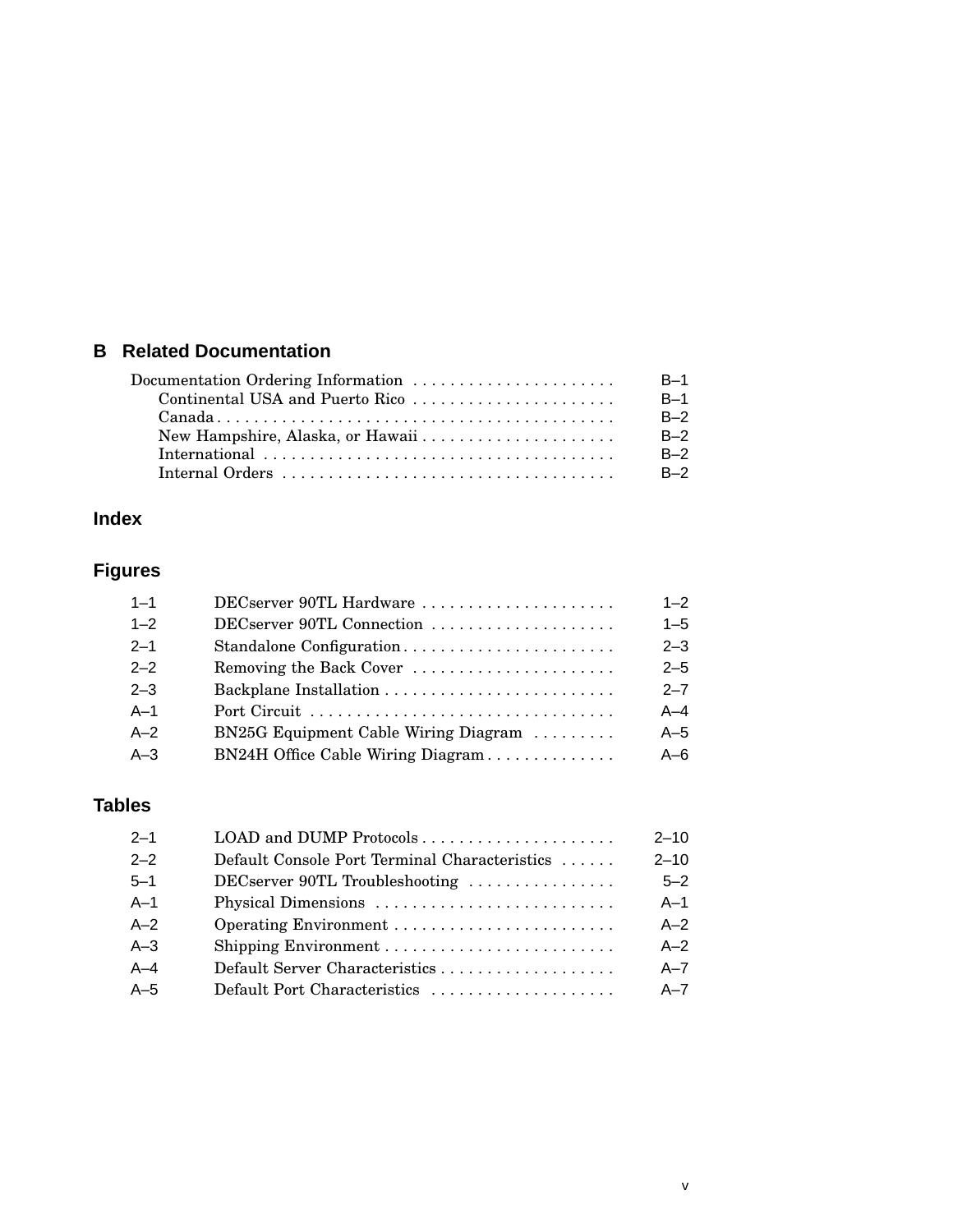## B Related Documentation

| | |
|---|---|
| Documentation Ordering Information | B–1 |
| Continental USA and Puerto Rico | B–1 |
| Canada | B–2 |
| New Hampshire, Alaska, or Hawaii | B–2 |
| International | B–2 |
| Internal Orders | B–2 |

## Index

## Figures

| | | |
|---|---|---|
| 1–1 | DECserver 90TL Hardware | 1–2 |
| 1–2 | DECserver 90TL Connection | 1–5 |
| 2–1 | Standalone Configuration | 2–3 |
| 2–2 | Removing the Back Cover | 2–5 |
| 2–3 | Backplane Installation | 2–7 |
| A–1 | Port Circuit | A–4 |
| A–2 | BN25G Equipment Cable Wiring Diagram | A–5 |
| A–3 | BN24H Office Cable Wiring Diagram | A–6 |

## Tables

| | | |
|---|---|---|
| 2–1 | LOAD and DUMP Protocols | 2–10 |
| 2–2 | Default Console Port Terminal Characteristics | 2–10 |
| 5–1 | DECserver 90TL Troubleshooting | 5–2 |
| A–1 | Physical Dimensions | A–1 |
| A–2 | Operating Environment | A–2 |
| A–3 | Shipping Environment | A–2 |
| A–4 | Default Server Characteristics | A–7 |
| A–5 | Default Port Characteristics | A–7 |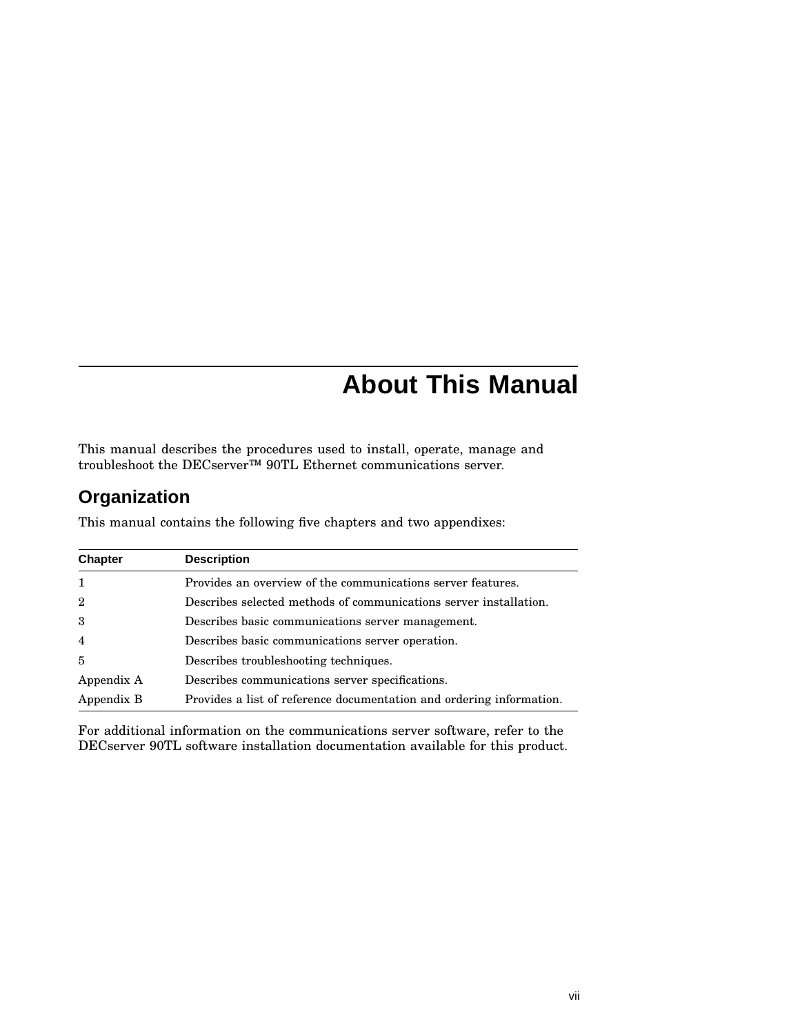# About This Manual

This manual describes the procedures used to install, operate, manage and troubleshoot the DECserver™ 90TL Ethernet communications server.

## Organization

This manual contains the following five chapters and two appendixes:

| Chapter | Description |
|---|---|
| 1 | Provides an overview of the communications server features. |
| 2 | Describes selected methods of communications server installation. |
| 3 | Describes basic communications server management. |
| 4 | Describes basic communications server operation. |
| 5 | Describes troubleshooting techniques. |
| Appendix A | Describes communications server specifications. |
| Appendix B | Provides a list of reference documentation and ordering information. |

For additional information on the communications server software, refer to the DECserver 90TL software installation documentation available for this product.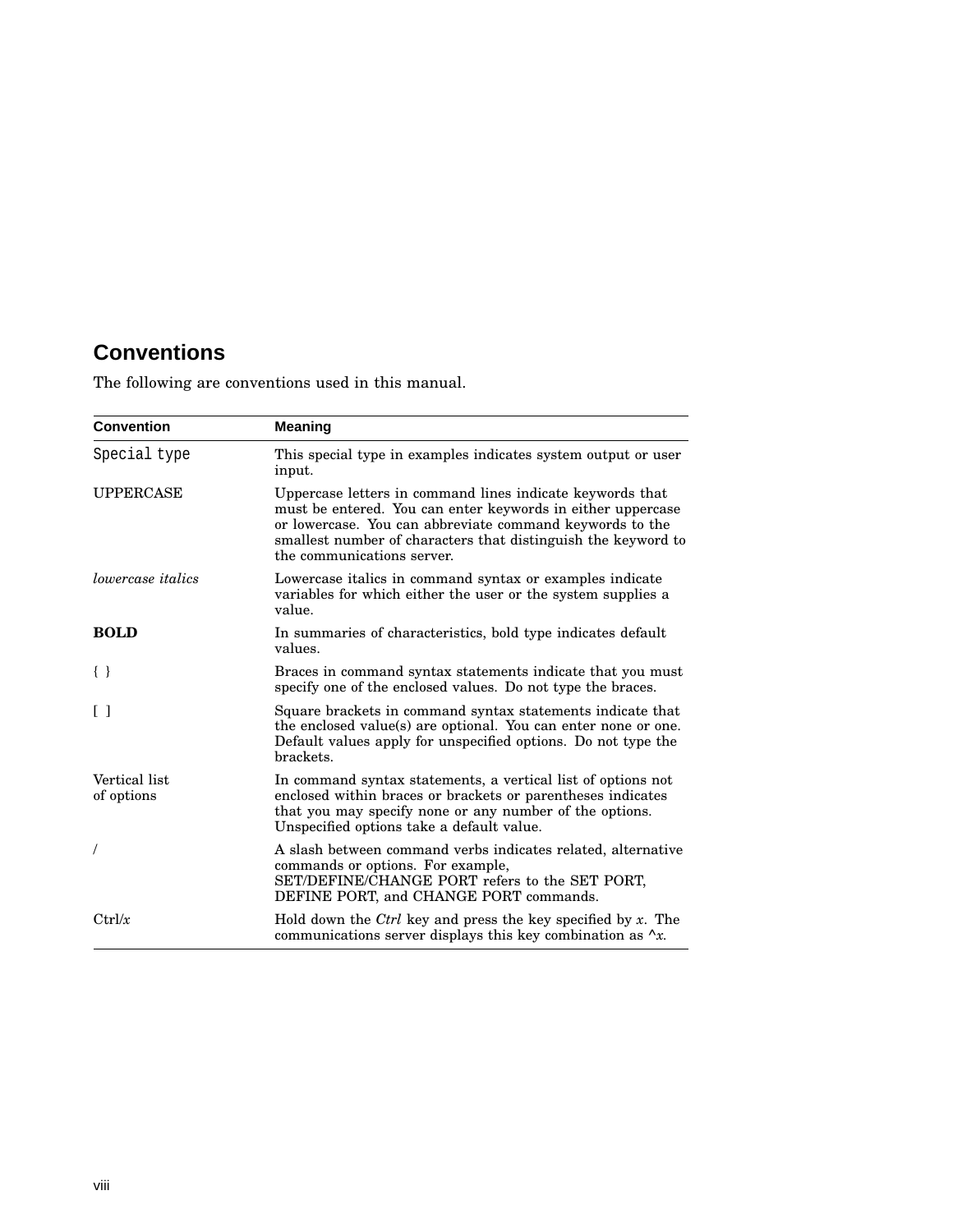## Conventions

The following are conventions used in this manual.

| Convention | Meaning |
| --- | --- |
| `Special type` | This special type in examples indicates system output or user input. |
| UPPERCASE | Uppercase letters in command lines indicate keywords that must be entered. You can enter keywords in either uppercase or lowercase. You can abbreviate command keywords to the smallest number of characters that distinguish the keyword to the communications server. |
| *lowercase italics* | Lowercase italics in command syntax or examples indicate variables for which either the user or the system supplies a value. |
| **BOLD** | In summaries of characteristics, bold type indicates default values. |
| { } | Braces in command syntax statements indicate that you must specify one of the enclosed values. Do not type the braces. |
| [ ] | Square brackets in command syntax statements indicate that the enclosed value(s) are optional. You can enter none or one. Default values apply for unspecified options. Do not type the brackets. |
| Vertical list of options | In command syntax statements, a vertical list of options not enclosed within braces or brackets or parentheses indicates that you may specify none or any number of the options. Unspecified options take a default value. |
| / | A slash between command verbs indicates related, alternative commands or options. For example, SET/DEFINE/CHANGE PORT refers to the SET PORT, DEFINE PORT, and CHANGE PORT commands. |
| Ctrl/*x* | Hold down the *Ctrl* key and press the key specified by *x*. The communications server displays this key combination as ^*x*. |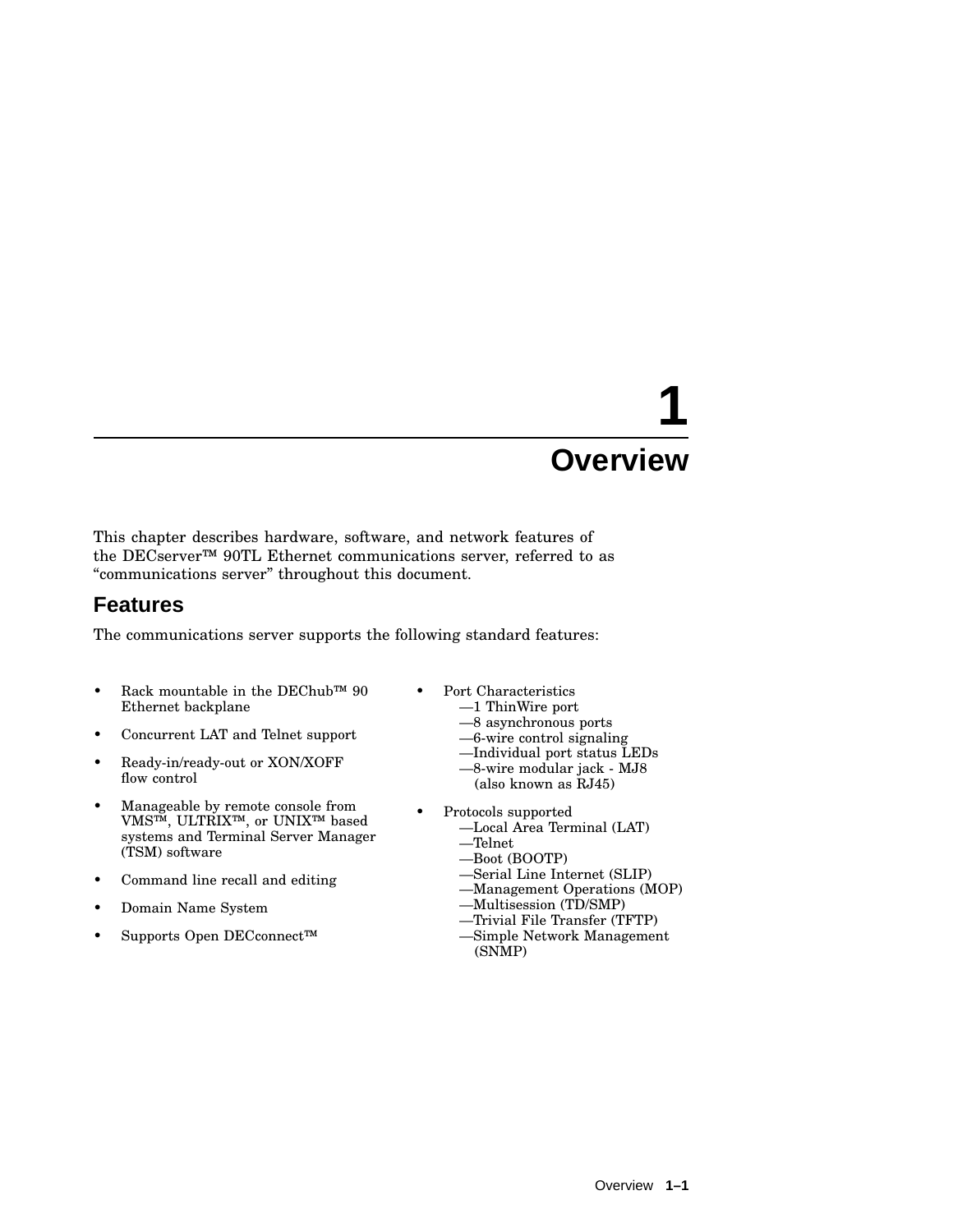# 1 Overview

This chapter describes hardware, software, and network features of the DECserver™ 90TL Ethernet communications server, referred to as “communications server” throughout this document.

## Features

The communications server supports the following standard features:

- Rack mountable in the DEChub™ 90 Ethernet backplane
- Concurrent LAT and Telnet support
- Ready-in/ready-out or XON/XOFF flow control
- Manageable by remote console from VMS™, ULTRIX™, or UNIX™ based systems and Terminal Server Manager (TSM) software
- Command line recall and editing
- Domain Name System
- Supports Open DECconnect™
- Port Characteristics
  - —1 ThinWire port
  - —8 asynchronous ports
  - —6-wire control signaling
  - —Individual port status LEDs
  - —8-wire modular jack - MJ8 (also known as RJ45)
- Protocols supported
  - —Local Area Terminal (LAT)
  - —Telnet
  - —Boot (BOOTP)
  - —Serial Line Internet (SLIP)
  - —Management Operations (MOP)
  - —Multisession (TD/SMP)
  - —Trivial File Transfer (TFTP)
  - —Simple Network Management (SNMP)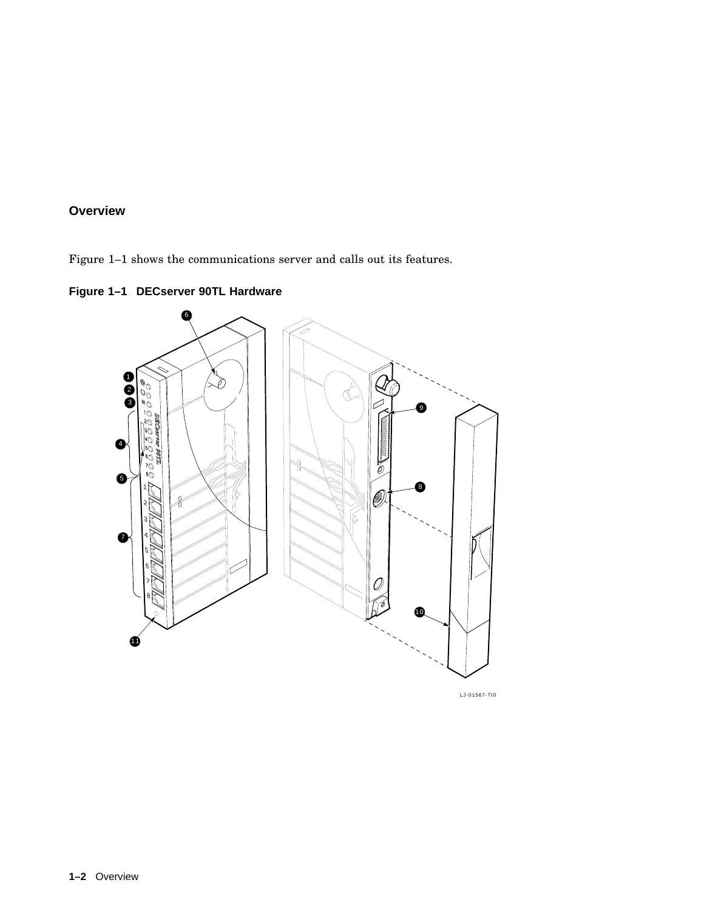## Overview

Figure 1–1 shows the communications server and calls out its features.

**Figure 1–1 DECserver 90TL Hardware**

LJ-01567-TI0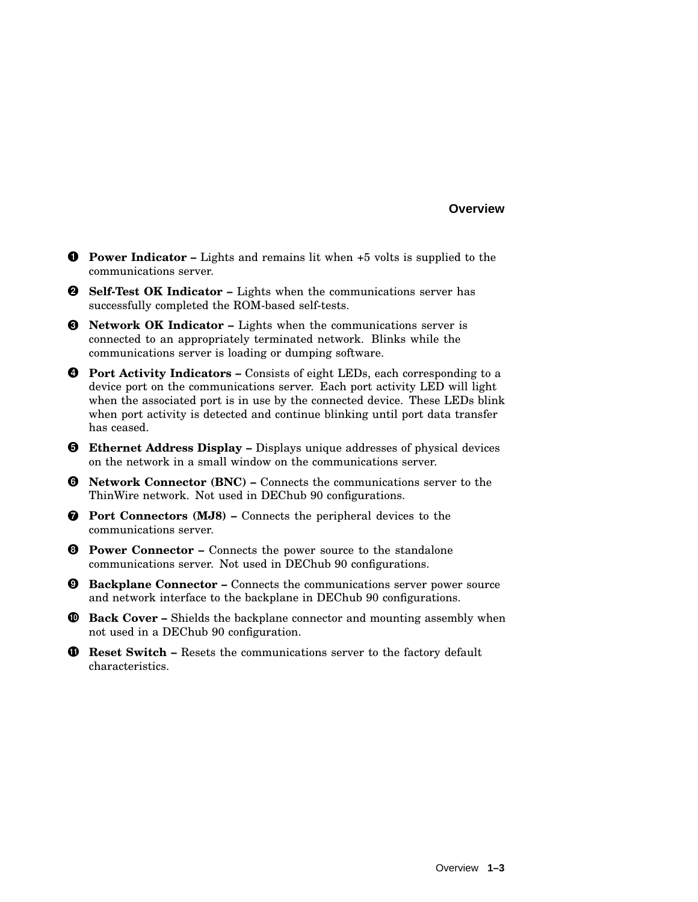❶ **Power Indicator –** Lights and remains lit when +5 volts is supplied to the communications server.

❷ **Self-Test OK Indicator –** Lights when the communications server has successfully completed the ROM-based self-tests.

❸ **Network OK Indicator –** Lights when the communications server is connected to an appropriately terminated network. Blinks while the communications server is loading or dumping software.

❹ **Port Activity Indicators –** Consists of eight LEDs, each corresponding to a device port on the communications server. Each port activity LED will light when the associated port is in use by the connected device. These LEDs blink when port activity is detected and continue blinking until port data transfer has ceased.

❺ **Ethernet Address Display –** Displays unique addresses of physical devices on the network in a small window on the communications server.

❻ **Network Connector (BNC) –** Connects the communications server to the ThinWire network. Not used in DEChub 90 configurations.

❼ **Port Connectors (MJ8) –** Connects the peripheral devices to the communications server.

❽ **Power Connector –** Connects the power source to the standalone communications server. Not used in DEChub 90 configurations.

❾ **Backplane Connector –** Connects the communications server power source and network interface to the backplane in DEChub 90 configurations.

❿ **Back Cover –** Shields the backplane connector and mounting assembly when not used in a DEChub 90 configuration.

⓫ **Reset Switch –** Resets the communications server to the factory default characteristics.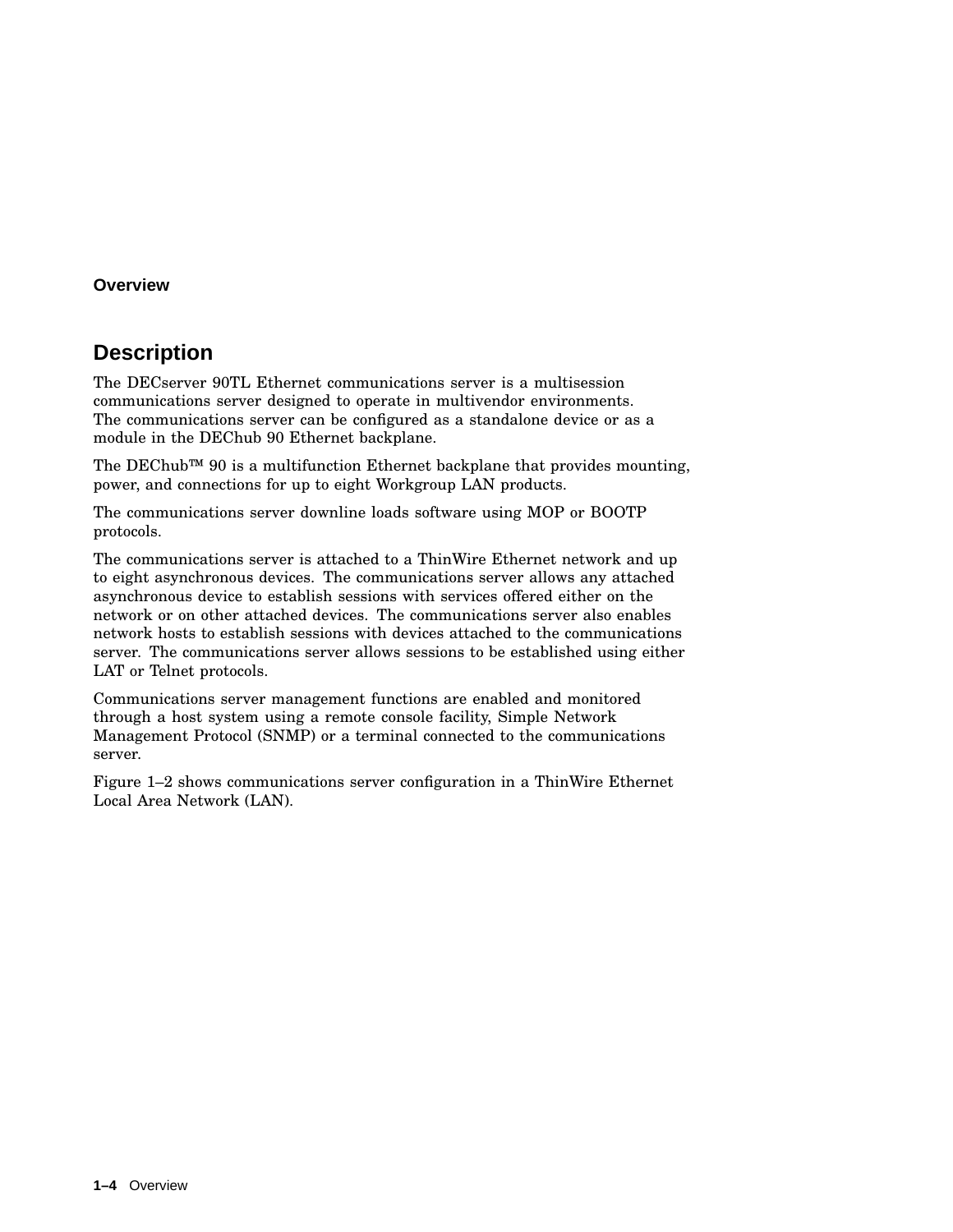## Description

The DECserver 90TL Ethernet communications server is a multisession communications server designed to operate in multivendor environments. The communications server can be configured as a standalone device or as a module in the DEChub 90 Ethernet backplane.

The DEChub™ 90 is a multifunction Ethernet backplane that provides mounting, power, and connections for up to eight Workgroup LAN products.

The communications server downline loads software using MOP or BOOTP protocols.

The communications server is attached to a ThinWire Ethernet network and up to eight asynchronous devices. The communications server allows any attached asynchronous device to establish sessions with services offered either on the network or on other attached devices. The communications server also enables network hosts to establish sessions with devices attached to the communications server. The communications server allows sessions to be established using either LAT or Telnet protocols.

Communications server management functions are enabled and monitored through a host system using a remote console facility, Simple Network Management Protocol (SNMP) or a terminal connected to the communications server.

Figure 1–2 shows communications server configuration in a ThinWire Ethernet Local Area Network (LAN).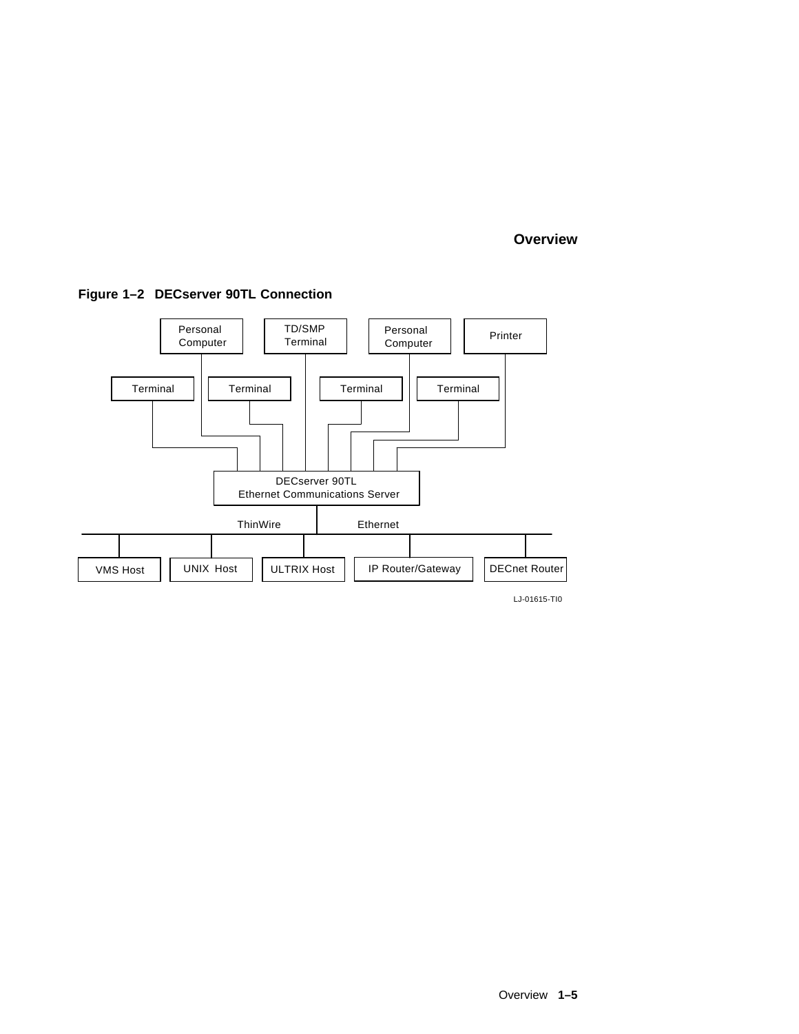**Figure 1–2 DECserver 90TL Connection**

Personal Computer | TD/SMP Terminal | Personal Computer | Printer

Terminal | Terminal | Terminal | Terminal

DECserver 90TL
Ethernet Communications Server

ThinWire | Ethernet

VMS Host | UNIX Host | ULTRIX Host | IP Router/Gateway | DECnet Router

LJ-01615-TI0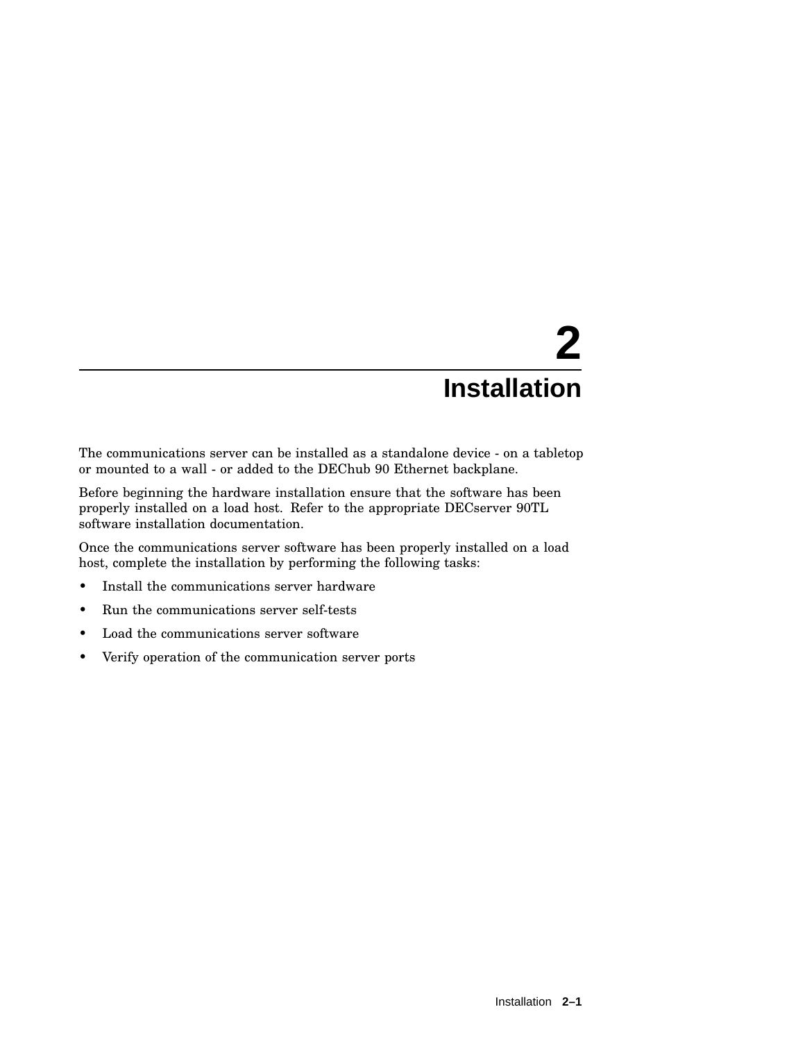# 2 Installation

The communications server can be installed as a standalone device - on a tabletop or mounted to a wall - or added to the DEChub 90 Ethernet backplane.

Before beginning the hardware installation ensure that the software has been properly installed on a load host. Refer to the appropriate DECserver 90TL software installation documentation.

Once the communications server software has been properly installed on a load host, complete the installation by performing the following tasks:

- Install the communications server hardware
- Run the communications server self-tests
- Load the communications server software
- Verify operation of the communication server ports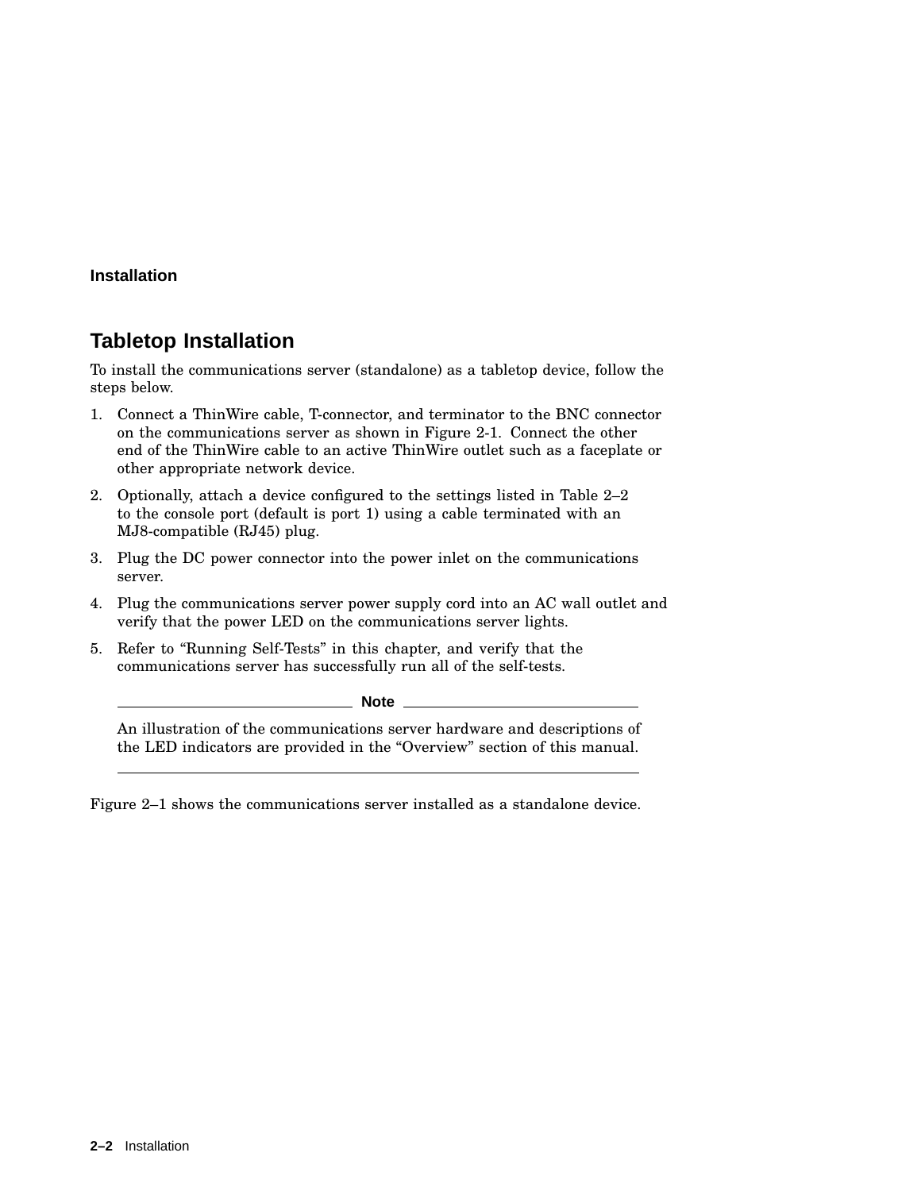## Tabletop Installation

To install the communications server (standalone) as a tabletop device, follow the steps below.

1. Connect a ThinWire cable, T-connector, and terminator to the BNC connector on the communications server as shown in Figure 2-1. Connect the other end of the ThinWire cable to an active ThinWire outlet such as a faceplate or other appropriate network device.
2. Optionally, attach a device configured to the settings listed in Table 2–2 to the console port (default is port 1) using a cable terminated with an MJ8-compatible (RJ45) plug.
3. Plug the DC power connector into the power inlet on the communications server.
4. Plug the communications server power supply cord into an AC wall outlet and verify that the power LED on the communications server lights.
5. Refer to “Running Self-Tests” in this chapter, and verify that the communications server has successfully run all of the self-tests.

---

**Note**

An illustration of the communications server hardware and descriptions of the LED indicators are provided in the “Overview” section of this manual.

---

Figure 2–1 shows the communications server installed as a standalone device.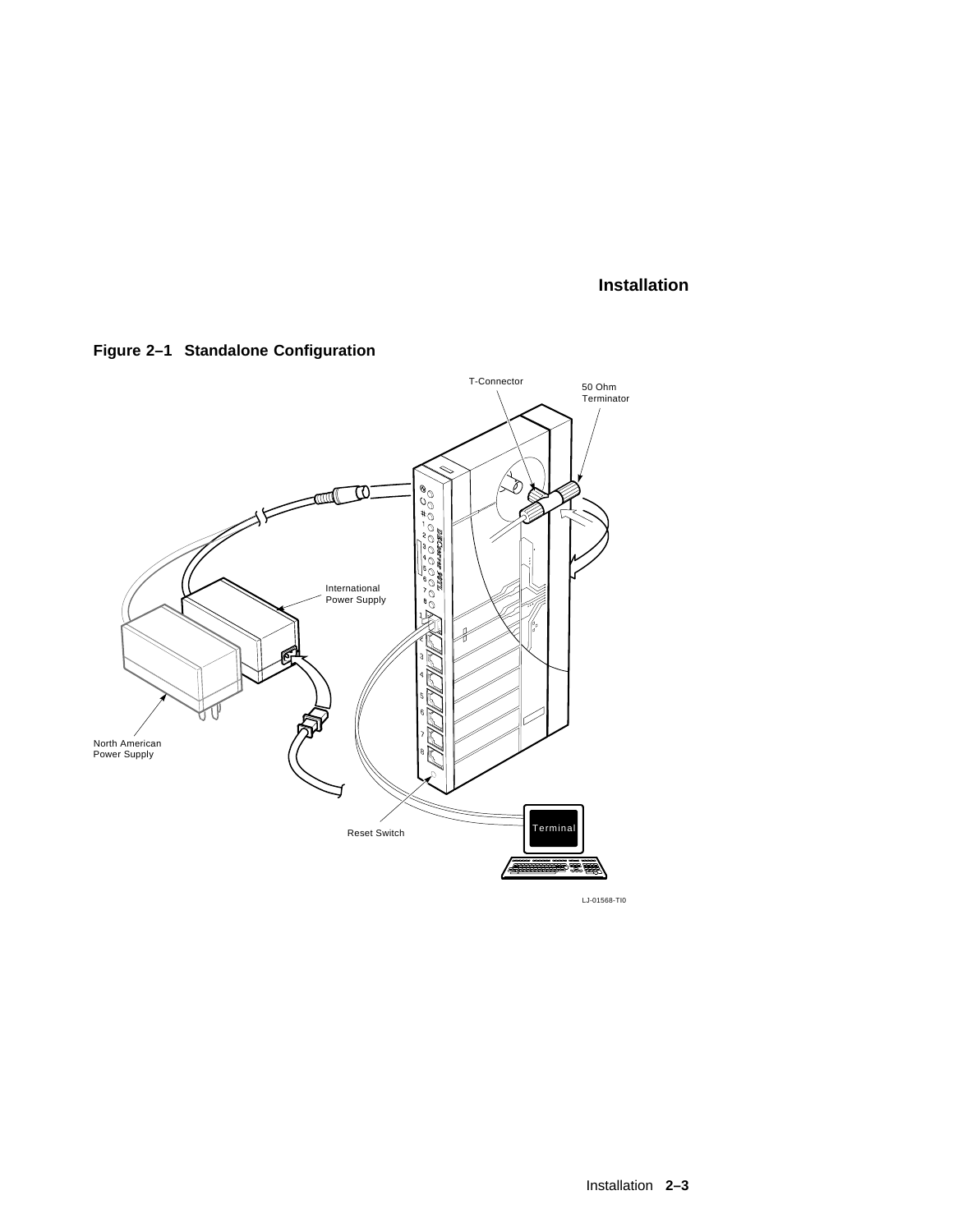**Figure 2–1 Standalone Configuration**

T-Connector

50 Ohm Terminator

International Power Supply

North American Power Supply

Reset Switch

Terminal

LJ-01568-TI0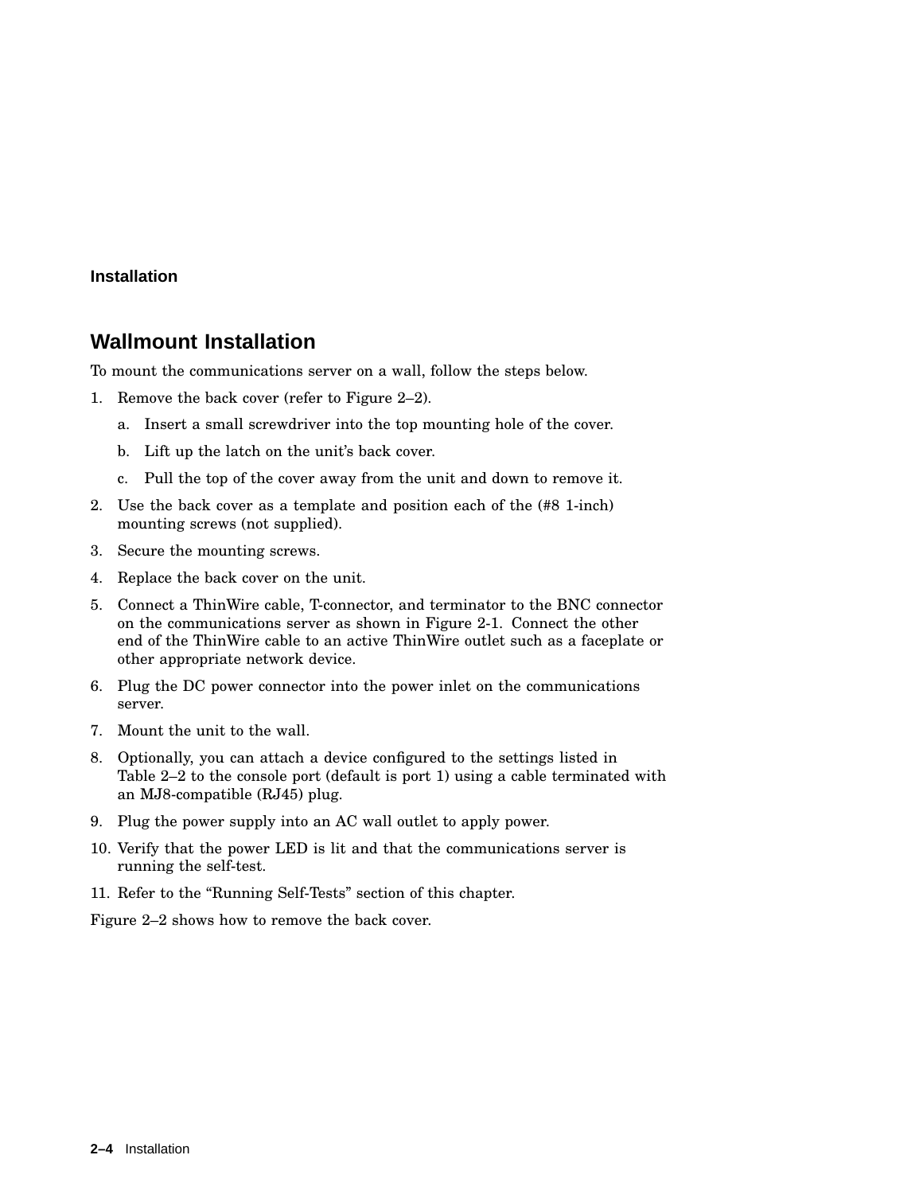## Wallmount Installation

To mount the communications server on a wall, follow the steps below.

1. Remove the back cover (refer to Figure 2–2).
   a. Insert a small screwdriver into the top mounting hole of the cover.
   b. Lift up the latch on the unit's back cover.
   c. Pull the top of the cover away from the unit and down to remove it.
2. Use the back cover as a template and position each of the (#8 1-inch) mounting screws (not supplied).
3. Secure the mounting screws.
4. Replace the back cover on the unit.
5. Connect a ThinWire cable, T-connector, and terminator to the BNC connector on the communications server as shown in Figure 2-1. Connect the other end of the ThinWire cable to an active ThinWire outlet such as a faceplate or other appropriate network device.
6. Plug the DC power connector into the power inlet on the communications server.
7. Mount the unit to the wall.
8. Optionally, you can attach a device configured to the settings listed in Table 2–2 to the console port (default is port 1) using a cable terminated with an MJ8-compatible (RJ45) plug.
9. Plug the power supply into an AC wall outlet to apply power.
10. Verify that the power LED is lit and that the communications server is running the self-test.
11. Refer to the "Running Self-Tests" section of this chapter.

Figure 2–2 shows how to remove the back cover.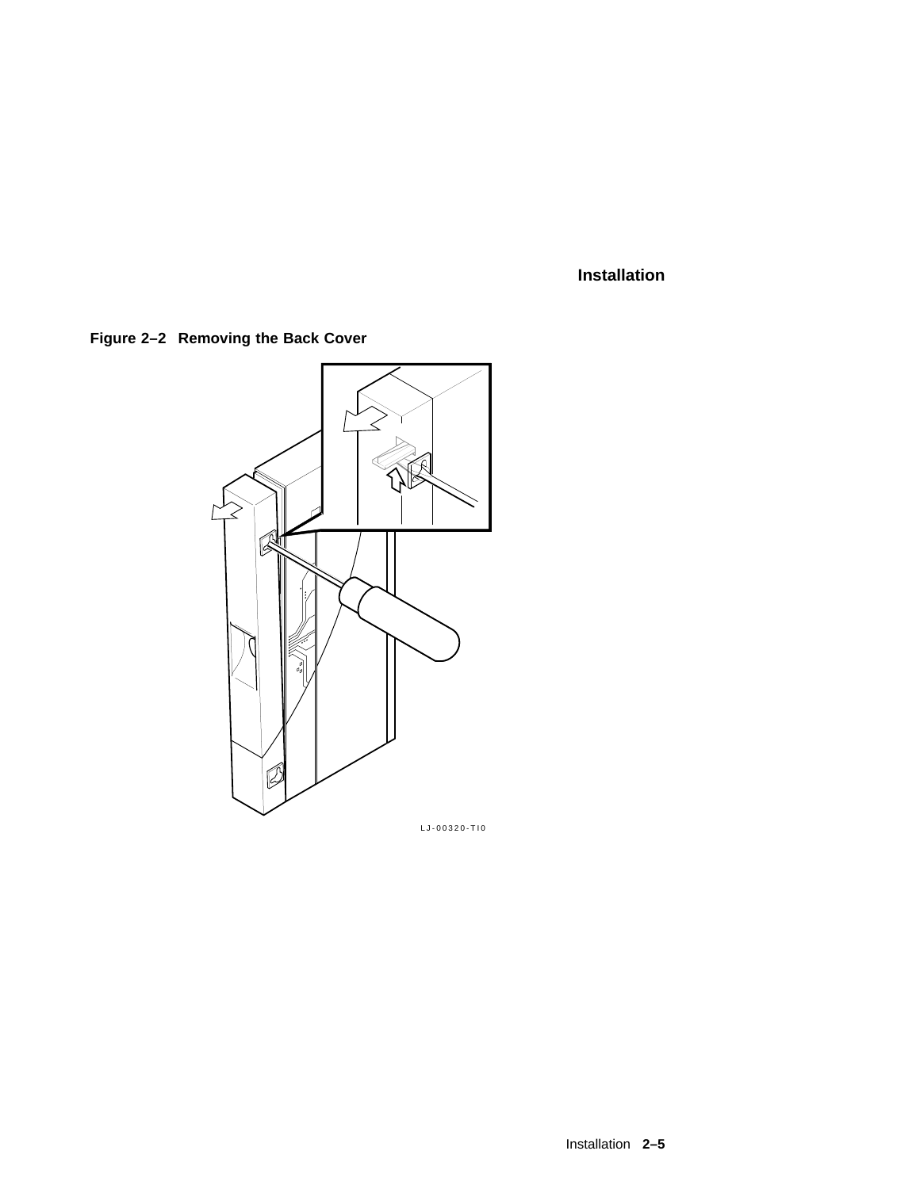**Figure 2–2 Removing the Back Cover**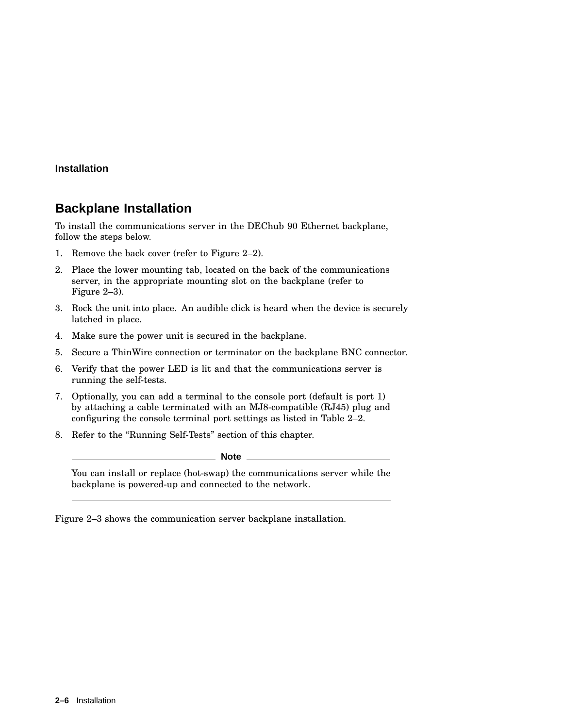## Backplane Installation

To install the communications server in the DEChub 90 Ethernet backplane, follow the steps below.

1. Remove the back cover (refer to Figure 2–2).
2. Place the lower mounting tab, located on the back of the communications server, in the appropriate mounting slot on the backplane (refer to Figure 2–3).
3. Rock the unit into place. An audible click is heard when the device is securely latched in place.
4. Make sure the power unit is secured in the backplane.
5. Secure a ThinWire connection or terminator on the backplane BNC connector.
6. Verify that the power LED is lit and that the communications server is running the self-tests.
7. Optionally, you can add a terminal to the console port (default is port 1) by attaching a cable terminated with an MJ8-compatible (RJ45) plug and configuring the console terminal port settings as listed in Table 2–2.
8. Refer to the “Running Self-Tests” section of this chapter.

**Note**

You can install or replace (hot-swap) the communications server while the backplane is powered-up and connected to the network.

---

Figure 2–3 shows the communication server backplane installation.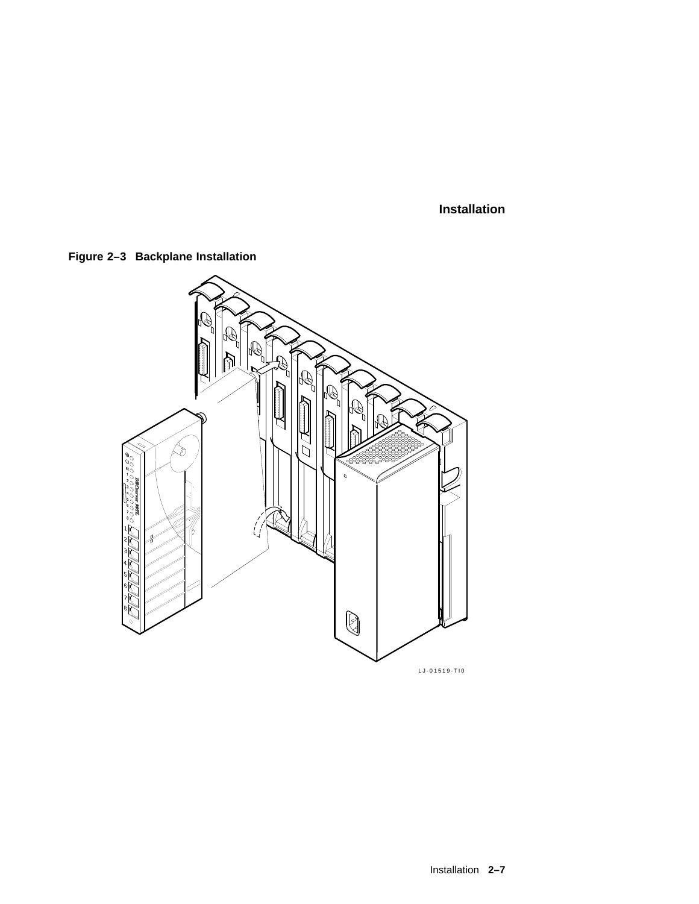**Figure 2–3 Backplane Installation**

LJ-01519-TI0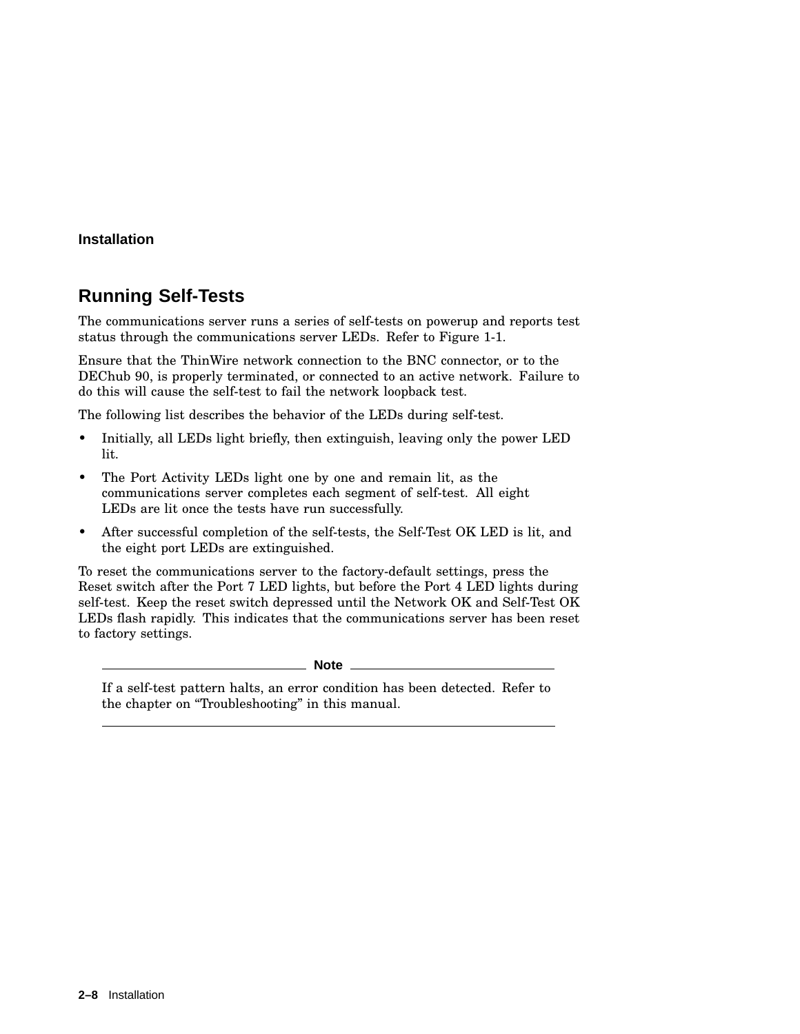## Running Self-Tests

The communications server runs a series of self-tests on powerup and reports test status through the communications server LEDs. Refer to Figure 1-1.

Ensure that the ThinWire network connection to the BNC connector, or to the DEChub 90, is properly terminated, or connected to an active network. Failure to do this will cause the self-test to fail the network loopback test.

The following list describes the behavior of the LEDs during self-test.

- Initially, all LEDs light briefly, then extinguish, leaving only the power LED lit.
- The Port Activity LEDs light one by one and remain lit, as the communications server completes each segment of self-test. All eight LEDs are lit once the tests have run successfully.
- After successful completion of the self-tests, the Self-Test OK LED is lit, and the eight port LEDs are extinguished.

To reset the communications server to the factory-default settings, press the Reset switch after the Port 7 LED lights, but before the Port 4 LED lights during self-test. Keep the reset switch depressed until the Network OK and Self-Test OK LEDs flash rapidly. This indicates that the communications server has been reset to factory settings.

---

**Note**

If a self-test pattern halts, an error condition has been detected. Refer to the chapter on “Troubleshooting” in this manual.

---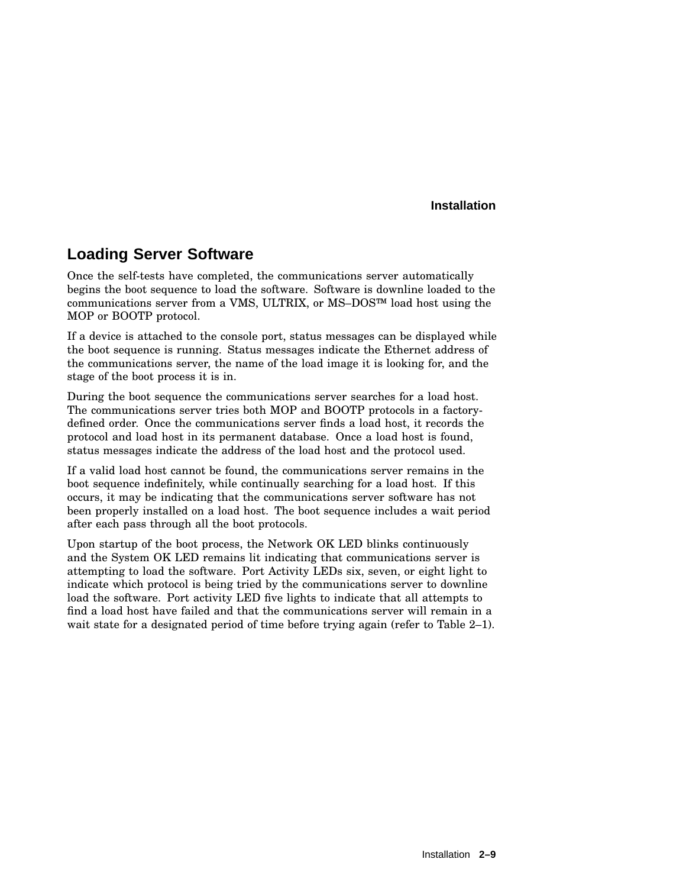## Loading Server Software

Once the self-tests have completed, the communications server automatically begins the boot sequence to load the software. Software is downline loaded to the communications server from a VMS, ULTRIX, or MS–DOS™ load host using the MOP or BOOTP protocol.

If a device is attached to the console port, status messages can be displayed while the boot sequence is running. Status messages indicate the Ethernet address of the communications server, the name of the load image it is looking for, and the stage of the boot process it is in.

During the boot sequence the communications server searches for a load host. The communications server tries both MOP and BOOTP protocols in a factory-defined order. Once the communications server finds a load host, it records the protocol and load host in its permanent database. Once a load host is found, status messages indicate the address of the load host and the protocol used.

If a valid load host cannot be found, the communications server remains in the boot sequence indefinitely, while continually searching for a load host. If this occurs, it may be indicating that the communications server software has not been properly installed on a load host. The boot sequence includes a wait period after each pass through all the boot protocols.

Upon startup of the boot process, the Network OK LED blinks continuously and the System OK LED remains lit indicating that communications server is attempting to load the software. Port Activity LEDs six, seven, or eight light to indicate which protocol is being tried by the communications server to downline load the software. Port activity LED five lights to indicate that all attempts to find a load host have failed and that the communications server will remain in a wait state for a designated period of time before trying again (refer to Table 2–1).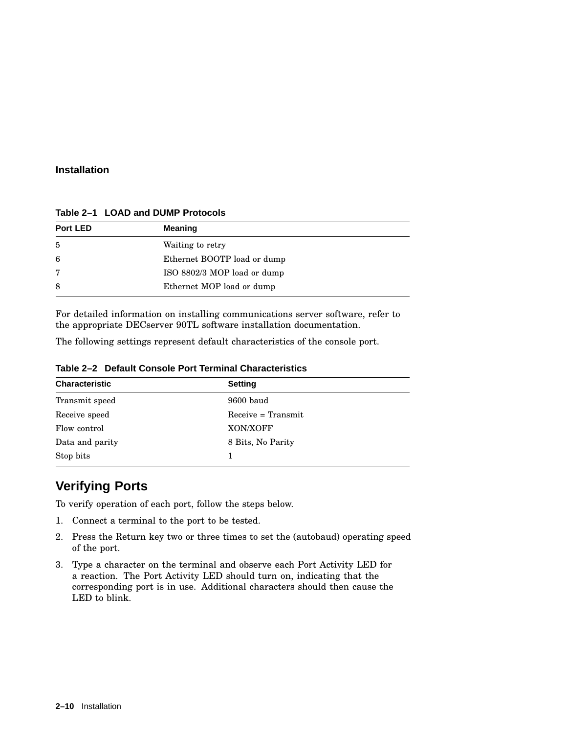**Table 2–1 LOAD and DUMP Protocols**

| Port LED | Meaning |
| --- | --- |
| 5 | Waiting to retry |
| 6 | Ethernet BOOTP load or dump |
| 7 | ISO 8802/3 MOP load or dump |
| 8 | Ethernet MOP load or dump |

For detailed information on installing communications server software, refer to the appropriate DECserver 90TL software installation documentation.

The following settings represent default characteristics of the console port.

**Table 2–2 Default Console Port Terminal Characteristics**

| Characteristic | Setting |
| --- | --- |
| Transmit speed | 9600 baud |
| Receive speed | Receive = Transmit |
| Flow control | XON/XOFF |
| Data and parity | 8 Bits, No Parity |
| Stop bits | 1 |

## Verifying Ports

To verify operation of each port, follow the steps below.

1. Connect a terminal to the port to be tested.
2. Press the Return key two or three times to set the (autobaud) operating speed of the port.
3. Type a character on the terminal and observe each Port Activity LED for a reaction. The Port Activity LED should turn on, indicating that the corresponding port is in use. Additional characters should then cause the LED to blink.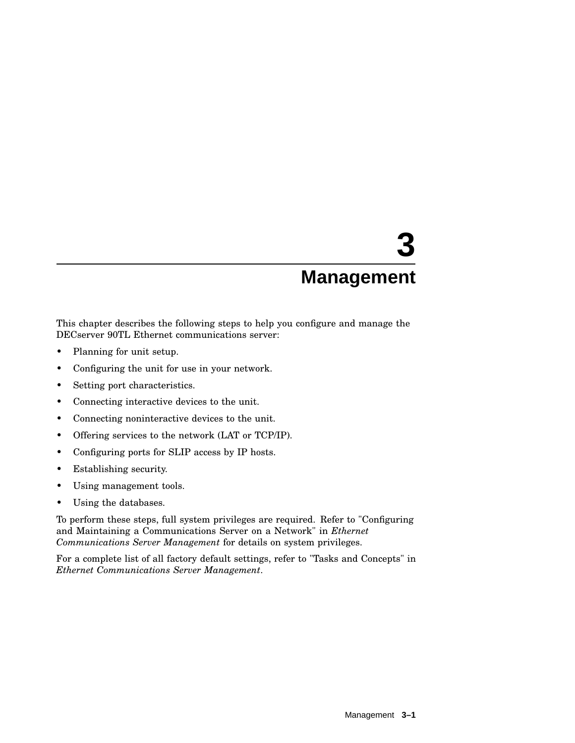# 3 Management

This chapter describes the following steps to help you configure and manage the DECserver 90TL Ethernet communications server:

- Planning for unit setup.
- Configuring the unit for use in your network.
- Setting port characteristics.
- Connecting interactive devices to the unit.
- Connecting noninteractive devices to the unit.
- Offering services to the network (LAT or TCP/IP).
- Configuring ports for SLIP access by IP hosts.
- Establishing security.
- Using management tools.
- Using the databases.

To perform these steps, full system privileges are required. Refer to "Configuring and Maintaining a Communications Server on a Network" in *Ethernet Communications Server Management* for details on system privileges.

For a complete list of all factory default settings, refer to "Tasks and Concepts" in *Ethernet Communications Server Management*.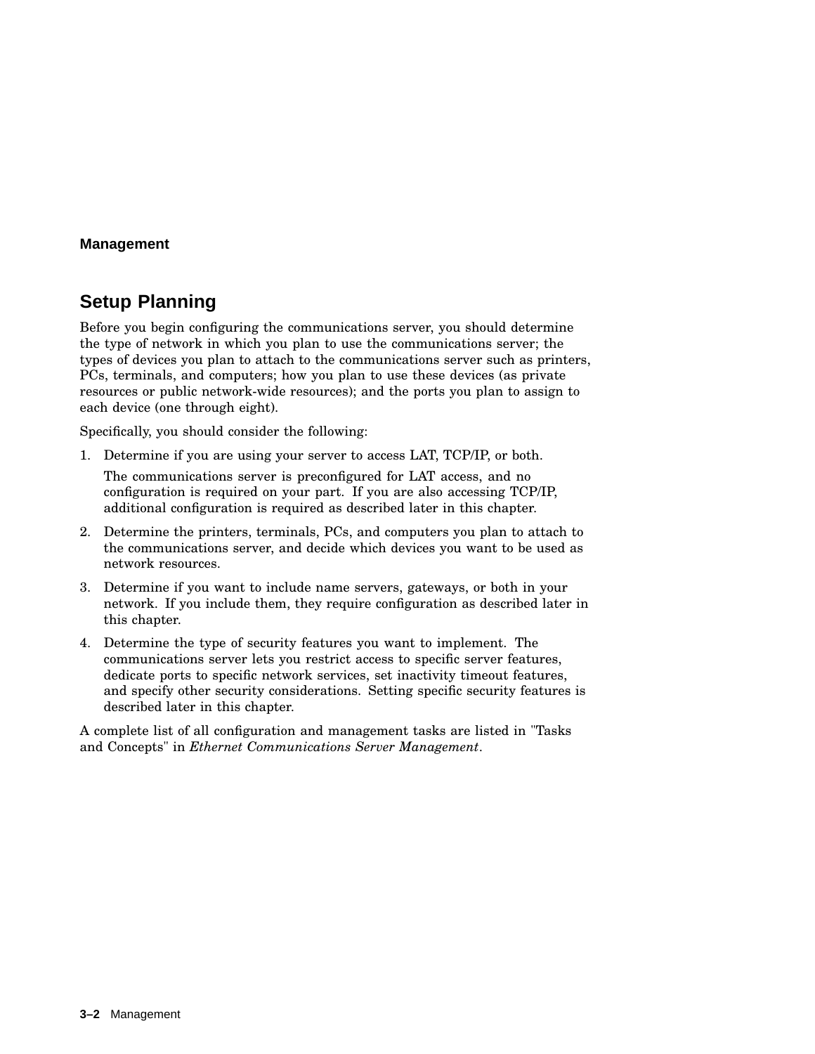## Setup Planning

Before you begin configuring the communications server, you should determine the type of network in which you plan to use the communications server; the types of devices you plan to attach to the communications server such as printers, PCs, terminals, and computers; how you plan to use these devices (as private resources or public network-wide resources); and the ports you plan to assign to each device (one through eight).

Specifically, you should consider the following:

1. Determine if you are using your server to access LAT, TCP/IP, or both.

   The communications server is preconfigured for LAT access, and no configuration is required on your part. If you are also accessing TCP/IP, additional configuration is required as described later in this chapter.

2. Determine the printers, terminals, PCs, and computers you plan to attach to the communications server, and decide which devices you want to be used as network resources.

3. Determine if you want to include name servers, gateways, or both in your network. If you include them, they require configuration as described later in this chapter.

4. Determine the type of security features you want to implement. The communications server lets you restrict access to specific server features, dedicate ports to specific network services, set inactivity timeout features, and specify other security considerations. Setting specific security features is described later in this chapter.

A complete list of all configuration and management tasks are listed in "Tasks and Concepts" in *Ethernet Communications Server Management*.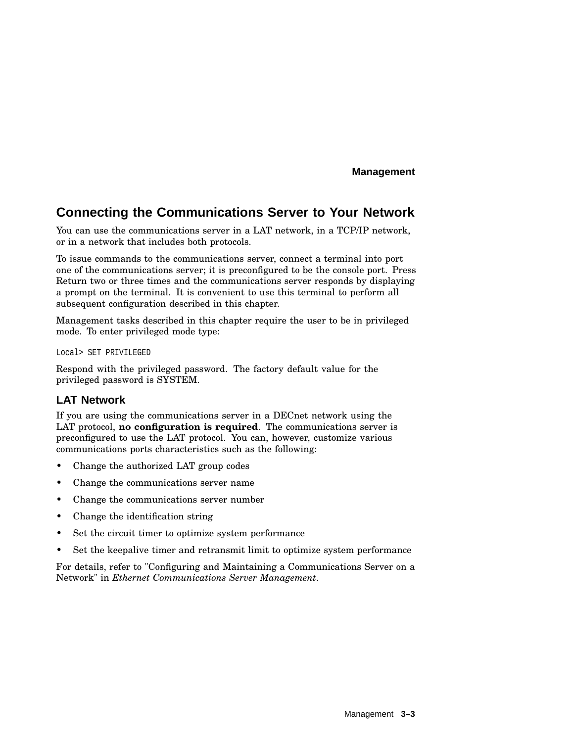## Connecting the Communications Server to Your Network

You can use the communications server in a LAT network, in a TCP/IP network, or in a network that includes both protocols.

To issue commands to the communications server, connect a terminal into port one of the communications server; it is preconfigured to be the console port. Press Return two or three times and the communications server responds by displaying a prompt on the terminal. It is convenient to use this terminal to perform all subsequent configuration described in this chapter.

Management tasks described in this chapter require the user to be in privileged mode. To enter privileged mode type:

```
Local> SET PRIVILEGED
```

Respond with the privileged password. The factory default value for the privileged password is SYSTEM.

### LAT Network

If you are using the communications server in a DECnet network using the LAT protocol, **no configuration is required**. The communications server is preconfigured to use the LAT protocol. You can, however, customize various communications ports characteristics such as the following:

- Change the authorized LAT group codes
- Change the communications server name
- Change the communications server number
- Change the identification string
- Set the circuit timer to optimize system performance
- Set the keepalive timer and retransmit limit to optimize system performance

For details, refer to "Configuring and Maintaining a Communications Server on a Network" in *Ethernet Communications Server Management*.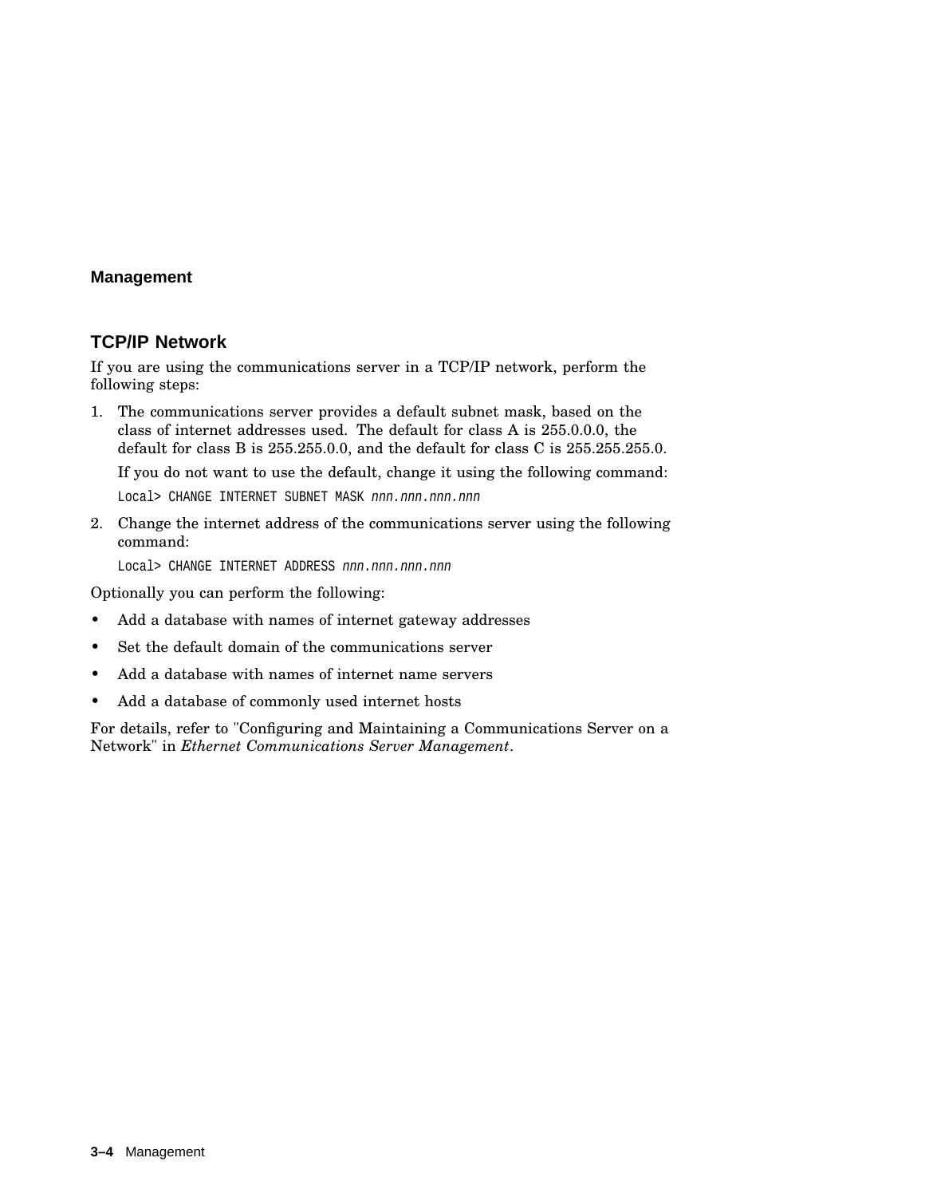## Management

### TCP/IP Network

If you are using the communications server in a TCP/IP network, perform the following steps:

1. The communications server provides a default subnet mask, based on the class of internet addresses used. The default for class A is 255.0.0.0, the default for class B is 255.255.0.0, and the default for class C is 255.255.255.0.

   If you do not want to use the default, change it using the following command:

   ```
   Local> CHANGE INTERNET SUBNET MASK nnn.nnn.nnn.nnn
   ```

2. Change the internet address of the communications server using the following command:

   ```
   Local> CHANGE INTERNET ADDRESS nnn.nnn.nnn.nnn
   ```

Optionally you can perform the following:

- Add a database with names of internet gateway addresses
- Set the default domain of the communications server
- Add a database with names of internet name servers
- Add a database of commonly used internet hosts

For details, refer to "Configuring and Maintaining a Communications Server on a Network" in *Ethernet Communications Server Management*.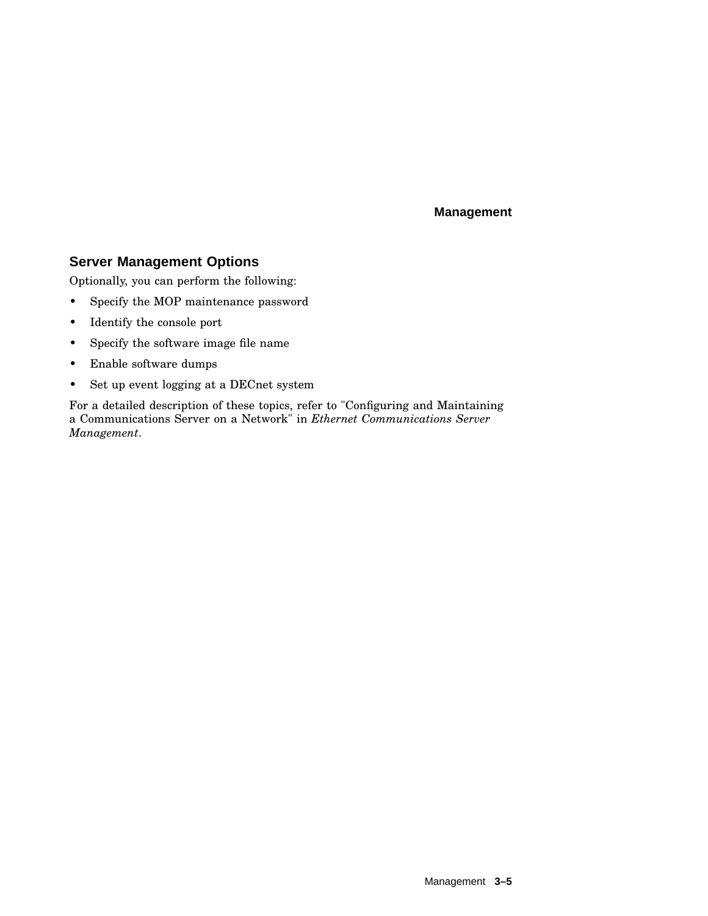## Server Management Options

Optionally, you can perform the following:

- Specify the MOP maintenance password
- Identify the console port
- Specify the software image file name
- Enable software dumps
- Set up event logging at a DECnet system

For a detailed description of these topics, refer to "Configuring and Maintaining a Communications Server on a Network" in *Ethernet Communications Server Management*.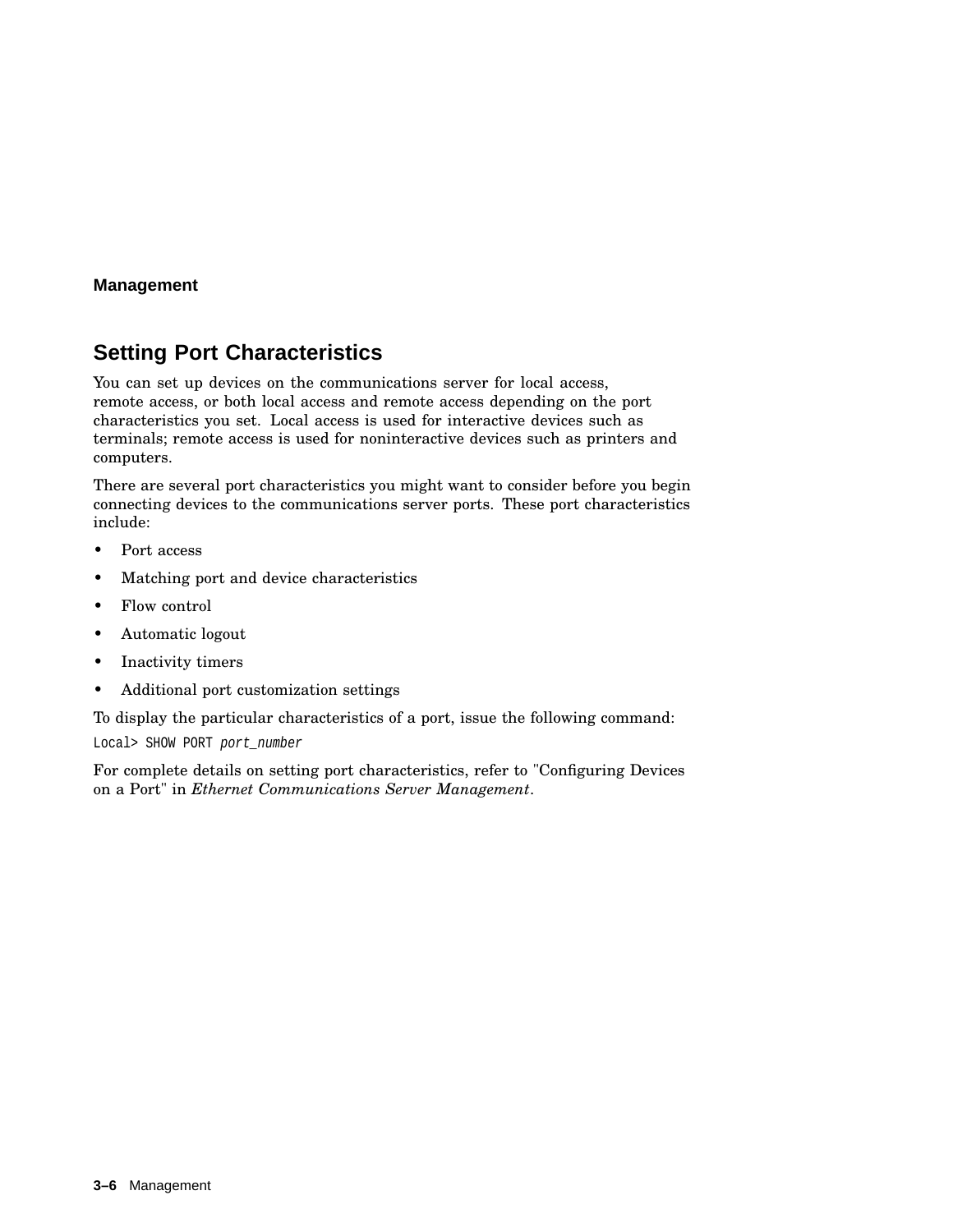## Setting Port Characteristics

You can set up devices on the communications server for local access, remote access, or both local access and remote access depending on the port characteristics you set. Local access is used for interactive devices such as terminals; remote access is used for noninteractive devices such as printers and computers.

There are several port characteristics you might want to consider before you begin connecting devices to the communications server ports. These port characteristics include:

- Port access
- Matching port and device characteristics
- Flow control
- Automatic logout
- Inactivity timers
- Additional port customization settings

To display the particular characteristics of a port, issue the following command:

```
Local> SHOW PORT port_number
```

For complete details on setting port characteristics, refer to "Configuring Devices on a Port" in *Ethernet Communications Server Management*.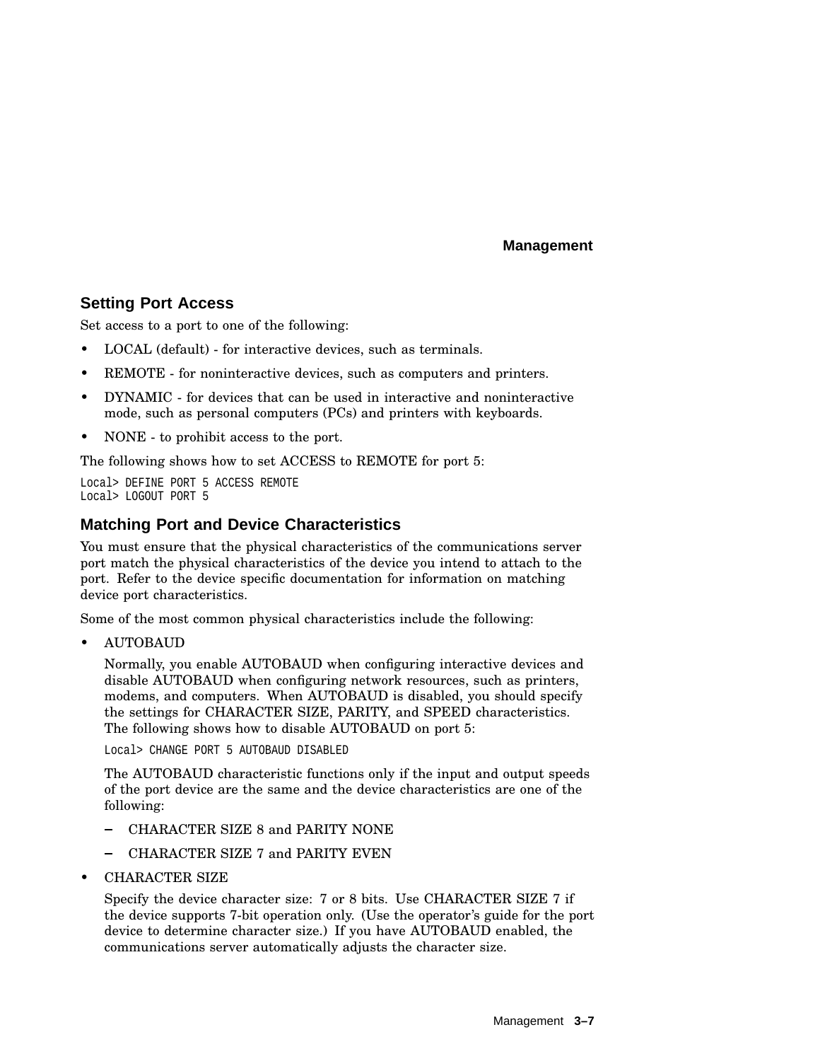## Setting Port Access

Set access to a port to one of the following:

- LOCAL (default) - for interactive devices, such as terminals.
- REMOTE - for noninteractive devices, such as computers and printers.
- DYNAMIC - for devices that can be used in interactive and noninteractive mode, such as personal computers (PCs) and printers with keyboards.
- NONE - to prohibit access to the port.

The following shows how to set ACCESS to REMOTE for port 5:

```
Local> DEFINE PORT 5 ACCESS REMOTE
Local> LOGOUT PORT 5
```

## Matching Port and Device Characteristics

You must ensure that the physical characteristics of the communications server port match the physical characteristics of the device you intend to attach to the port. Refer to the device specific documentation for information on matching device port characteristics.

Some of the most common physical characteristics include the following:

- AUTOBAUD

  Normally, you enable AUTOBAUD when configuring interactive devices and disable AUTOBAUD when configuring network resources, such as printers, modems, and computers. When AUTOBAUD is disabled, you should specify the settings for CHARACTER SIZE, PARITY, and SPEED characteristics. The following shows how to disable AUTOBAUD on port 5:

  ```
  Local> CHANGE PORT 5 AUTOBAUD DISABLED
  ```

  The AUTOBAUD characteristic functions only if the input and output speeds of the port device are the same and the device characteristics are one of the following:

  - CHARACTER SIZE 8 and PARITY NONE
  - CHARACTER SIZE 7 and PARITY EVEN

- CHARACTER SIZE

  Specify the device character size: 7 or 8 bits. Use CHARACTER SIZE 7 if the device supports 7-bit operation only. (Use the operator's guide for the port device to determine character size.) If you have AUTOBAUD enabled, the communications server automatically adjusts the character size.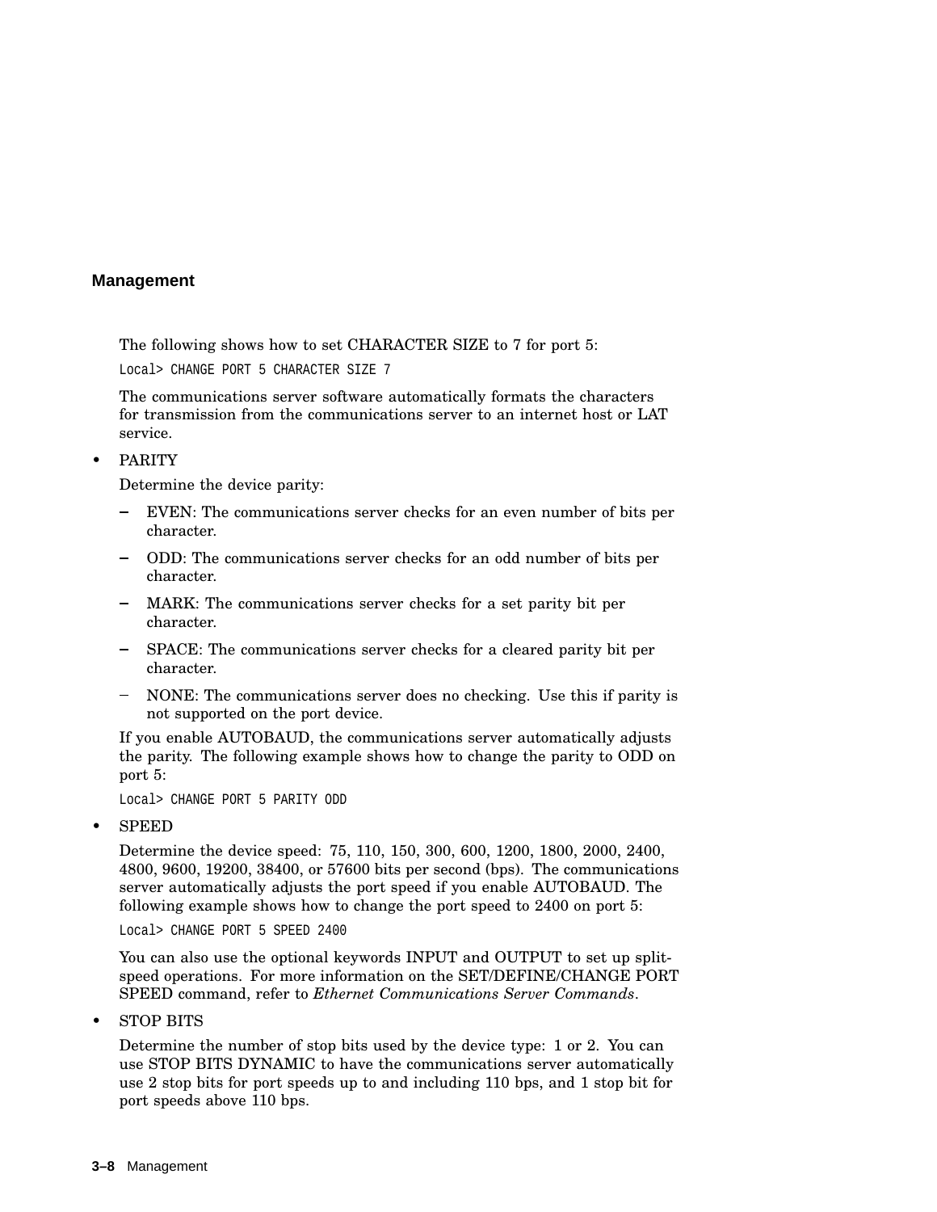The following shows how to set CHARACTER SIZE to 7 for port 5:

```
Local> CHANGE PORT 5 CHARACTER SIZE 7
```

The communications server software automatically formats the characters for transmission from the communications server to an internet host or LAT service.

- PARITY

  Determine the device parity:

  - EVEN: The communications server checks for an even number of bits per character.
  - ODD: The communications server checks for an odd number of bits per character.
  - MARK: The communications server checks for a set parity bit per character.
  - SPACE: The communications server checks for a cleared parity bit per character.
  - NONE: The communications server does no checking. Use this if parity is not supported on the port device.

  If you enable AUTOBAUD, the communications server automatically adjusts the parity. The following example shows how to change the parity to ODD on port 5:

  ```
  Local> CHANGE PORT 5 PARITY ODD
  ```

- SPEED

  Determine the device speed: 75, 110, 150, 300, 600, 1200, 1800, 2000, 2400, 4800, 9600, 19200, 38400, or 57600 bits per second (bps). The communications server automatically adjusts the port speed if you enable AUTOBAUD. The following example shows how to change the port speed to 2400 on port 5:

  ```
  Local> CHANGE PORT 5 SPEED 2400
  ```

  You can also use the optional keywords INPUT and OUTPUT to set up split-speed operations. For more information on the SET/DEFINE/CHANGE PORT SPEED command, refer to *Ethernet Communications Server Commands*.

- STOP BITS

  Determine the number of stop bits used by the device type: 1 or 2. You can use STOP BITS DYNAMIC to have the communications server automatically use 2 stop bits for port speeds up to and including 110 bps, and 1 stop bit for port speeds above 110 bps.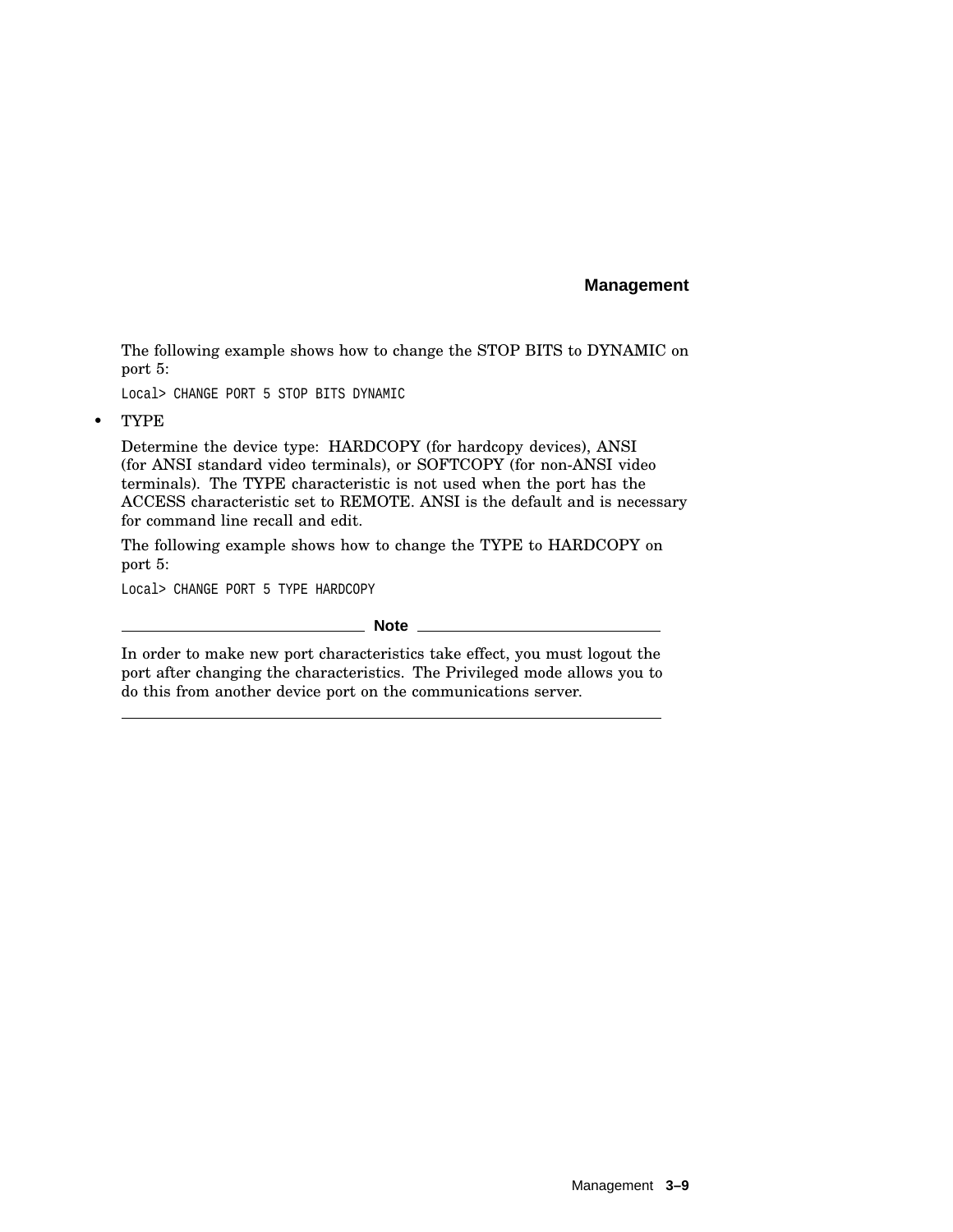The following example shows how to change the STOP BITS to DYNAMIC on port 5:

```
Local> CHANGE PORT 5 STOP BITS DYNAMIC
```

- TYPE

  Determine the device type: HARDCOPY (for hardcopy devices), ANSI (for ANSI standard video terminals), or SOFTCOPY (for non-ANSI video terminals). The TYPE characteristic is not used when the port has the ACCESS characteristic set to REMOTE. ANSI is the default and is necessary for command line recall and edit.

  The following example shows how to change the TYPE to HARDCOPY on port 5:

  ```
  Local> CHANGE PORT 5 TYPE HARDCOPY
  ```

---

**Note**

In order to make new port characteristics take effect, you must logout the port after changing the characteristics. The Privileged mode allows you to do this from another device port on the communications server.

---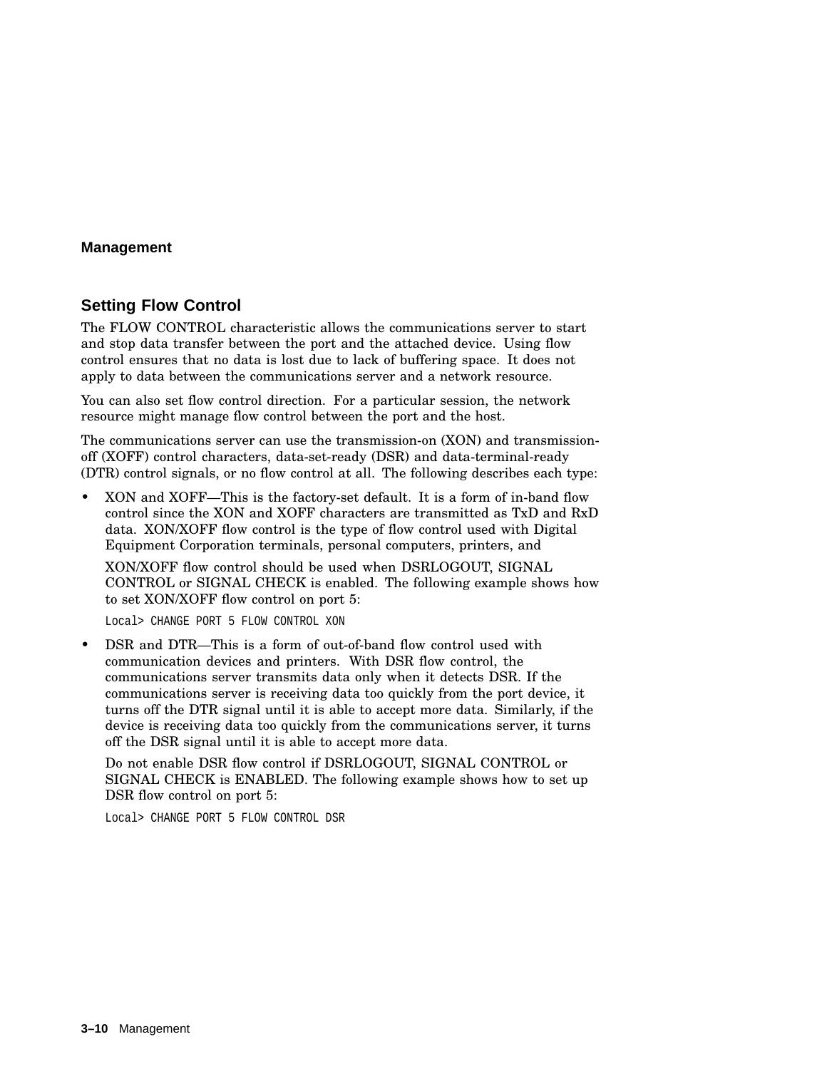## Setting Flow Control

The FLOW CONTROL characteristic allows the communications server to start and stop data transfer between the port and the attached device. Using flow control ensures that no data is lost due to lack of buffering space. It does not apply to data between the communications server and a network resource.

You can also set flow control direction. For a particular session, the network resource might manage flow control between the port and the host.

The communications server can use the transmission-on (XON) and transmission-off (XOFF) control characters, data-set-ready (DSR) and data-terminal-ready (DTR) control signals, or no flow control at all. The following describes each type:

- XON and XOFF—This is the factory-set default. It is a form of in-band flow control since the XON and XOFF characters are transmitted as TxD and RxD data. XON/XOFF flow control is the type of flow control used with Digital Equipment Corporation terminals, personal computers, printers, and

  XON/XOFF flow control should be used when DSRLOGOUT, SIGNAL CONTROL or SIGNAL CHECK is enabled. The following example shows how to set XON/XOFF flow control on port 5:

  ```
  Local> CHANGE PORT 5 FLOW CONTROL XON
  ```

- DSR and DTR—This is a form of out-of-band flow control used with communication devices and printers. With DSR flow control, the communications server transmits data only when it detects DSR. If the communications server is receiving data too quickly from the port device, it turns off the DTR signal until it is able to accept more data. Similarly, if the device is receiving data too quickly from the communications server, it turns off the DSR signal until it is able to accept more data.

  Do not enable DSR flow control if DSRLOGOUT, SIGNAL CONTROL or SIGNAL CHECK is ENABLED. The following example shows how to set up DSR flow control on port 5:

  ```
  Local> CHANGE PORT 5 FLOW CONTROL DSR
  ```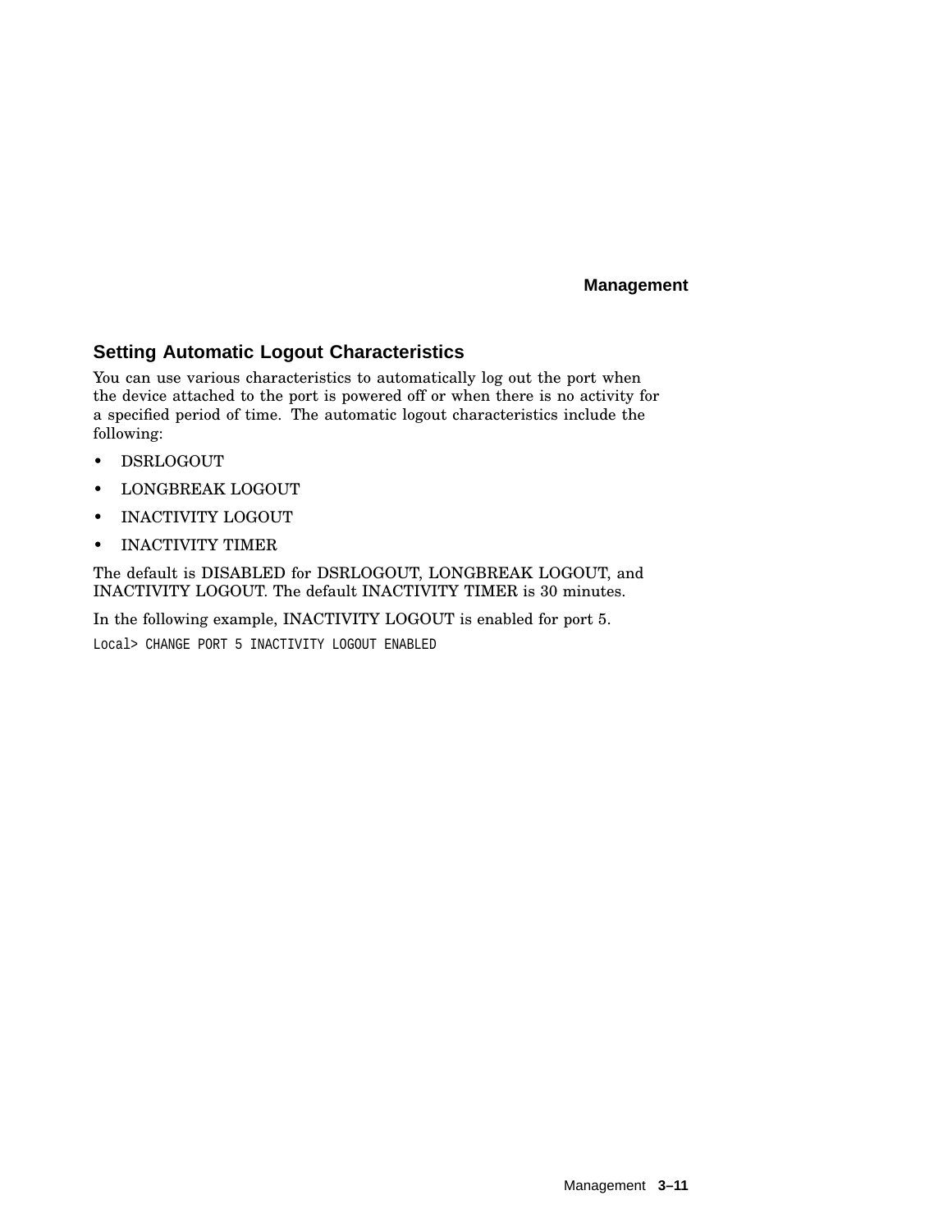## Setting Automatic Logout Characteristics

You can use various characteristics to automatically log out the port when the device attached to the port is powered off or when there is no activity for a specified period of time. The automatic logout characteristics include the following:

- DSRLOGOUT
- LONGBREAK LOGOUT
- INACTIVITY LOGOUT
- INACTIVITY TIMER

The default is DISABLED for DSRLOGOUT, LONGBREAK LOGOUT, and INACTIVITY LOGOUT. The default INACTIVITY TIMER is 30 minutes.

In the following example, INACTIVITY LOGOUT is enabled for port 5.

```
Local> CHANGE PORT 5 INACTIVITY LOGOUT ENABLED
```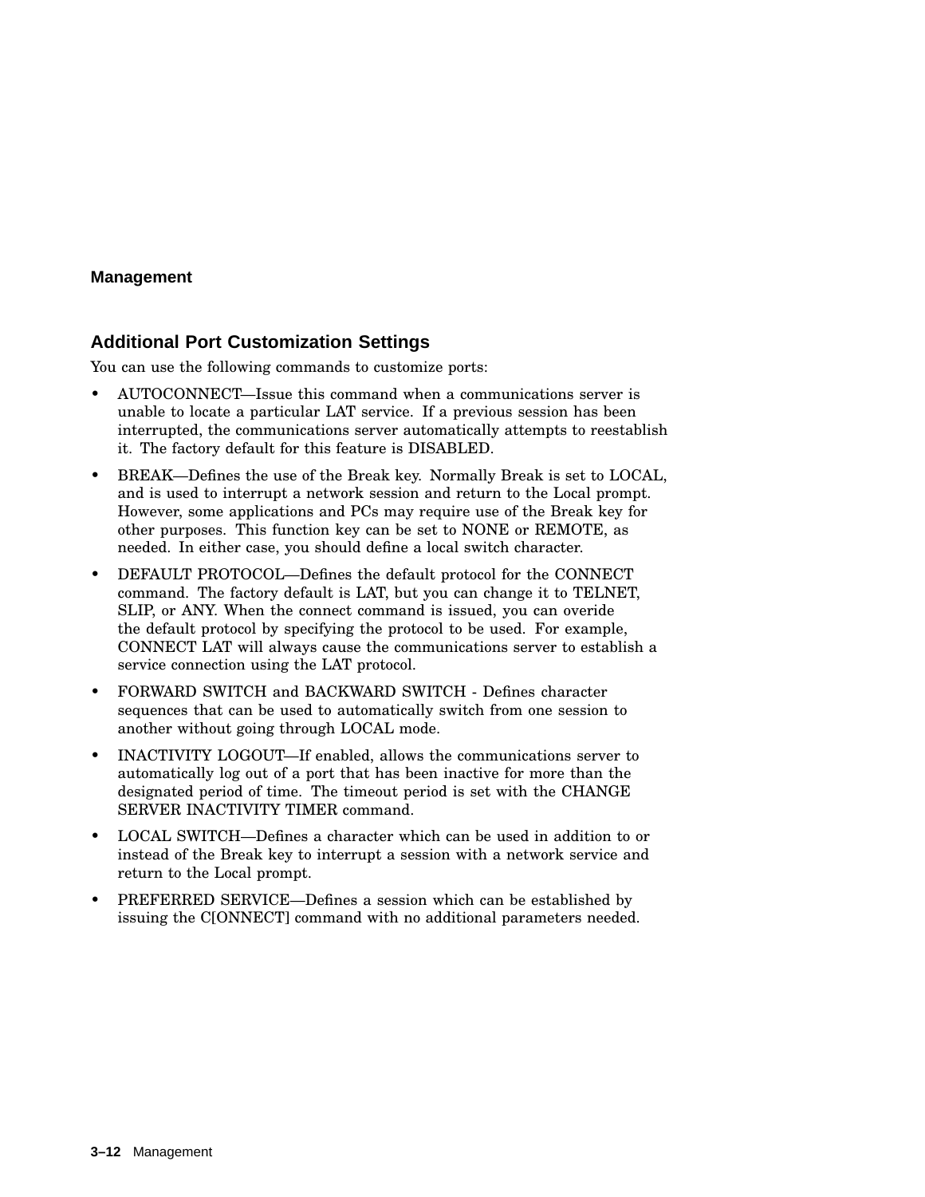## Additional Port Customization Settings

You can use the following commands to customize ports:

- AUTOCONNECT—Issue this command when a communications server is unable to locate a particular LAT service. If a previous session has been interrupted, the communications server automatically attempts to reestablish it. The factory default for this feature is DISABLED.
- BREAK—Defines the use of the Break key. Normally Break is set to LOCAL, and is used to interrupt a network session and return to the Local prompt. However, some applications and PCs may require use of the Break key for other purposes. This function key can be set to NONE or REMOTE, as needed. In either case, you should define a local switch character.
- DEFAULT PROTOCOL—Defines the default protocol for the CONNECT command. The factory default is LAT, but you can change it to TELNET, SLIP, or ANY. When the connect command is issued, you can overide the default protocol by specifying the protocol to be used. For example, CONNECT LAT will always cause the communications server to establish a service connection using the LAT protocol.
- FORWARD SWITCH and BACKWARD SWITCH - Defines character sequences that can be used to automatically switch from one session to another without going through LOCAL mode.
- INACTIVITY LOGOUT—If enabled, allows the communications server to automatically log out of a port that has been inactive for more than the designated period of time. The timeout period is set with the CHANGE SERVER INACTIVITY TIMER command.
- LOCAL SWITCH—Defines a character which can be used in addition to or instead of the Break key to interrupt a session with a network service and return to the Local prompt.
- PREFERRED SERVICE—Defines a session which can be established by issuing the C[ONNECT] command with no additional parameters needed.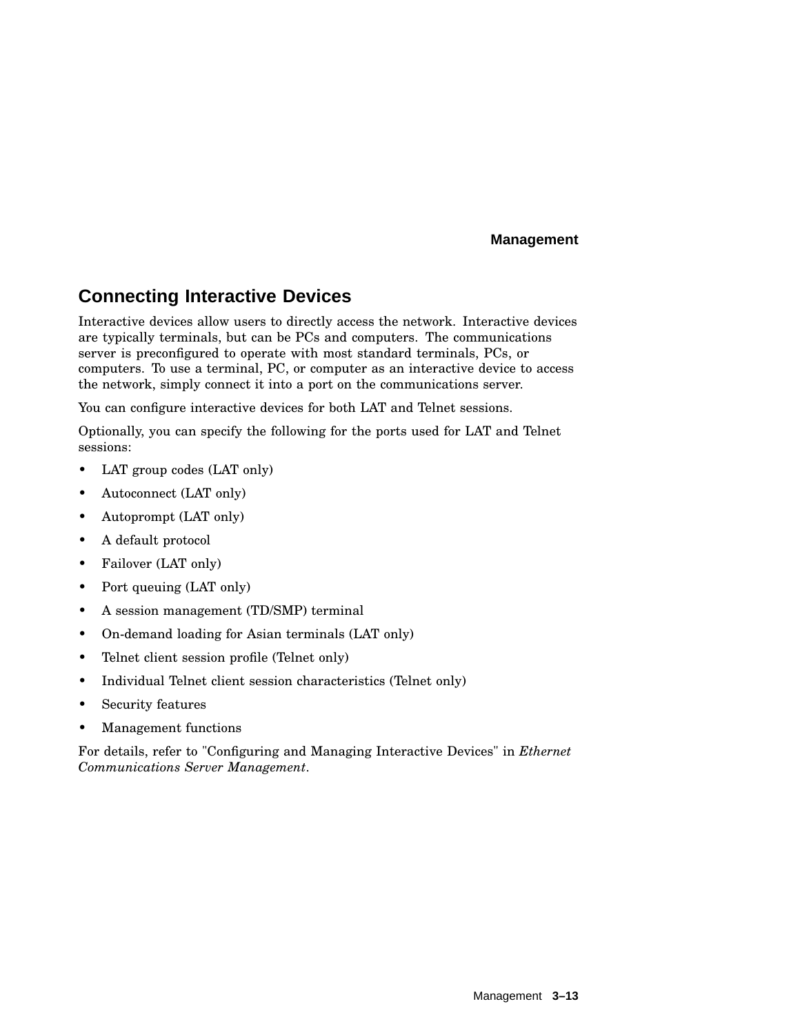## Connecting Interactive Devices

Interactive devices allow users to directly access the network. Interactive devices are typically terminals, but can be PCs and computers. The communications server is preconfigured to operate with most standard terminals, PCs, or computers. To use a terminal, PC, or computer as an interactive device to access the network, simply connect it into a port on the communications server.

You can configure interactive devices for both LAT and Telnet sessions.

Optionally, you can specify the following for the ports used for LAT and Telnet sessions:

- LAT group codes (LAT only)
- Autoconnect (LAT only)
- Autoprompt (LAT only)
- A default protocol
- Failover (LAT only)
- Port queuing (LAT only)
- A session management (TD/SMP) terminal
- On-demand loading for Asian terminals (LAT only)
- Telnet client session profile (Telnet only)
- Individual Telnet client session characteristics (Telnet only)
- Security features
- Management functions

For details, refer to "Configuring and Managing Interactive Devices" in *Ethernet Communications Server Management*.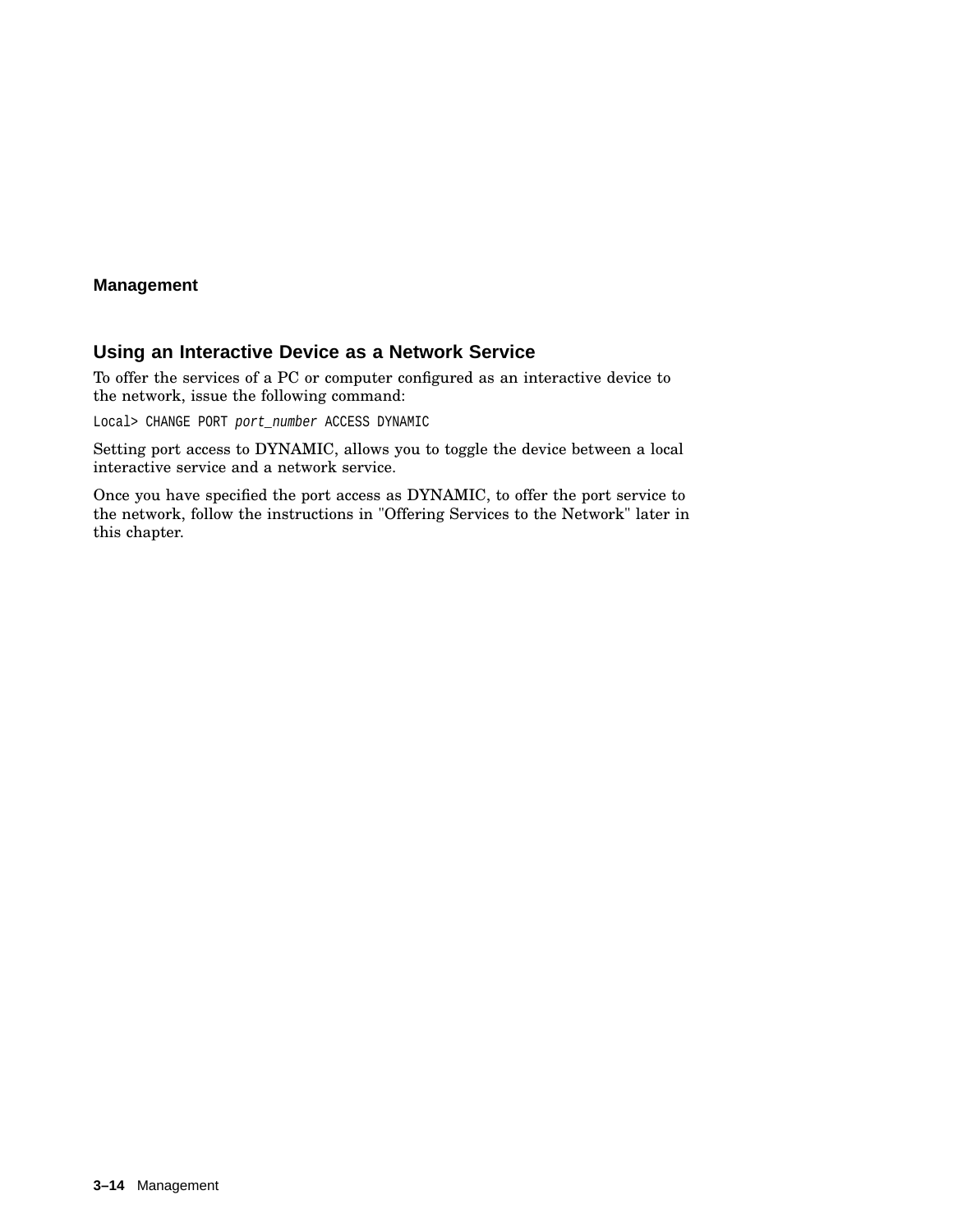## Using an Interactive Device as a Network Service

To offer the services of a PC or computer configured as an interactive device to the network, issue the following command:

```
Local> CHANGE PORT port_number ACCESS DYNAMIC
```

Setting port access to DYNAMIC, allows you to toggle the device between a local interactive service and a network service.

Once you have specified the port access as DYNAMIC, to offer the port service to the network, follow the instructions in "Offering Services to the Network" later in this chapter.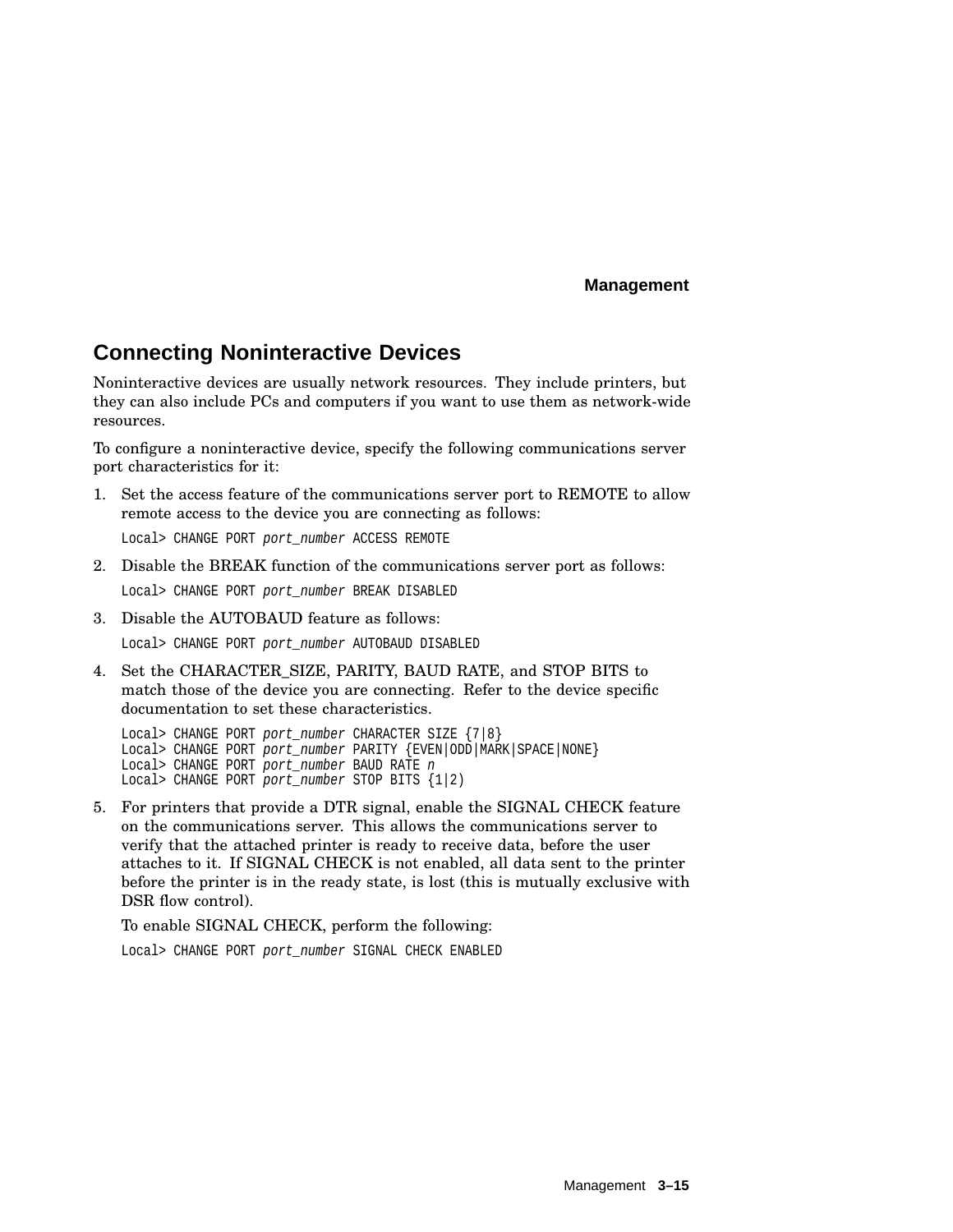## Connecting Noninteractive Devices

Noninteractive devices are usually network resources. They include printers, but they can also include PCs and computers if you want to use them as network-wide resources.

To configure a noninteractive device, specify the following communications server port characteristics for it:

1. Set the access feature of the communications server port to REMOTE to allow remote access to the device you are connecting as follows:

   ```
   Local> CHANGE PORT port_number ACCESS REMOTE
   ```

2. Disable the BREAK function of the communications server port as follows:

   ```
   Local> CHANGE PORT port_number BREAK DISABLED
   ```

3. Disable the AUTOBAUD feature as follows:

   ```
   Local> CHANGE PORT port_number AUTOBAUD DISABLED
   ```

4. Set the CHARACTER_SIZE, PARITY, BAUD RATE, and STOP BITS to match those of the device you are connecting. Refer to the device specific documentation to set these characteristics.

   ```
   Local> CHANGE PORT port_number CHARACTER SIZE {7|8}
   Local> CHANGE PORT port_number PARITY {EVEN|ODD|MARK|SPACE|NONE}
   Local> CHANGE PORT port_number BAUD RATE n
   Local> CHANGE PORT port_number STOP BITS {1|2)
   ```

5. For printers that provide a DTR signal, enable the SIGNAL CHECK feature on the communications server. This allows the communications server to verify that the attached printer is ready to receive data, before the user attaches to it. If SIGNAL CHECK is not enabled, all data sent to the printer before the printer is in the ready state, is lost (this is mutually exclusive with DSR flow control).

   To enable SIGNAL CHECK, perform the following:

   ```
   Local> CHANGE PORT port_number SIGNAL CHECK ENABLED
   ```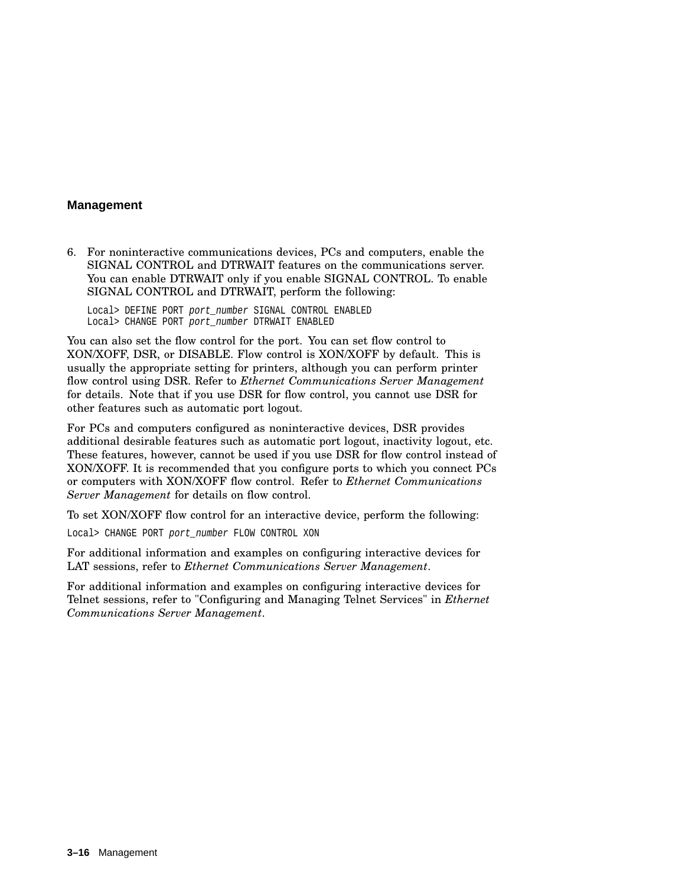6. For noninteractive communications devices, PCs and computers, enable the SIGNAL CONTROL and DTRWAIT features on the communications server. You can enable DTRWAIT only if you enable SIGNAL CONTROL. To enable SIGNAL CONTROL and DTRWAIT, perform the following:

   ```
   Local> DEFINE PORT port_number SIGNAL CONTROL ENABLED
   Local> CHANGE PORT port_number DTRWAIT ENABLED
   ```

You can also set the flow control for the port. You can set flow control to XON/XOFF, DSR, or DISABLE. Flow control is XON/XOFF by default. This is usually the appropriate setting for printers, although you can perform printer flow control using DSR. Refer to *Ethernet Communications Server Management* for details. Note that if you use DSR for flow control, you cannot use DSR for other features such as automatic port logout.

For PCs and computers configured as noninteractive devices, DSR provides additional desirable features such as automatic port logout, inactivity logout, etc. These features, however, cannot be used if you use DSR for flow control instead of XON/XOFF. It is recommended that you configure ports to which you connect PCs or computers with XON/XOFF flow control. Refer to *Ethernet Communications Server Management* for details on flow control.

To set XON/XOFF flow control for an interactive device, perform the following:

```
Local> CHANGE PORT port_number FLOW CONTROL XON
```

For additional information and examples on configuring interactive devices for LAT sessions, refer to *Ethernet Communications Server Management*.

For additional information and examples on configuring interactive devices for Telnet sessions, refer to "Configuring and Managing Telnet Services" in *Ethernet Communications Server Management*.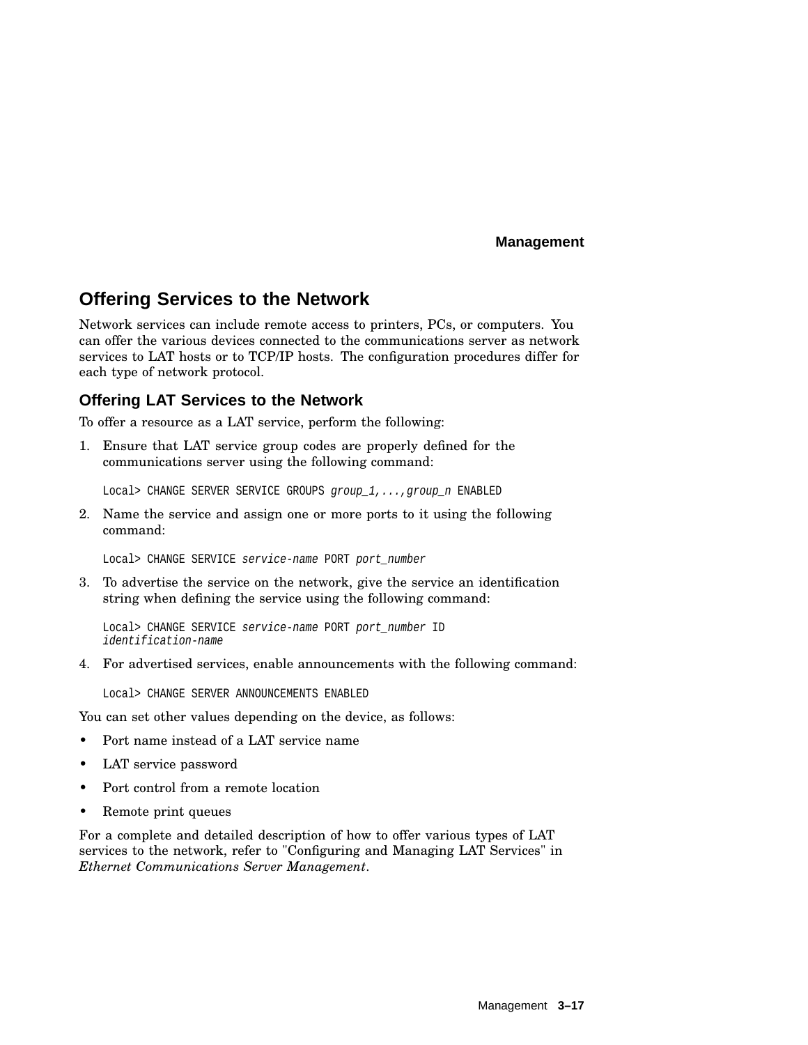## Offering Services to the Network

Network services can include remote access to printers, PCs, or computers. You can offer the various devices connected to the communications server as network services to LAT hosts or to TCP/IP hosts. The configuration procedures differ for each type of network protocol.

### Offering LAT Services to the Network

To offer a resource as a LAT service, perform the following:

1. Ensure that LAT service group codes are properly defined for the communications server using the following command:

   ```
   Local> CHANGE SERVER SERVICE GROUPS group_1,...,group_n ENABLED
   ```

2. Name the service and assign one or more ports to it using the following command:

   ```
   Local> CHANGE SERVICE service-name PORT port_number
   ```

3. To advertise the service on the network, give the service an identification string when defining the service using the following command:

   ```
   Local> CHANGE SERVICE service-name PORT port_number ID
   identification-name
   ```

4. For advertised services, enable announcements with the following command:

   ```
   Local> CHANGE SERVER ANNOUNCEMENTS ENABLED
   ```

You can set other values depending on the device, as follows:

- Port name instead of a LAT service name
- LAT service password
- Port control from a remote location
- Remote print queues

For a complete and detailed description of how to offer various types of LAT services to the network, refer to "Configuring and Managing LAT Services" in *Ethernet Communications Server Management*.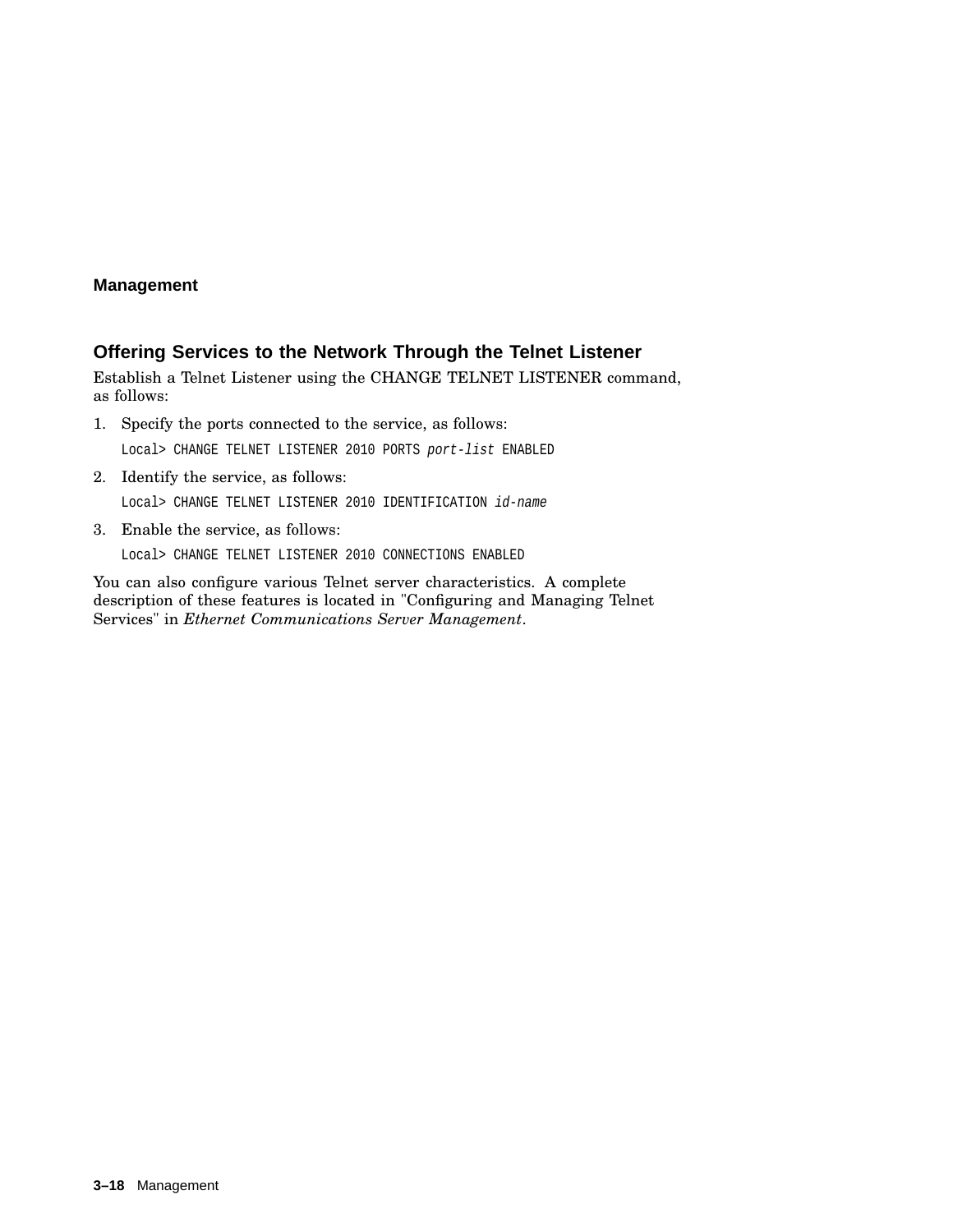## Management

### Offering Services to the Network Through the Telnet Listener

Establish a Telnet Listener using the CHANGE TELNET LISTENER command, as follows:

1. Specify the ports connected to the service, as follows:

   ```
   Local> CHANGE TELNET LISTENER 2010 PORTS port-list ENABLED
   ```

2. Identify the service, as follows:

   ```
   Local> CHANGE TELNET LISTENER 2010 IDENTIFICATION id-name
   ```

3. Enable the service, as follows:

   ```
   Local> CHANGE TELNET LISTENER 2010 CONNECTIONS ENABLED
   ```

You can also configure various Telnet server characteristics. A complete description of these features is located in "Configuring and Managing Telnet Services" in *Ethernet Communications Server Management*.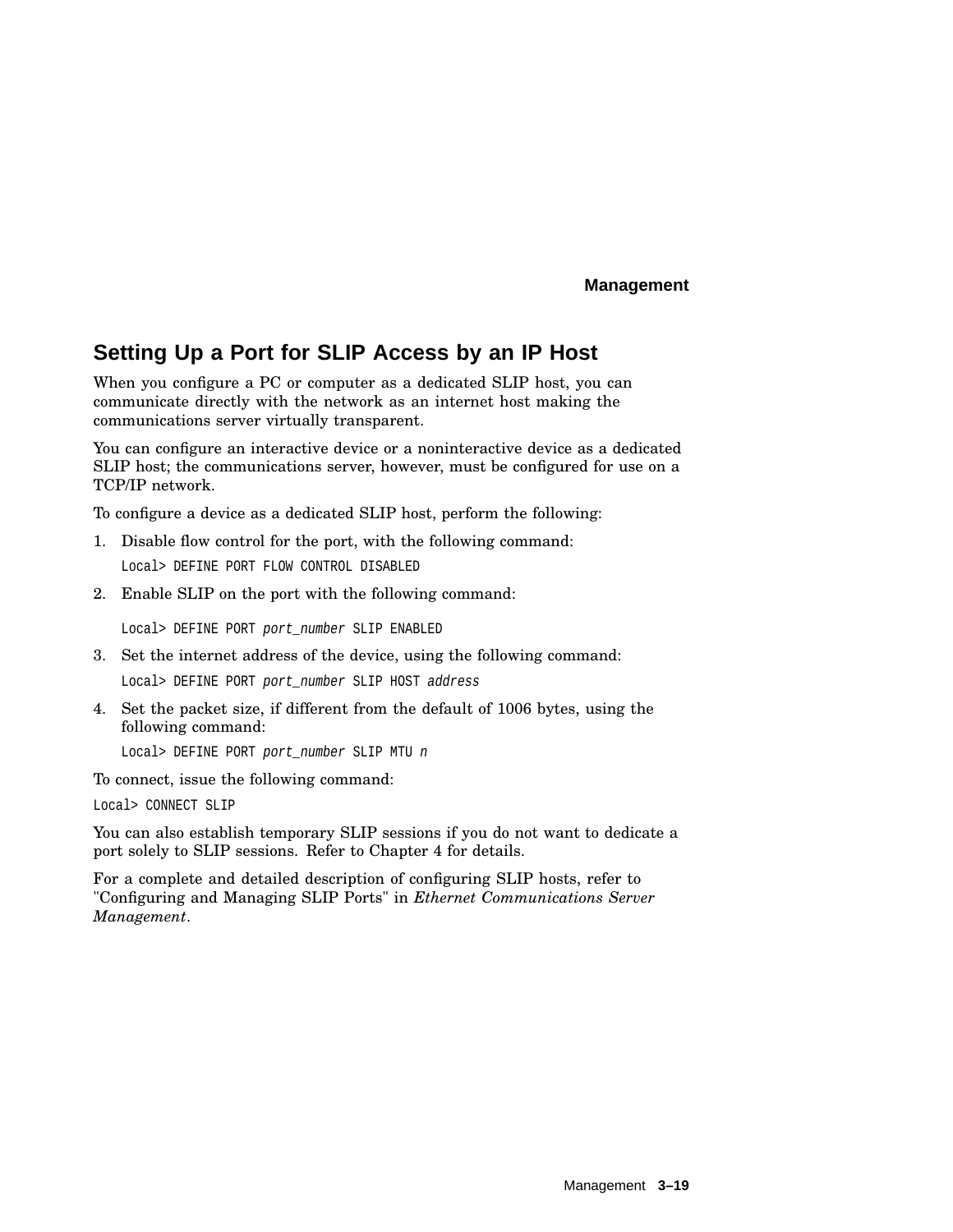## Setting Up a Port for SLIP Access by an IP Host

When you configure a PC or computer as a dedicated SLIP host, you can communicate directly with the network as an internet host making the communications server virtually transparent.

You can configure an interactive device or a noninteractive device as a dedicated SLIP host; the communications server, however, must be configured for use on a TCP/IP network.

To configure a device as a dedicated SLIP host, perform the following:

1. Disable flow control for the port, with the following command:

   ```
   Local> DEFINE PORT FLOW CONTROL DISABLED
   ```

2. Enable SLIP on the port with the following command:

   ```
   Local> DEFINE PORT port_number SLIP ENABLED
   ```

3. Set the internet address of the device, using the following command:

   ```
   Local> DEFINE PORT port_number SLIP HOST address
   ```

4. Set the packet size, if different from the default of 1006 bytes, using the following command:

   ```
   Local> DEFINE PORT port_number SLIP MTU n
   ```

To connect, issue the following command:

```
Local> CONNECT SLIP
```

You can also establish temporary SLIP sessions if you do not want to dedicate a port solely to SLIP sessions. Refer to Chapter 4 for details.

For a complete and detailed description of configuring SLIP hosts, refer to "Configuring and Managing SLIP Ports" in *Ethernet Communications Server Management*.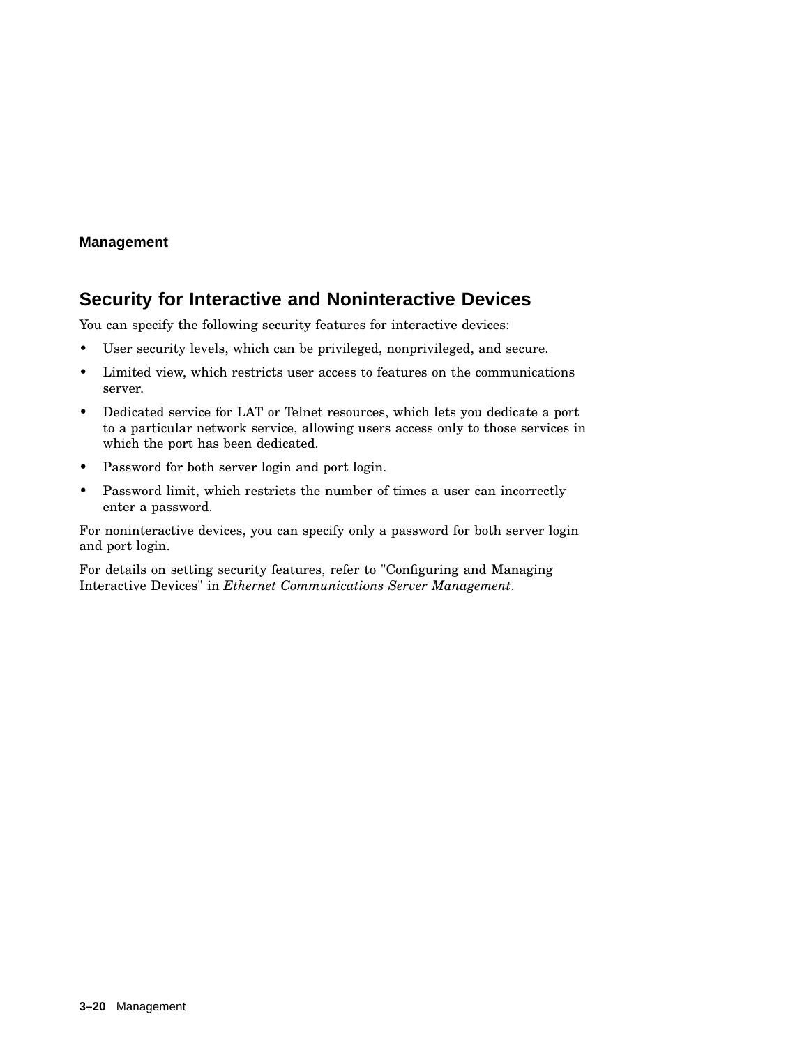## Security for Interactive and Noninteractive Devices

You can specify the following security features for interactive devices:

- User security levels, which can be privileged, nonprivileged, and secure.
- Limited view, which restricts user access to features on the communications server.
- Dedicated service for LAT or Telnet resources, which lets you dedicate a port to a particular network service, allowing users access only to those services in which the port has been dedicated.
- Password for both server login and port login.
- Password limit, which restricts the number of times a user can incorrectly enter a password.

For noninteractive devices, you can specify only a password for both server login and port login.

For details on setting security features, refer to "Configuring and Managing Interactive Devices" in *Ethernet Communications Server Management*.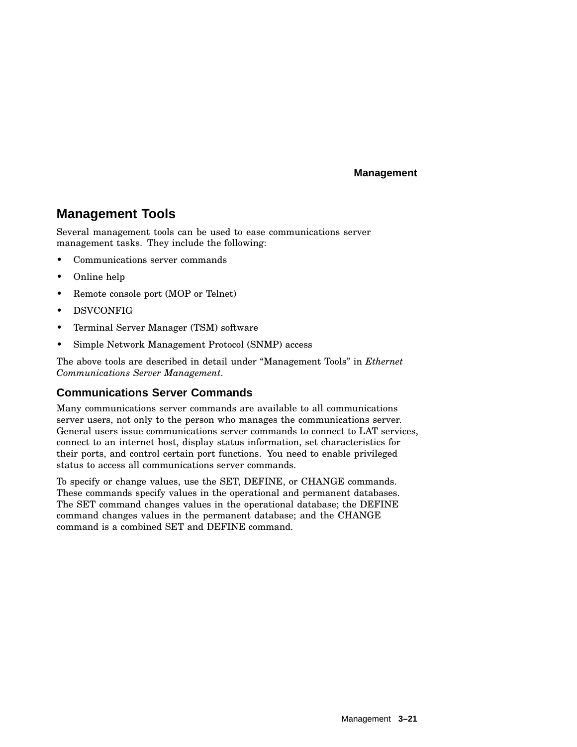## Management Tools

Several management tools can be used to ease communications server management tasks. They include the following:

- Communications server commands
- Online help
- Remote console port (MOP or Telnet)
- DSVCONFIG
- Terminal Server Manager (TSM) software
- Simple Network Management Protocol (SNMP) access

The above tools are described in detail under “Management Tools” in *Ethernet Communications Server Management*.

### Communications Server Commands

Many communications server commands are available to all communications server users, not only to the person who manages the communications server. General users issue communications server commands to connect to LAT services, connect to an internet host, display status information, set characteristics for their ports, and control certain port functions. You need to enable privileged status to access all communications server commands.

To specify or change values, use the SET, DEFINE, or CHANGE commands. These commands specify values in the operational and permanent databases. The SET command changes values in the operational database; the DEFINE command changes values in the permanent database; and the CHANGE command is a combined SET and DEFINE command.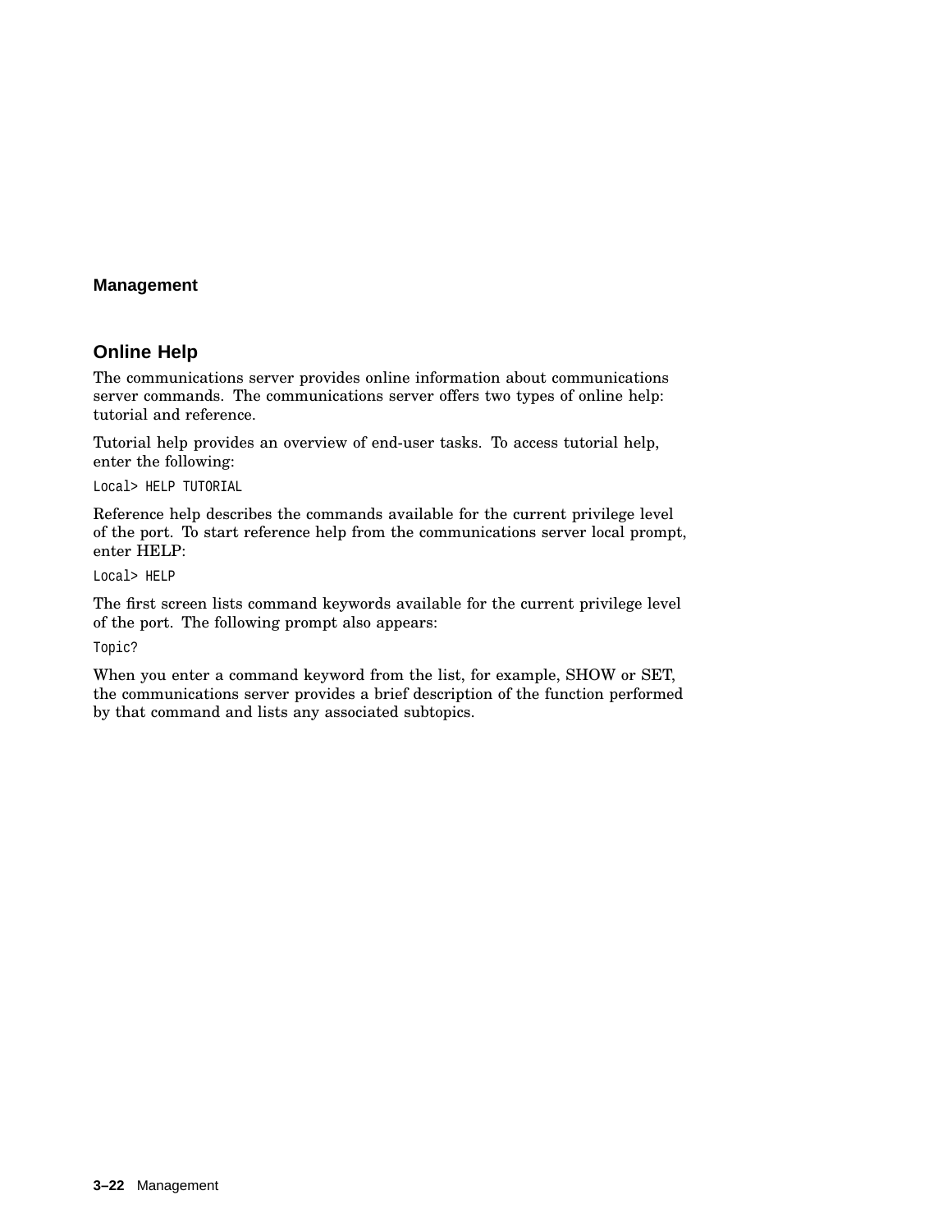## Online Help

The communications server provides online information about communications server commands. The communications server offers two types of online help: tutorial and reference.

Tutorial help provides an overview of end-user tasks. To access tutorial help, enter the following:

```
Local> HELP TUTORIAL
```

Reference help describes the commands available for the current privilege level of the port. To start reference help from the communications server local prompt, enter HELP:

```
Local> HELP
```

The first screen lists command keywords available for the current privilege level of the port. The following prompt also appears:

```
Topic?
```

When you enter a command keyword from the list, for example, SHOW or SET, the communications server provides a brief description of the function performed by that command and lists any associated subtopics.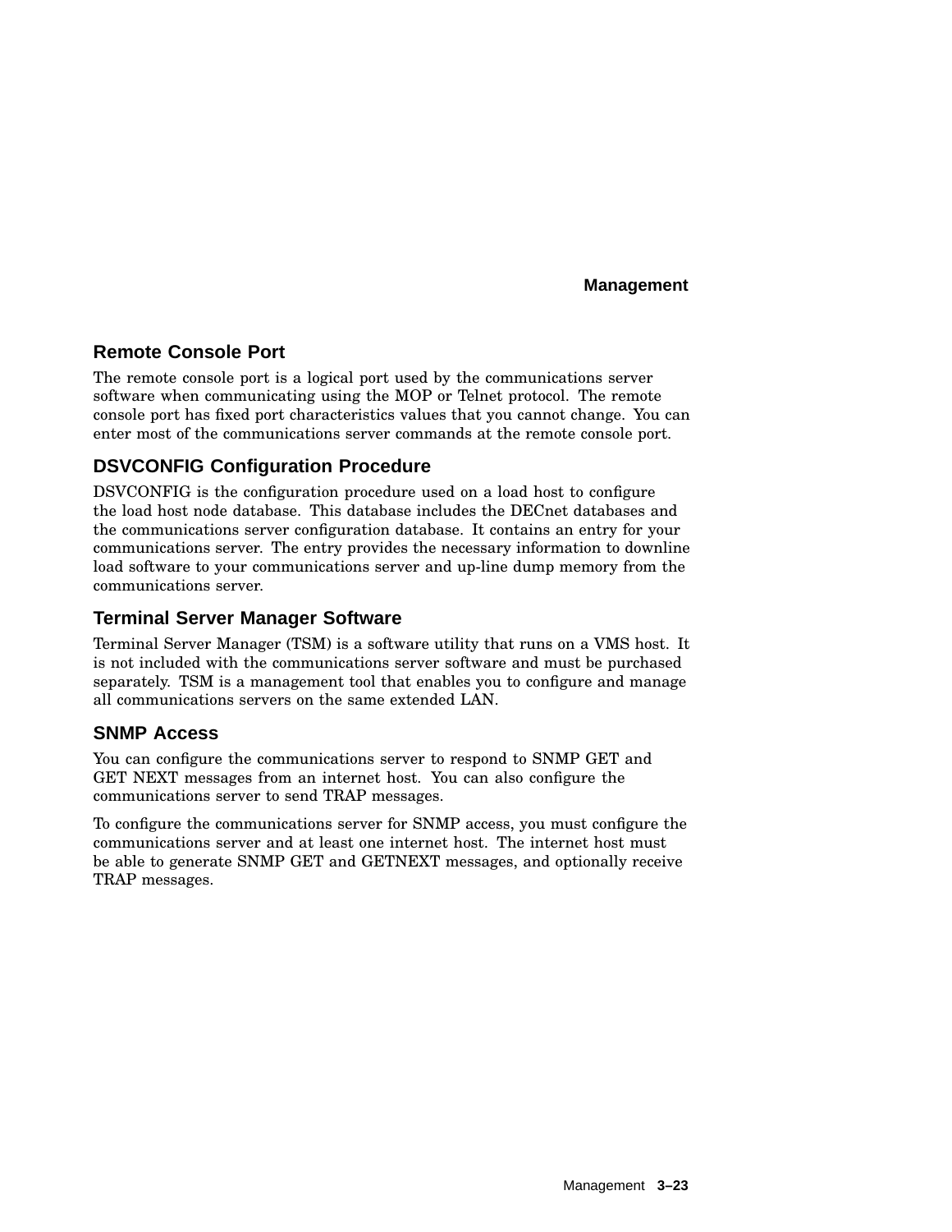## Remote Console Port

The remote console port is a logical port used by the communications server software when communicating using the MOP or Telnet protocol. The remote console port has fixed port characteristics values that you cannot change. You can enter most of the communications server commands at the remote console port.

## DSVCONFIG Configuration Procedure

DSVCONFIG is the configuration procedure used on a load host to configure the load host node database. This database includes the DECnet databases and the communications server configuration database. It contains an entry for your communications server. The entry provides the necessary information to downline load software to your communications server and up-line dump memory from the communications server.

## Terminal Server Manager Software

Terminal Server Manager (TSM) is a software utility that runs on a VMS host. It is not included with the communications server software and must be purchased separately. TSM is a management tool that enables you to configure and manage all communications servers on the same extended LAN.

## SNMP Access

You can configure the communications server to respond to SNMP GET and GET NEXT messages from an internet host. You can also configure the communications server to send TRAP messages.

To configure the communications server for SNMP access, you must configure the communications server and at least one internet host. The internet host must be able to generate SNMP GET and GETNEXT messages, and optionally receive TRAP messages.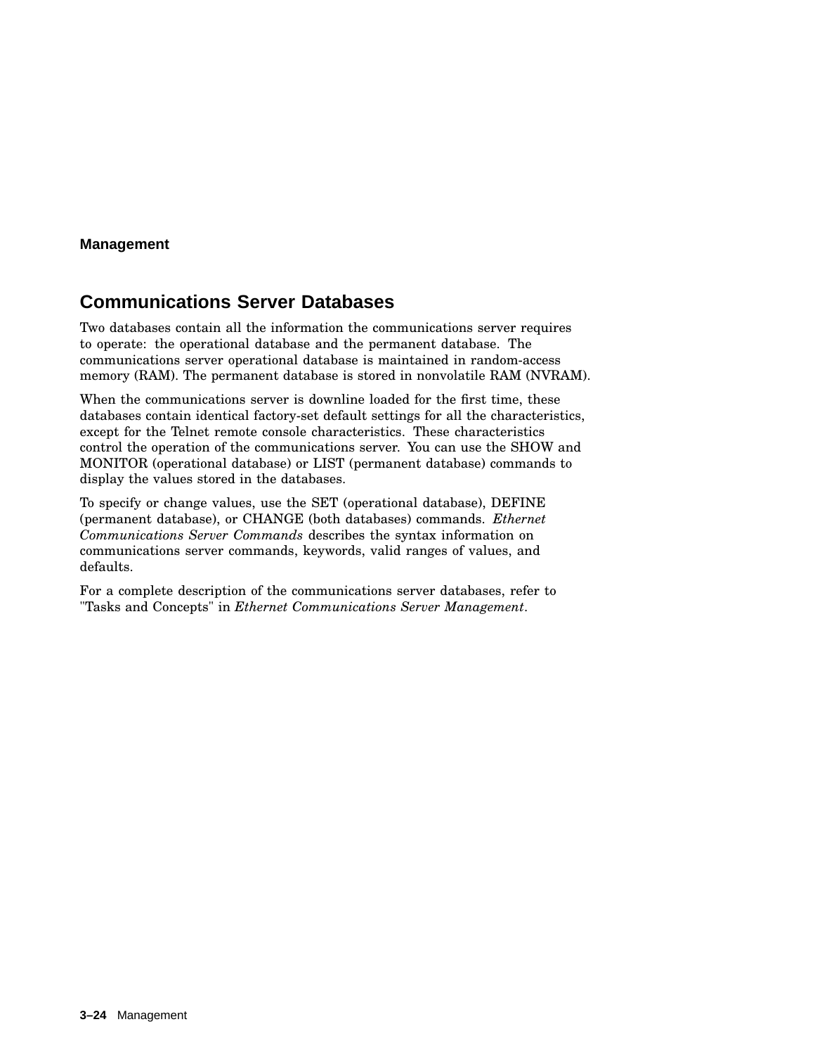## Communications Server Databases

Two databases contain all the information the communications server requires to operate: the operational database and the permanent database. The communications server operational database is maintained in random-access memory (RAM). The permanent database is stored in nonvolatile RAM (NVRAM).

When the communications server is downline loaded for the first time, these databases contain identical factory-set default settings for all the characteristics, except for the Telnet remote console characteristics. These characteristics control the operation of the communications server. You can use the SHOW and MONITOR (operational database) or LIST (permanent database) commands to display the values stored in the databases.

To specify or change values, use the SET (operational database), DEFINE (permanent database), or CHANGE (both databases) commands. *Ethernet Communications Server Commands* describes the syntax information on communications server commands, keywords, valid ranges of values, and defaults.

For a complete description of the communications server databases, refer to "Tasks and Concepts" in *Ethernet Communications Server Management*.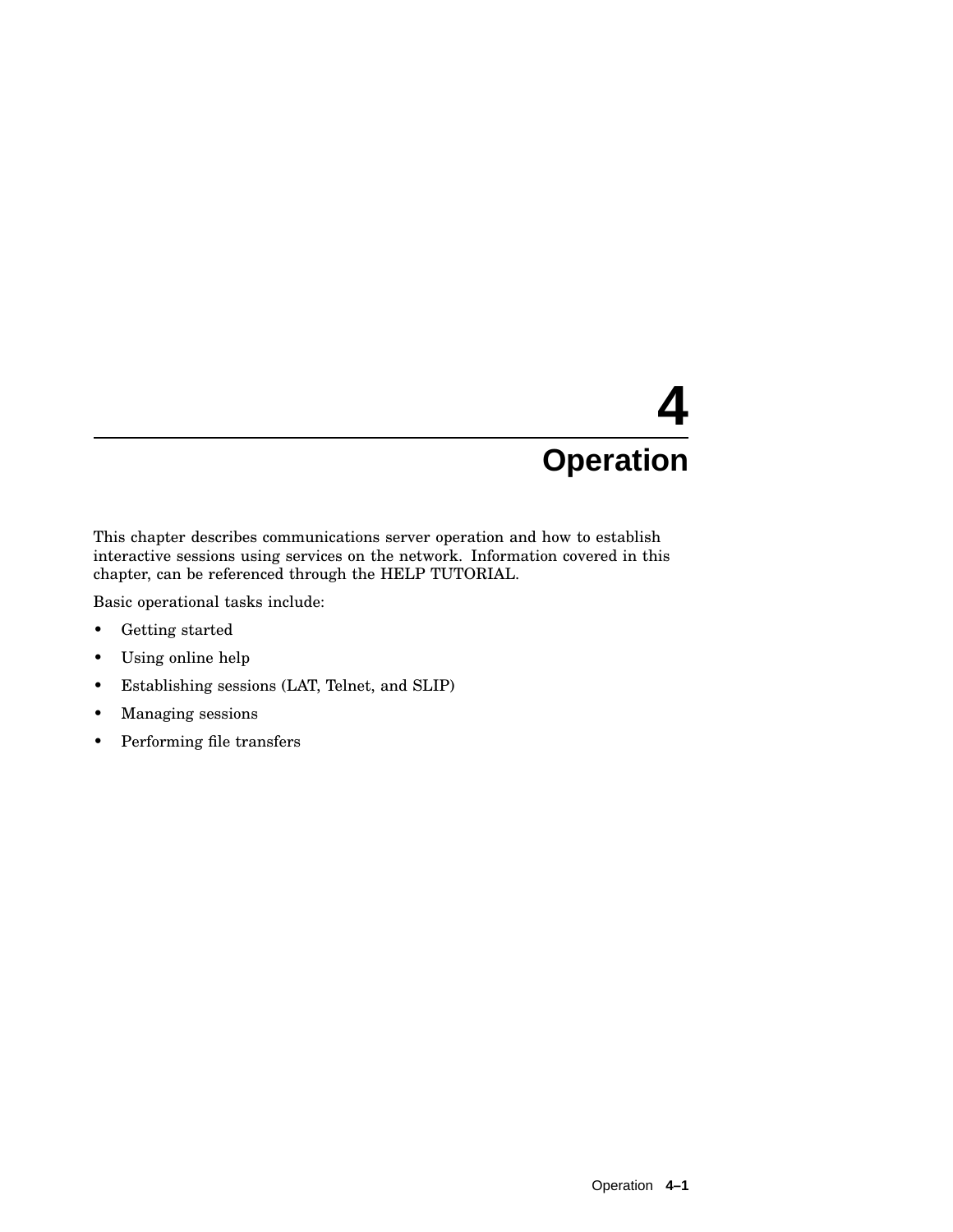# 4 Operation

This chapter describes communications server operation and how to establish interactive sessions using services on the network. Information covered in this chapter, can be referenced through the HELP TUTORIAL.

Basic operational tasks include:

- Getting started
- Using online help
- Establishing sessions (LAT, Telnet, and SLIP)
- Managing sessions
- Performing file transfers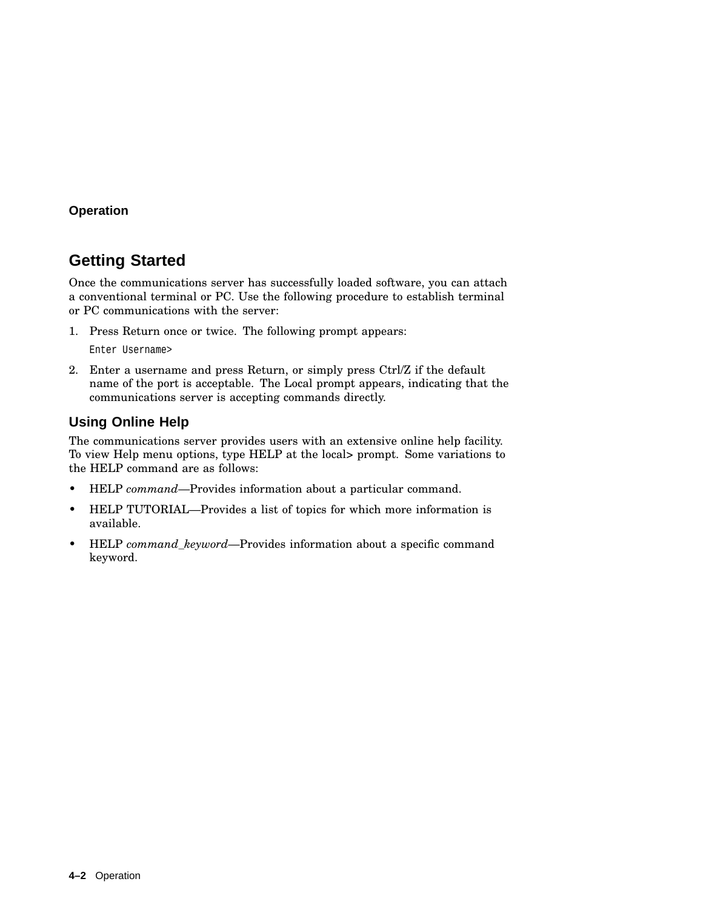## Getting Started

Once the communications server has successfully loaded software, you can attach a conventional terminal or PC. Use the following procedure to establish terminal or PC communications with the server:

1. Press Return once or twice. The following prompt appears:

   ```
   Enter Username>
   ```

2. Enter a username and press Return, or simply press Ctrl/Z if the default name of the port is acceptable. The Local prompt appears, indicating that the communications server is accepting commands directly.

### Using Online Help

The communications server provides users with an extensive online help facility. To view Help menu options, type HELP at the local> prompt. Some variations to the HELP command are as follows:

- HELP *command*—Provides information about a particular command.
- HELP TUTORIAL—Provides a list of topics for which more information is available.
- HELP *command_keyword*—Provides information about a specific command keyword.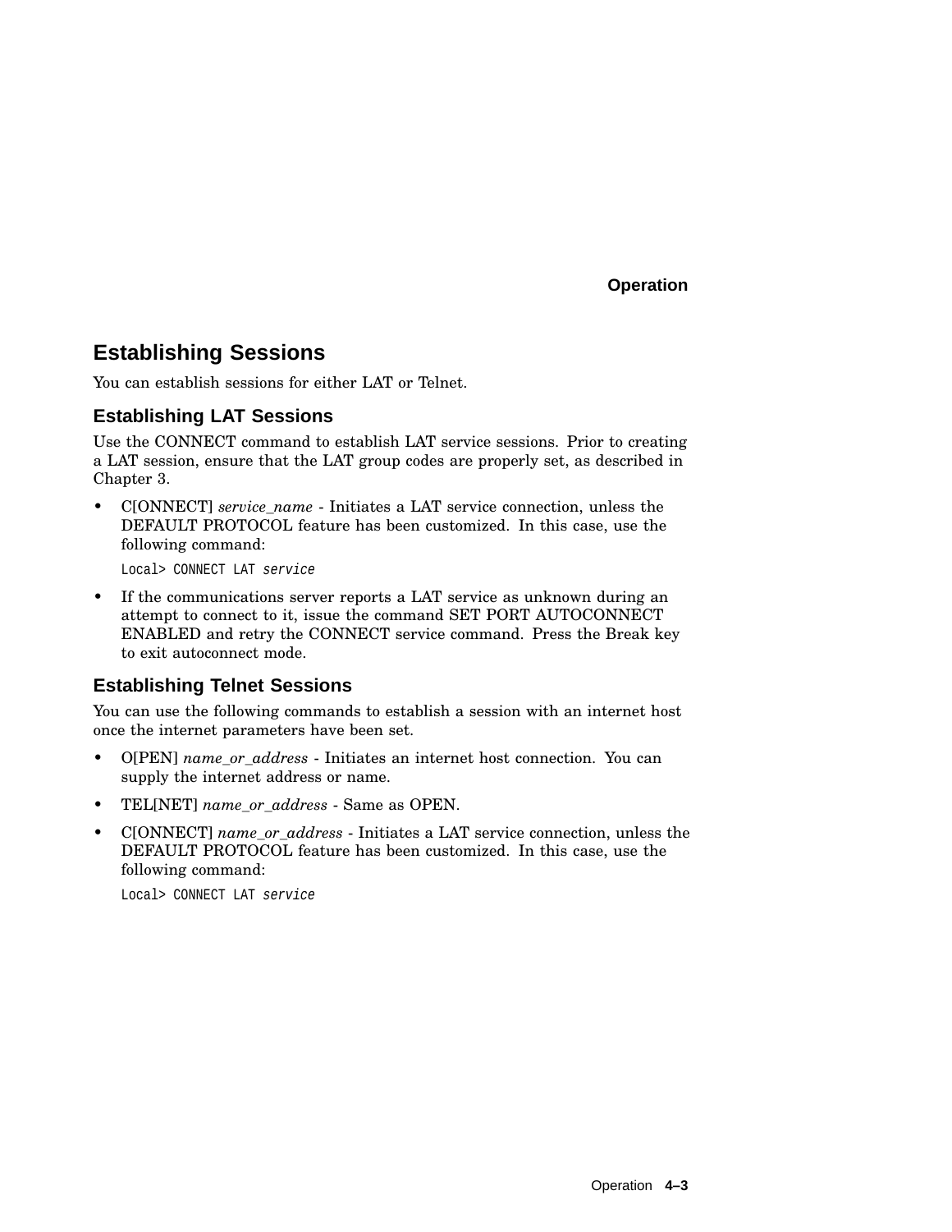## Establishing Sessions

You can establish sessions for either LAT or Telnet.

### Establishing LAT Sessions

Use the CONNECT command to establish LAT service sessions. Prior to creating a LAT session, ensure that the LAT group codes are properly set, as described in Chapter 3.

- C[ONNECT] *service_name* - Initiates a LAT service connection, unless the DEFAULT PROTOCOL feature has been customized. In this case, use the following command:

  ```
  Local> CONNECT LAT service
  ```

- If the communications server reports a LAT service as unknown during an attempt to connect to it, issue the command SET PORT AUTOCONNECT ENABLED and retry the CONNECT service command. Press the Break key to exit autoconnect mode.

### Establishing Telnet Sessions

You can use the following commands to establish a session with an internet host once the internet parameters have been set.

- O[PEN] *name_or_address* - Initiates an internet host connection. You can supply the internet address or name.
- TEL[NET] *name_or_address* - Same as OPEN.
- C[ONNECT] *name_or_address* - Initiates a LAT service connection, unless the DEFAULT PROTOCOL feature has been customized. In this case, use the following command:

  ```
  Local> CONNECT LAT service
  ```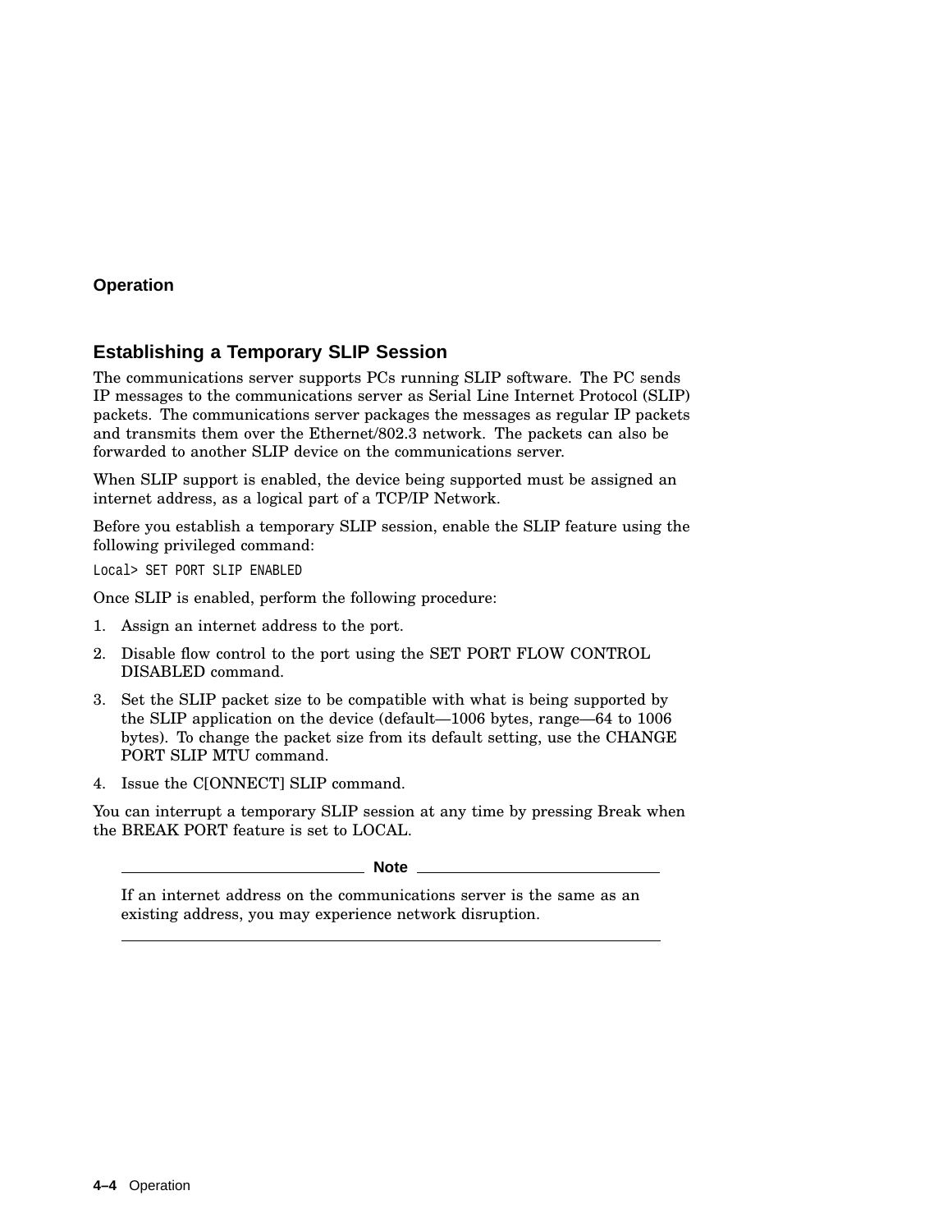## Establishing a Temporary SLIP Session

The communications server supports PCs running SLIP software. The PC sends IP messages to the communications server as Serial Line Internet Protocol (SLIP) packets. The communications server packages the messages as regular IP packets and transmits them over the Ethernet/802.3 network. The packets can also be forwarded to another SLIP device on the communications server.

When SLIP support is enabled, the device being supported must be assigned an internet address, as a logical part of a TCP/IP Network.

Before you establish a temporary SLIP session, enable the SLIP feature using the following privileged command:

```
Local> SET PORT SLIP ENABLED
```

Once SLIP is enabled, perform the following procedure:

1. Assign an internet address to the port.
2. Disable flow control to the port using the SET PORT FLOW CONTROL DISABLED command.
3. Set the SLIP packet size to be compatible with what is being supported by the SLIP application on the device (default—1006 bytes, range—64 to 1006 bytes). To change the packet size from its default setting, use the CHANGE PORT SLIP MTU command.
4. Issue the C[ONNECT] SLIP command.

You can interrupt a temporary SLIP session at any time by pressing Break when the BREAK PORT feature is set to LOCAL.

---

**Note**

If an internet address on the communications server is the same as an existing address, you may experience network disruption.

---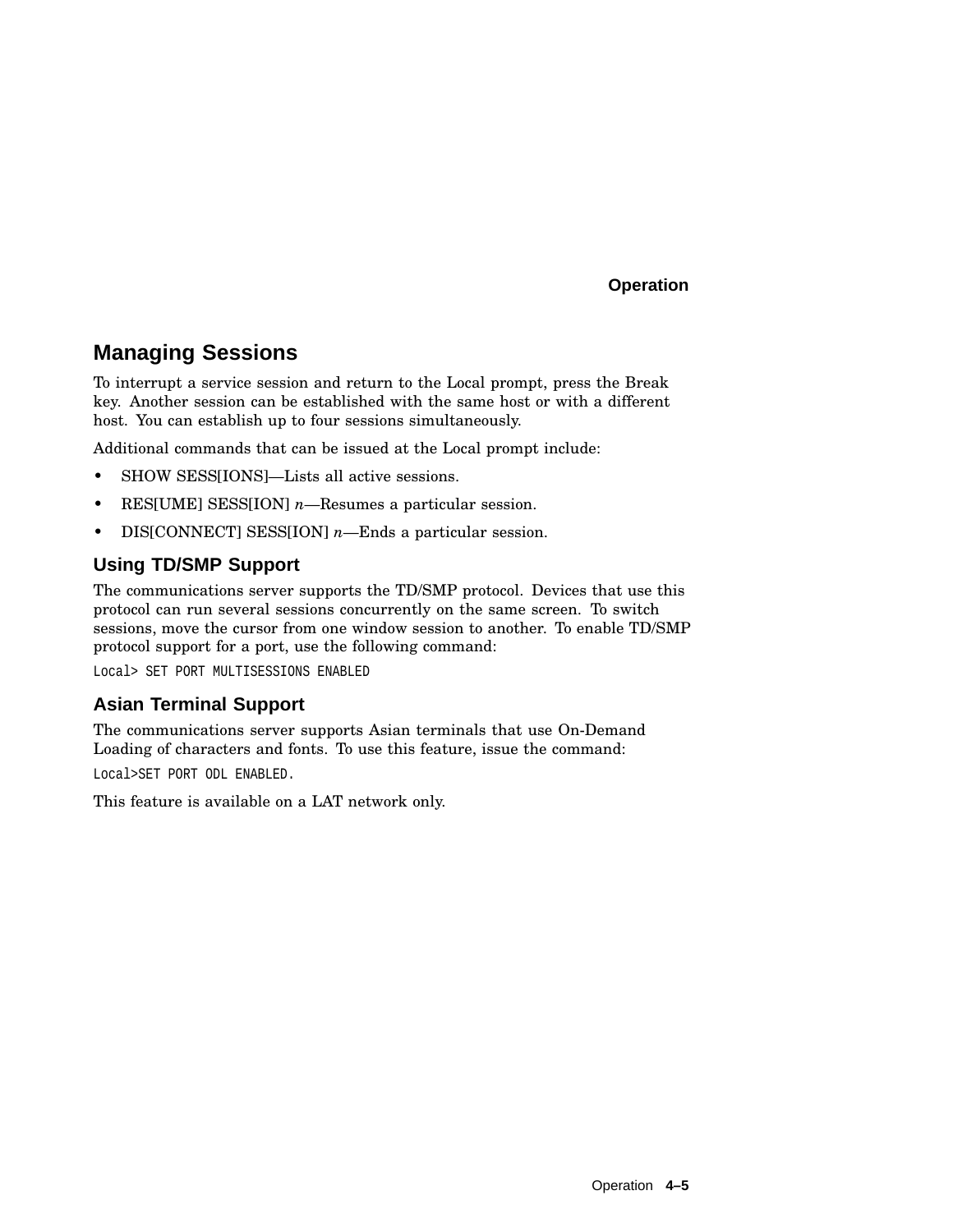## Managing Sessions

To interrupt a service session and return to the Local prompt, press the Break key. Another session can be established with the same host or with a different host. You can establish up to four sessions simultaneously.

Additional commands that can be issued at the Local prompt include:

- SHOW SESS[IONS]—Lists all active sessions.
- RES[UME] SESS[ION] *n*—Resumes a particular session.
- DIS[CONNECT] SESS[ION] *n*—Ends a particular session.

### Using TD/SMP Support

The communications server supports the TD/SMP protocol. Devices that use this protocol can run several sessions concurrently on the same screen. To switch sessions, move the cursor from one window session to another. To enable TD/SMP protocol support for a port, use the following command:

```
Local> SET PORT MULTISESSIONS ENABLED
```

### Asian Terminal Support

The communications server supports Asian terminals that use On-Demand Loading of characters and fonts. To use this feature, issue the command:

```
Local>SET PORT ODL ENABLED.
```

This feature is available on a LAT network only.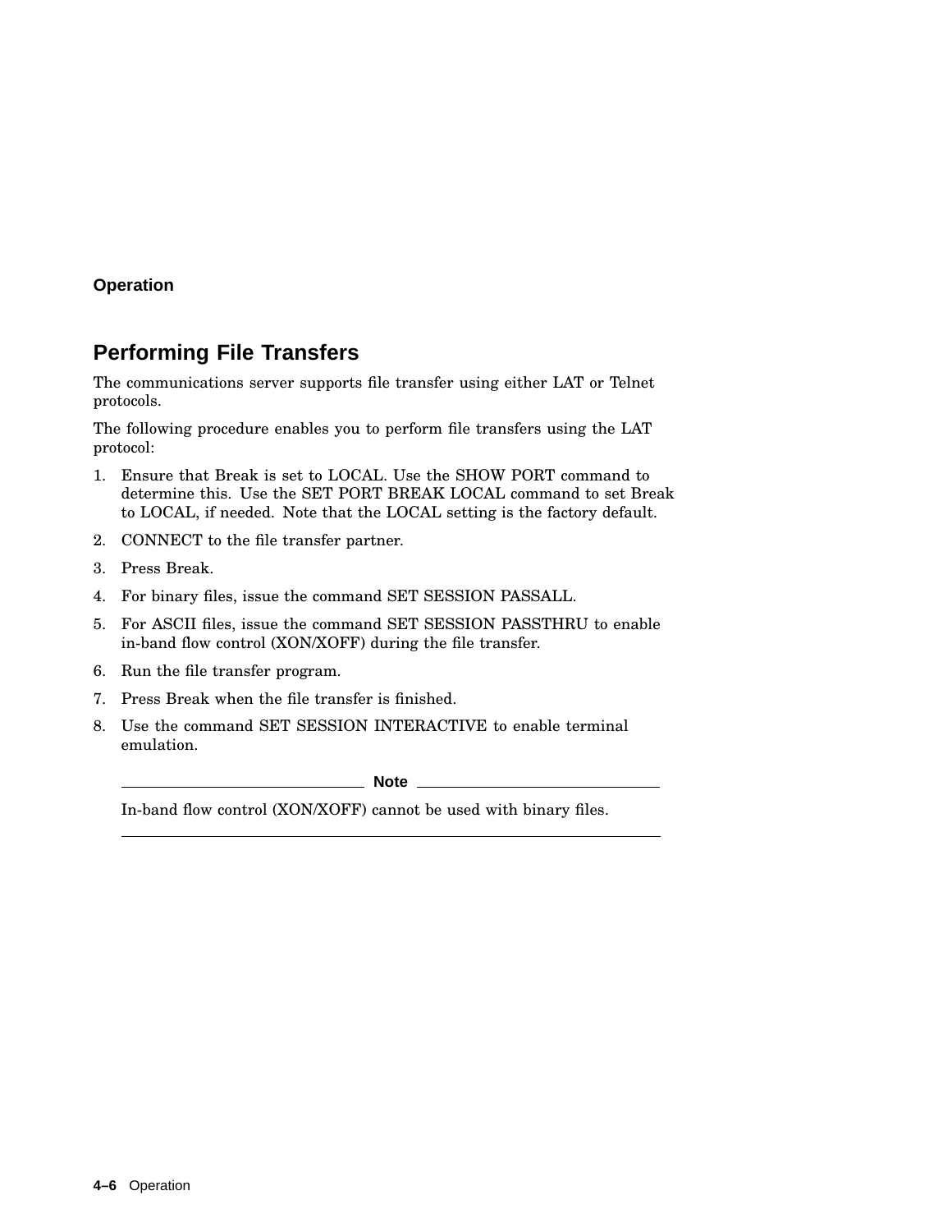## Performing File Transfers

The communications server supports file transfer using either LAT or Telnet protocols.

The following procedure enables you to perform file transfers using the LAT protocol:

1. Ensure that Break is set to LOCAL. Use the SHOW PORT command to determine this. Use the SET PORT BREAK LOCAL command to set Break to LOCAL, if needed. Note that the LOCAL setting is the factory default.
2. CONNECT to the file transfer partner.
3. Press Break.
4. For binary files, issue the command SET SESSION PASSALL.
5. For ASCII files, issue the command SET SESSION PASSTHRU to enable in-band flow control (XON/XOFF) during the file transfer.
6. Run the file transfer program.
7. Press Break when the file transfer is finished.
8. Use the command SET SESSION INTERACTIVE to enable terminal emulation.

---

**Note**

In-band flow control (XON/XOFF) cannot be used with binary files.

---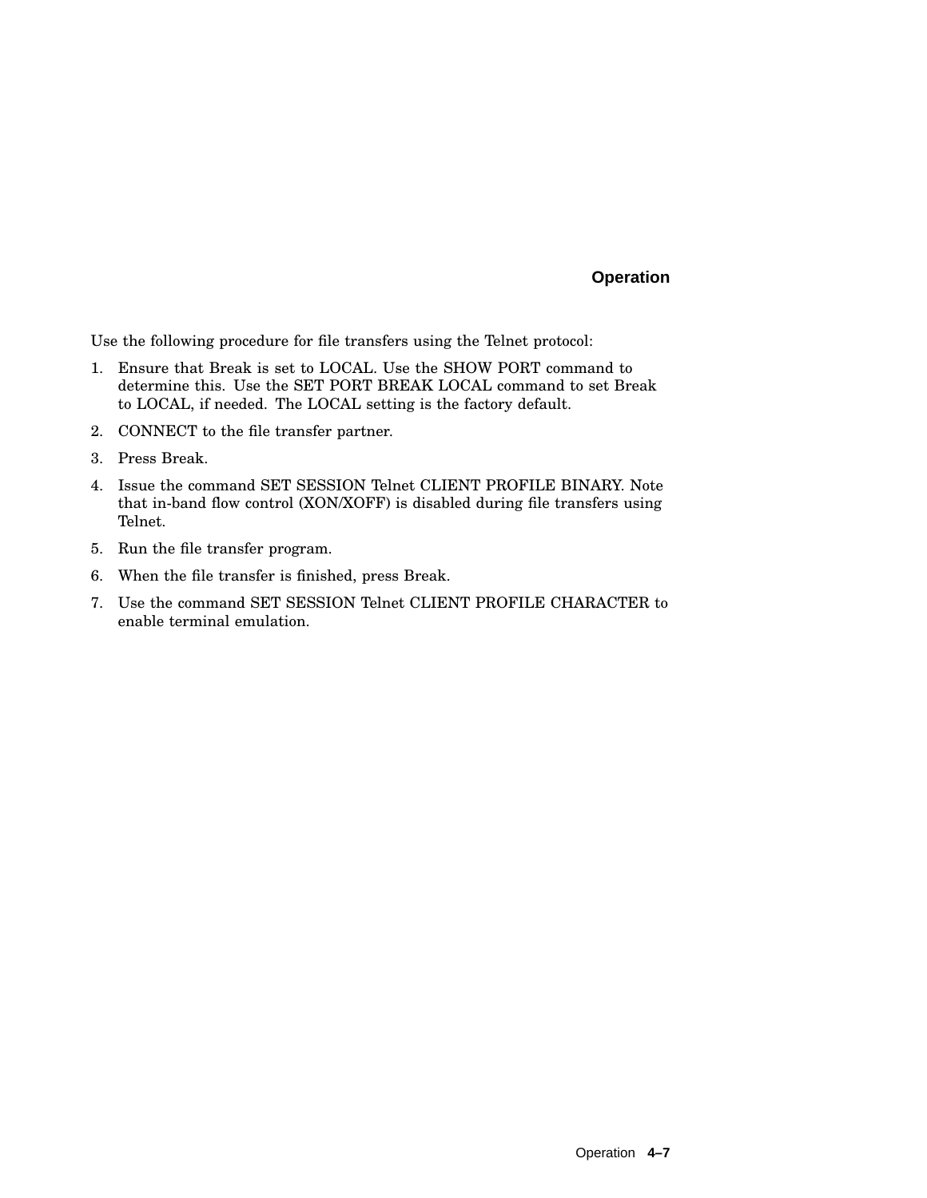#### Operation

Use the following procedure for file transfers using the Telnet protocol:

1. Ensure that Break is set to LOCAL. Use the SHOW PORT command to determine this. Use the SET PORT BREAK LOCAL command to set Break to LOCAL, if needed. The LOCAL setting is the factory default.
2. CONNECT to the file transfer partner.
3. Press Break.
4. Issue the command SET SESSION Telnet CLIENT PROFILE BINARY. Note that in-band flow control (XON/XOFF) is disabled during file transfers using Telnet.
5. Run the file transfer program.
6. When the file transfer is finished, press Break.
7. Use the command SET SESSION Telnet CLIENT PROFILE CHARACTER to enable terminal emulation.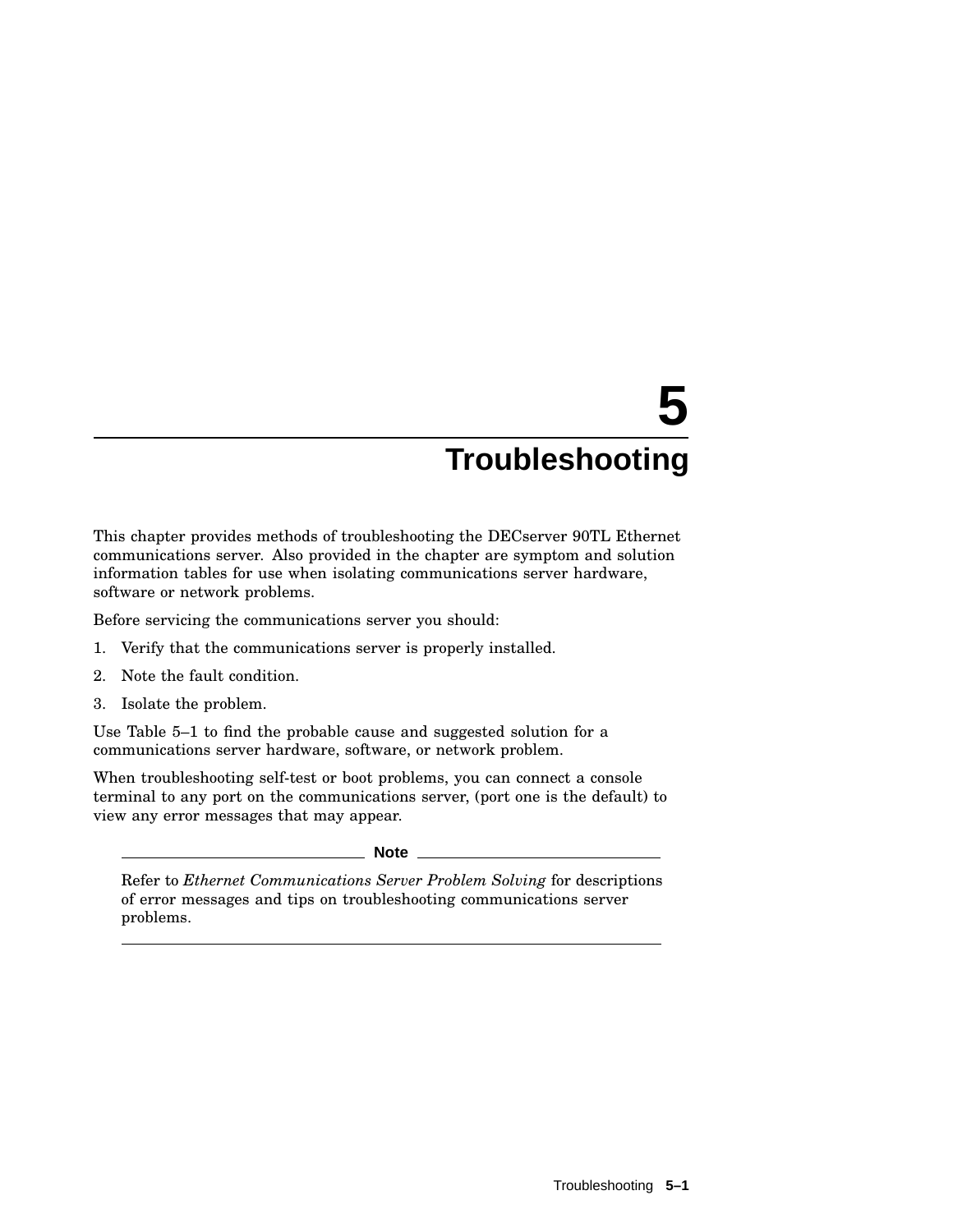# 5 Troubleshooting

This chapter provides methods of troubleshooting the DECserver 90TL Ethernet communications server. Also provided in the chapter are symptom and solution information tables for use when isolating communications server hardware, software or network problems.

Before servicing the communications server you should:

1. Verify that the communications server is properly installed.
2. Note the fault condition.
3. Isolate the problem.

Use Table 5–1 to find the probable cause and suggested solution for a communications server hardware, software, or network problem.

When troubleshooting self-test or boot problems, you can connect a console terminal to any port on the communications server, (port one is the default) to view any error messages that may appear.

**Note**

Refer to *Ethernet Communications Server Problem Solving* for descriptions of error messages and tips on troubleshooting communications server problems.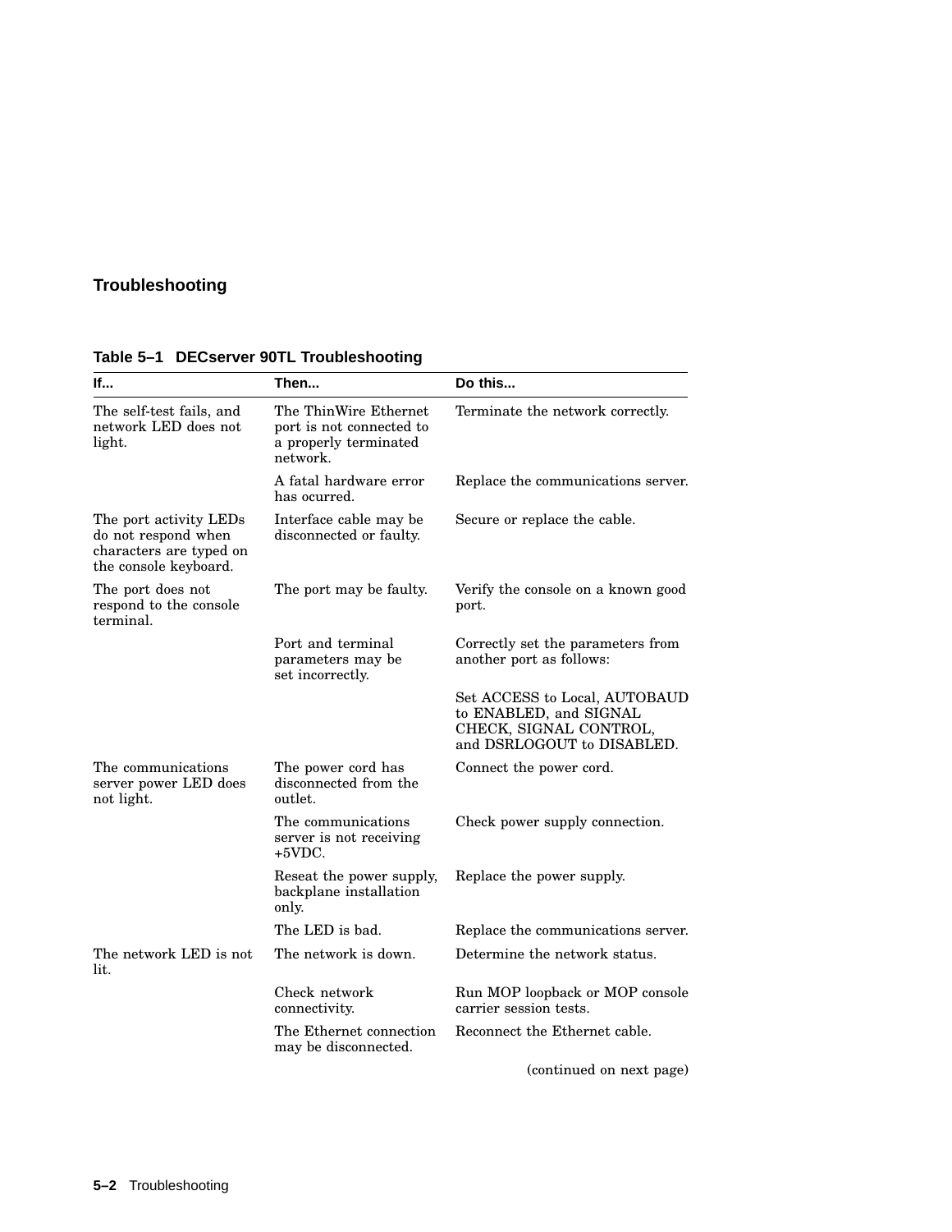## Troubleshooting

**Table 5–1 DECserver 90TL Troubleshooting**

| If... | Then... | Do this... |
| --- | --- | --- |
| The self-test fails, and network LED does not light. | The ThinWire Ethernet port is not connected to a properly terminated network. | Terminate the network correctly. |
| | A fatal hardware error has ocurred. | Replace the communications server. |
| The port activity LEDs do not respond when characters are typed on the console keyboard. | Interface cable may be disconnected or faulty. | Secure or replace the cable. |
| The port does not respond to the console terminal. | The port may be faulty. | Verify the console on a known good port. |
| | Port and terminal parameters may be set incorrectly. | Correctly set the parameters from another port as follows: |
| | | Set ACCESS to Local, AUTOBAUD to ENABLED, and SIGNAL CHECK, SIGNAL CONTROL, and DSRLOGOUT to DISABLED. |
| The communications server power LED does not light. | The power cord has disconnected from the outlet. | Connect the power cord. |
| | The communications server is not receiving +5VDC. | Check power supply connection. |
| | Reseat the power supply, backplane installation only. | Replace the power supply. |
| | The LED is bad. | Replace the communications server. |
| The network LED is not lit. | The network is down. | Determine the network status. |
| | Check network connectivity. | Run MOP loopback or MOP console carrier session tests. |
| | The Ethernet connection may be disconnected. | Reconnect the Ethernet cable. |

(continued on next page)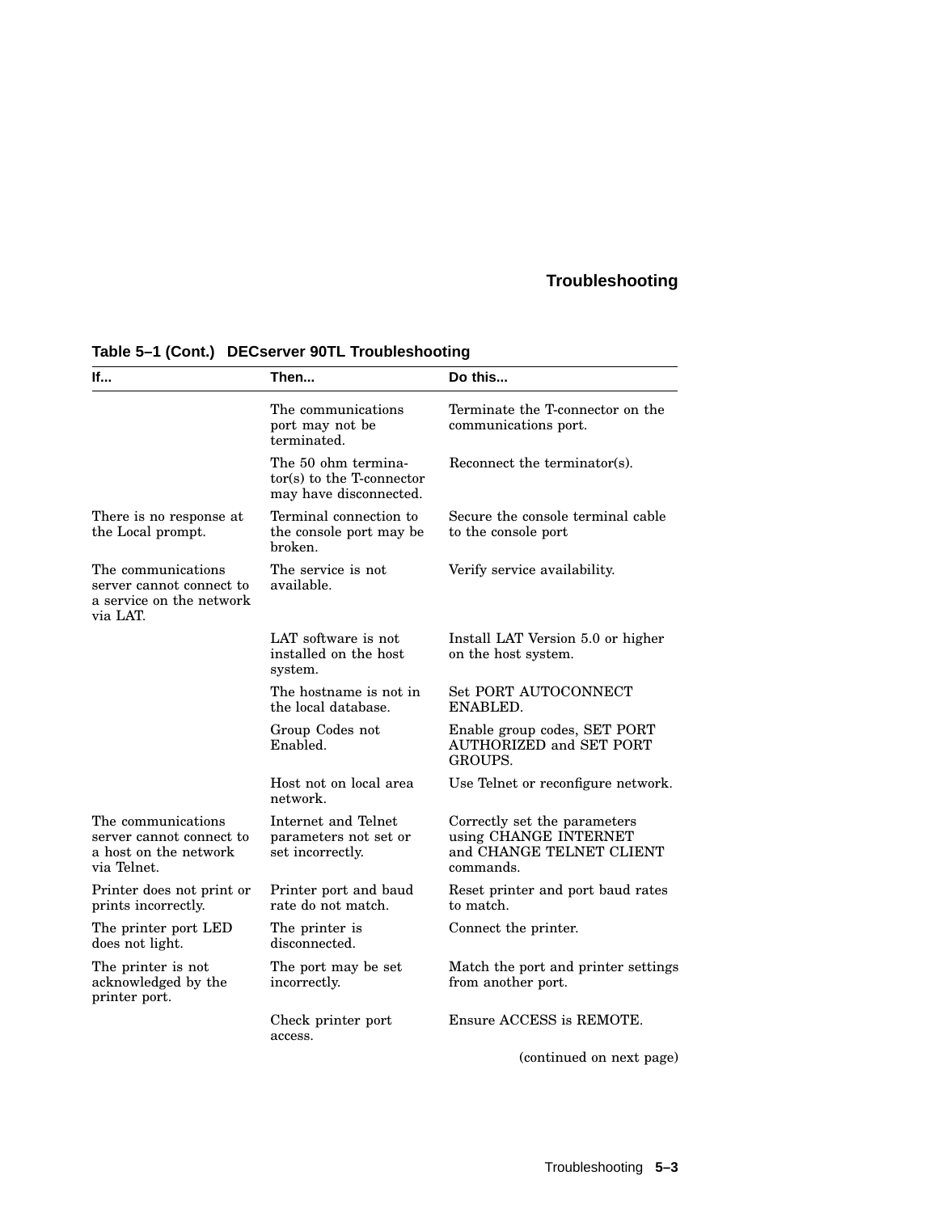**Table 5–1 (Cont.) DECserver 90TL Troubleshooting**

| If... | Then... | Do this... |
|---|---|---|
| | The communications port may not be terminated. | Terminate the T-connector on the communications port. |
| | The 50 ohm terminator(s) to the T-connector may have disconnected. | Reconnect the terminator(s). |
| There is no response at the Local prompt. | Terminal connection to the console port may be broken. | Secure the console terminal cable to the console port |
| The communications server cannot connect to a service on the network via LAT. | The service is not available. | Verify service availability. |
| | LAT software is not installed on the host system. | Install LAT Version 5.0 or higher on the host system. |
| | The hostname is not in the local database. | Set PORT AUTOCONNECT ENABLED. |
| | Group Codes not Enabled. | Enable group codes, SET PORT AUTHORIZED and SET PORT GROUPS. |
| | Host not on local area network. | Use Telnet or reconfigure network. |
| The communications server cannot connect to a host on the network via Telnet. | Internet and Telnet parameters not set or set incorrectly. | Correctly set the parameters using CHANGE INTERNET and CHANGE TELNET CLIENT commands. |
| Printer does not print or prints incorrectly. | Printer port and baud rate do not match. | Reset printer and port baud rates to match. |
| The printer port LED does not light. | The printer is disconnected. | Connect the printer. |
| The printer is not acknowledged by the printer port. | The port may be set incorrectly. | Match the port and printer settings from another port. |
| | Check printer port access. | Ensure ACCESS is REMOTE. |

(continued on next page)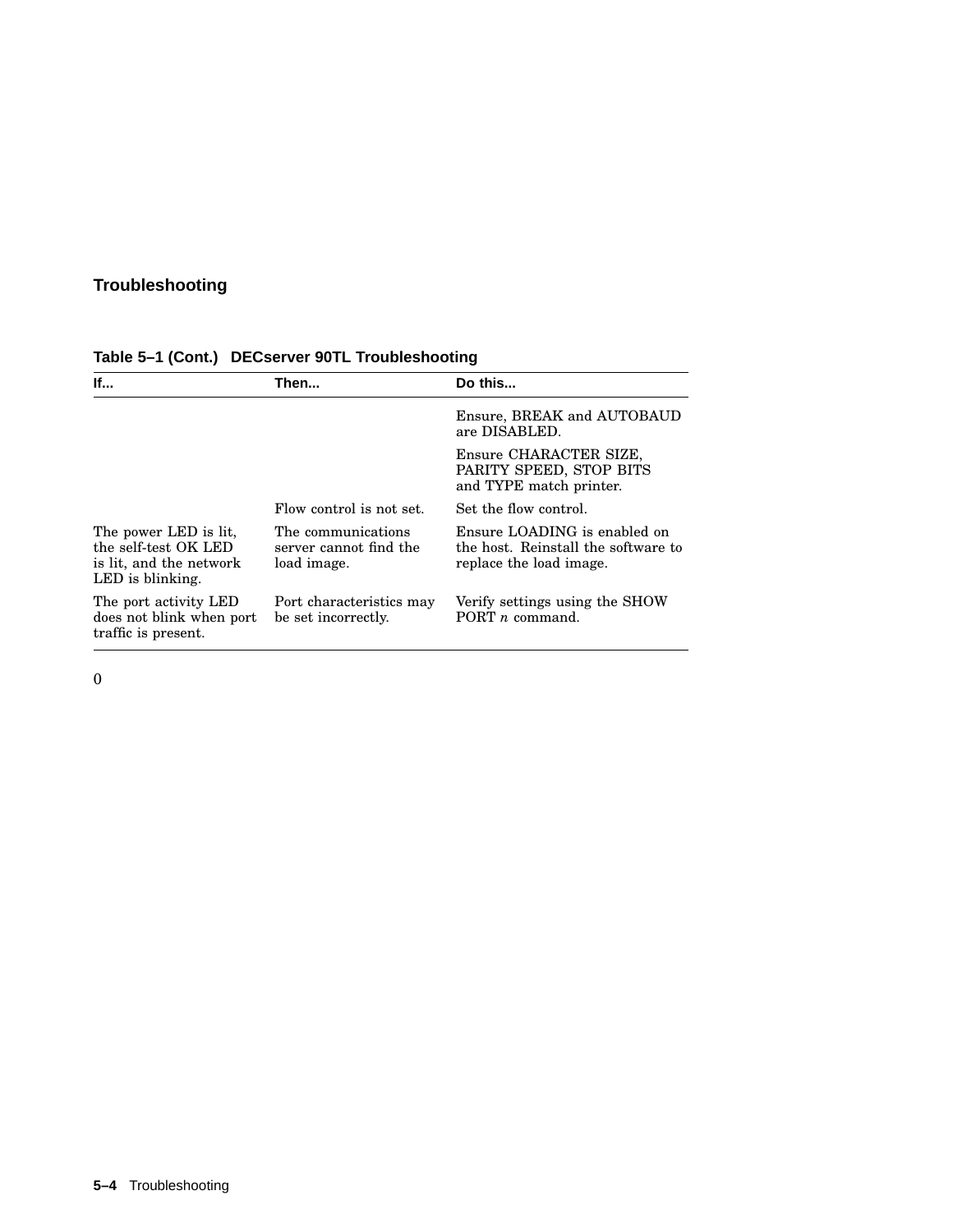## Troubleshooting

**Table 5–1 (Cont.) DECserver 90TL Troubleshooting**

| If... | Then... | Do this... |
|---|---|---|
| | | Ensure, BREAK and AUTOBAUD are DISABLED. |
| | | Ensure CHARACTER SIZE, PARITY SPEED, STOP BITS and TYPE match printer. |
| | Flow control is not set. | Set the flow control. |
| The power LED is lit, the self-test OK LED is lit, and the network LED is blinking. | The communications server cannot find the load image. | Ensure LOADING is enabled on the host. Reinstall the software to replace the load image. |
| The port activity LED does not blink when port traffic is present. | Port characteristics may be set incorrectly. | Verify settings using the SHOW PORT *n* command. |

0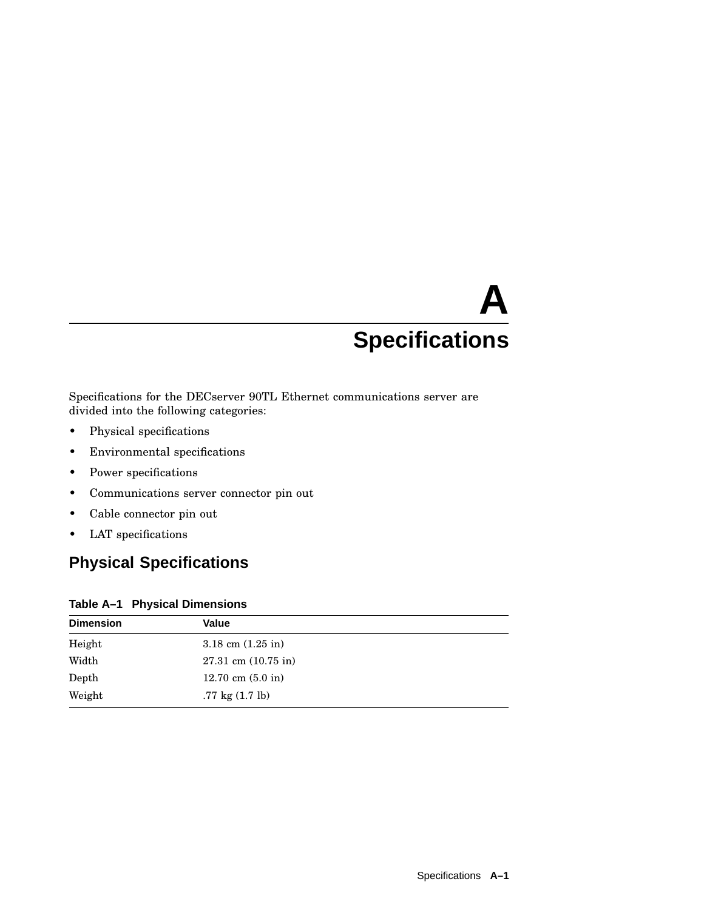# A Specifications

Specifications for the DECserver 90TL Ethernet communications server are divided into the following categories:

- Physical specifications
- Environmental specifications
- Power specifications
- Communications server connector pin out
- Cable connector pin out
- LAT specifications

## Physical Specifications

**Table A–1 Physical Dimensions**

| Dimension | Value |
|---|---|
| Height | 3.18 cm (1.25 in) |
| Width | 27.31 cm (10.75 in) |
| Depth | 12.70 cm (5.0 in) |
| Weight | .77 kg (1.7 lb) |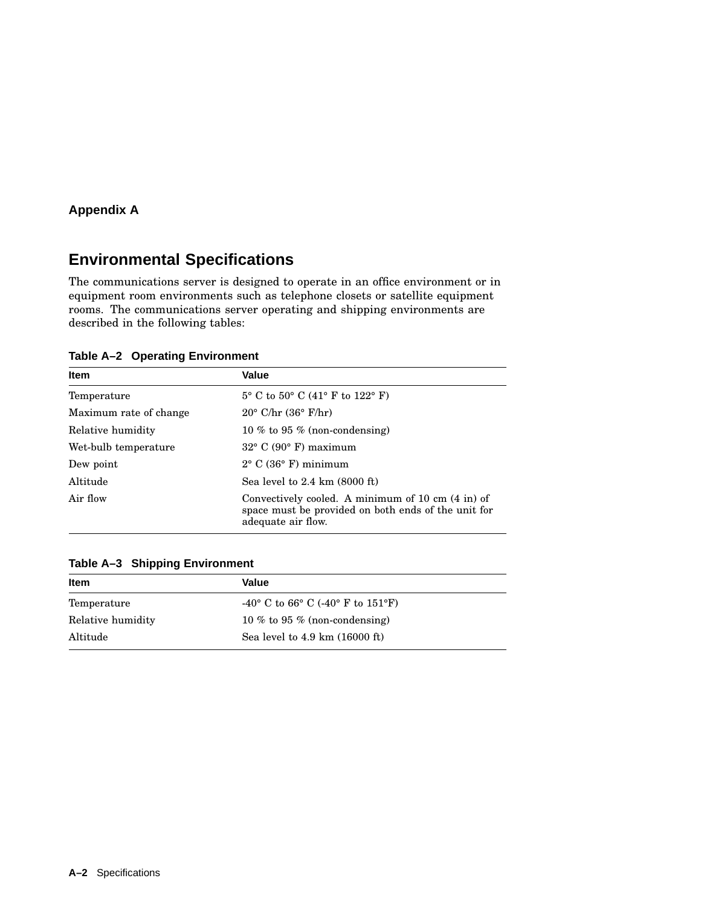**Appendix A**

# Environmental Specifications

The communications server is designed to operate in an office environment or in equipment room environments such as telephone closets or satellite equipment rooms. The communications server operating and shipping environments are described in the following tables:

**Table A–2 Operating Environment**

| Item | Value |
|---|---|
| Temperature | 5° C to 50° C (41° F to 122° F) |
| Maximum rate of change | 20° C/hr (36° F/hr) |
| Relative humidity | 10 % to 95 % (non-condensing) |
| Wet-bulb temperature | 32° C (90° F) maximum |
| Dew point | 2° C (36° F) minimum |
| Altitude | Sea level to 2.4 km (8000 ft) |
| Air flow | Convectively cooled. A minimum of 10 cm (4 in) of space must be provided on both ends of the unit for adequate air flow. |

**Table A–3 Shipping Environment**

| Item | Value |
|---|---|
| Temperature | -40° C to 66° C (-40° F to 151°F) |
| Relative humidity | 10 % to 95 % (non-condensing) |
| Altitude | Sea level to 4.9 km (16000 ft) |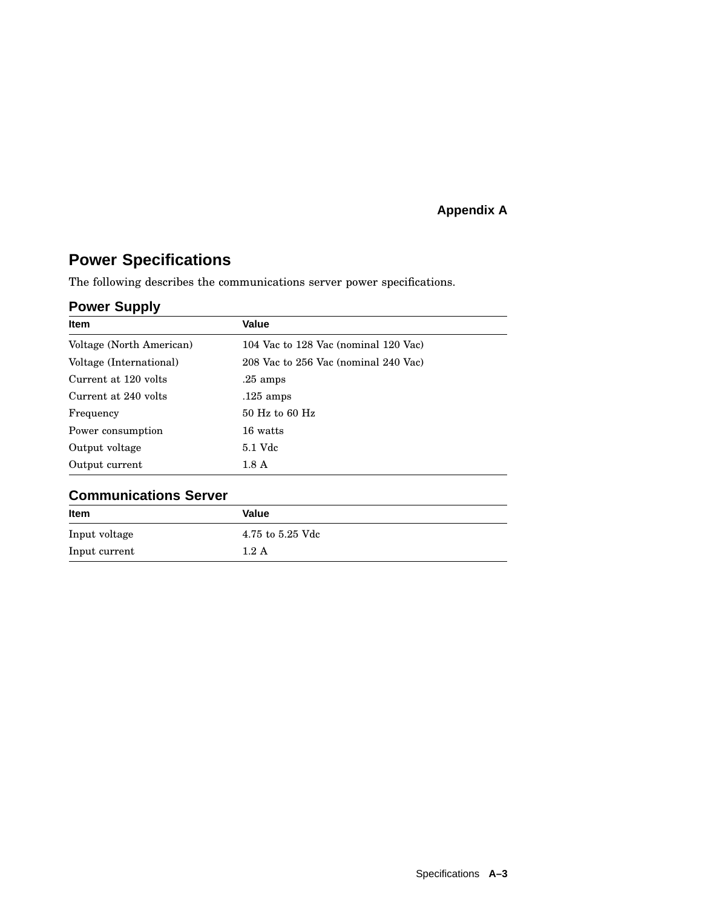Appendix A

## Power Specifications

The following describes the communications server power specifications.

### Power Supply

| Item | Value |
|---|---|
| Voltage (North American) | 104 Vac to 128 Vac (nominal 120 Vac) |
| Voltage (International) | 208 Vac to 256 Vac (nominal 240 Vac) |
| Current at 120 volts | .25 amps |
| Current at 240 volts | .125 amps |
| Frequency | 50 Hz to 60 Hz |
| Power consumption | 16 watts |
| Output voltage | 5.1 Vdc |
| Output current | 1.8 A |

### Communications Server

| Item | Value |
|---|---|
| Input voltage | 4.75 to 5.25 Vdc |
| Input current | 1.2 A |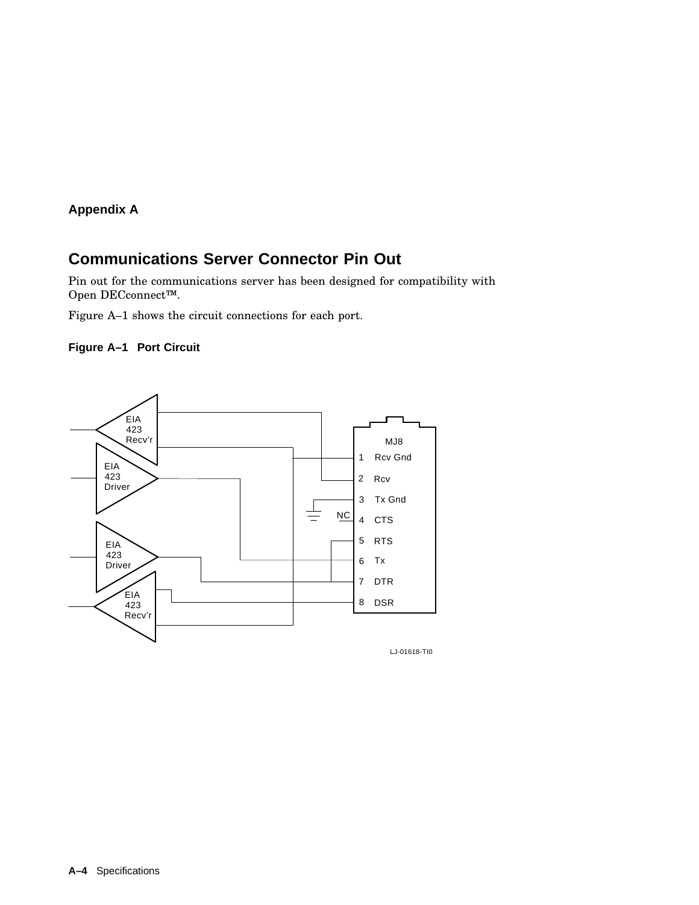# Appendix A

## Communications Server Connector Pin Out

Pin out for the communications server has been designed for compatibility with Open DECconnect™.

Figure A–1 shows the circuit connections for each port.

**Figure A–1 Port Circuit**

EIA 423 Recv'r
EIA 423 Driver
EIA 423 Driver
EIA 423 Recv'r

MJ8
1 Rcv Gnd
2 Rcv
3 Tx Gnd
4 CTS
5 RTS
6 Tx
7 DTR
8 DSR

NC

LJ-01618-TI0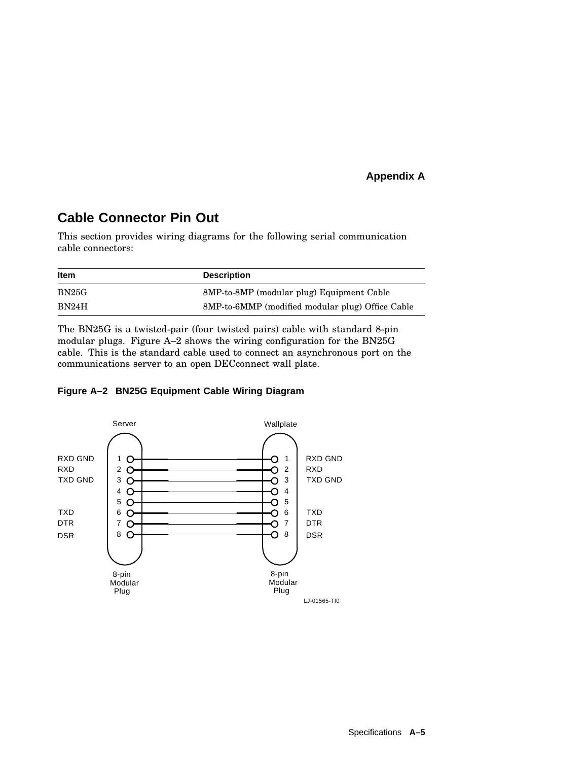**Appendix A**

## Cable Connector Pin Out

This section provides wiring diagrams for the following serial communication cable connectors:

| Item | Description |
|---|---|
| BN25G | 8MP-to-8MP (modular plug) Equipment Cable |
| BN24H | 8MP-to-6MMP (modified modular plug) Office Cable |

The BN25G is a twisted-pair (four twisted pairs) cable with standard 8-pin modular plugs. Figure A–2 shows the wiring configuration for the BN25G cable. This is the standard cable used to connect an asynchronous port on the communications server to an open DECconnect wall plate.

**Figure A–2 BN25G Equipment Cable Wiring Diagram**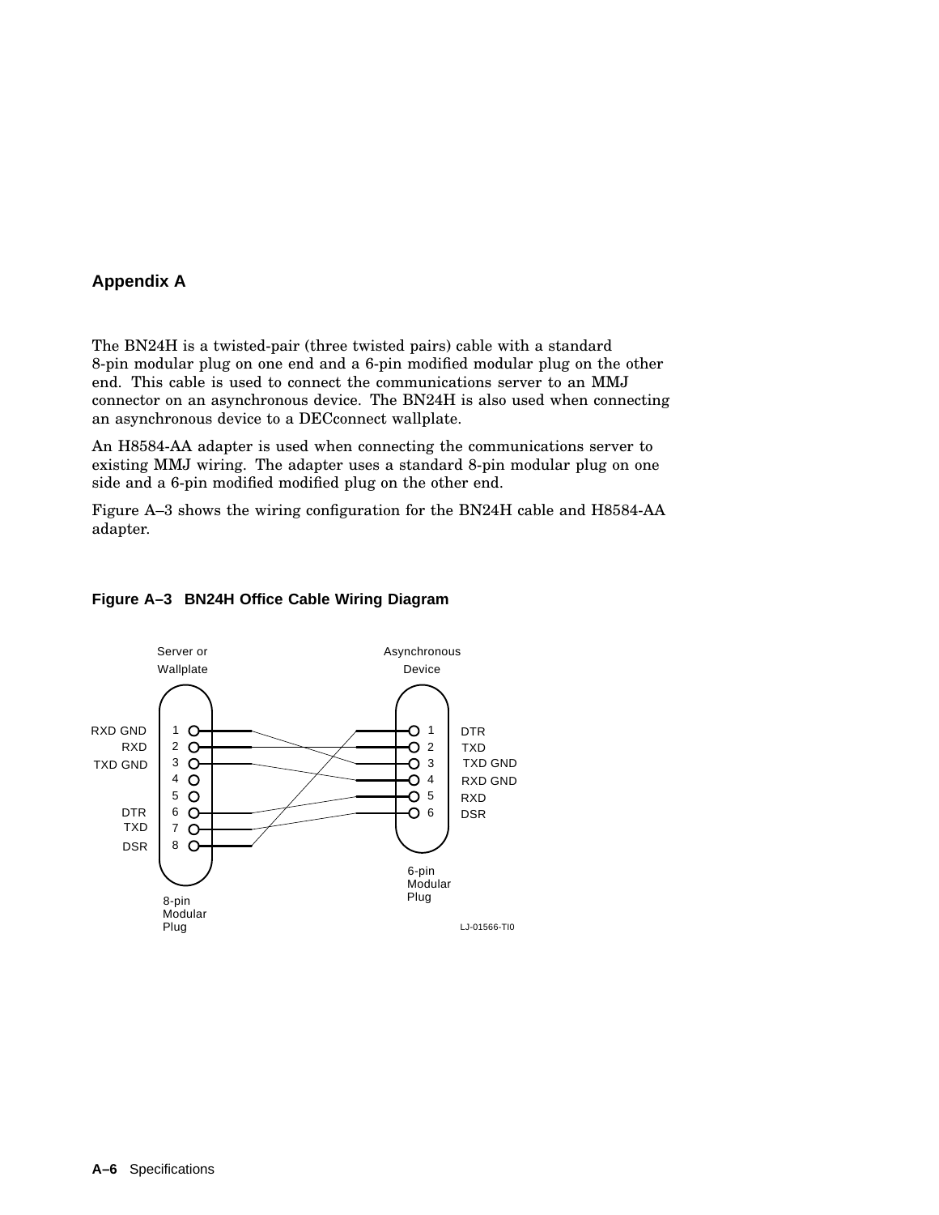## Appendix A

The BN24H is a twisted-pair (three twisted pairs) cable with a standard 8-pin modular plug on one end and a 6-pin modified modular plug on the other end. This cable is used to connect the communications server to an MMJ connector on an asynchronous device. The BN24H is also used when connecting an asynchronous device to a DECconnect wallplate.

An H8584-AA adapter is used when connecting the communications server to existing MMJ wiring. The adapter uses a standard 8-pin modular plug on one side and a 6-pin modified modified plug on the other end.

Figure A–3 shows the wiring configuration for the BN24H cable and H8584-AA adapter.

**Figure A–3 BN24H Office Cable Wiring Diagram**

Server or Wallplate

| Pin | Signal |
|---|---|
| 1 | RXD GND |
| 2 | RXD |
| 3 | TXD GND |
| 4 | |
| 5 | |
| 6 | DTR |
| 7 | TXD |
| 8 | DSR |

8-pin Modular Plug

Asynchronous Device

| Pin | Signal |
|---|---|
| 1 | DTR |
| 2 | TXD |
| 3 | TXD GND |
| 4 | RXD GND |
| 5 | RXD |
| 6 | DSR |

6-pin Modular Plug

LJ-01566-TI0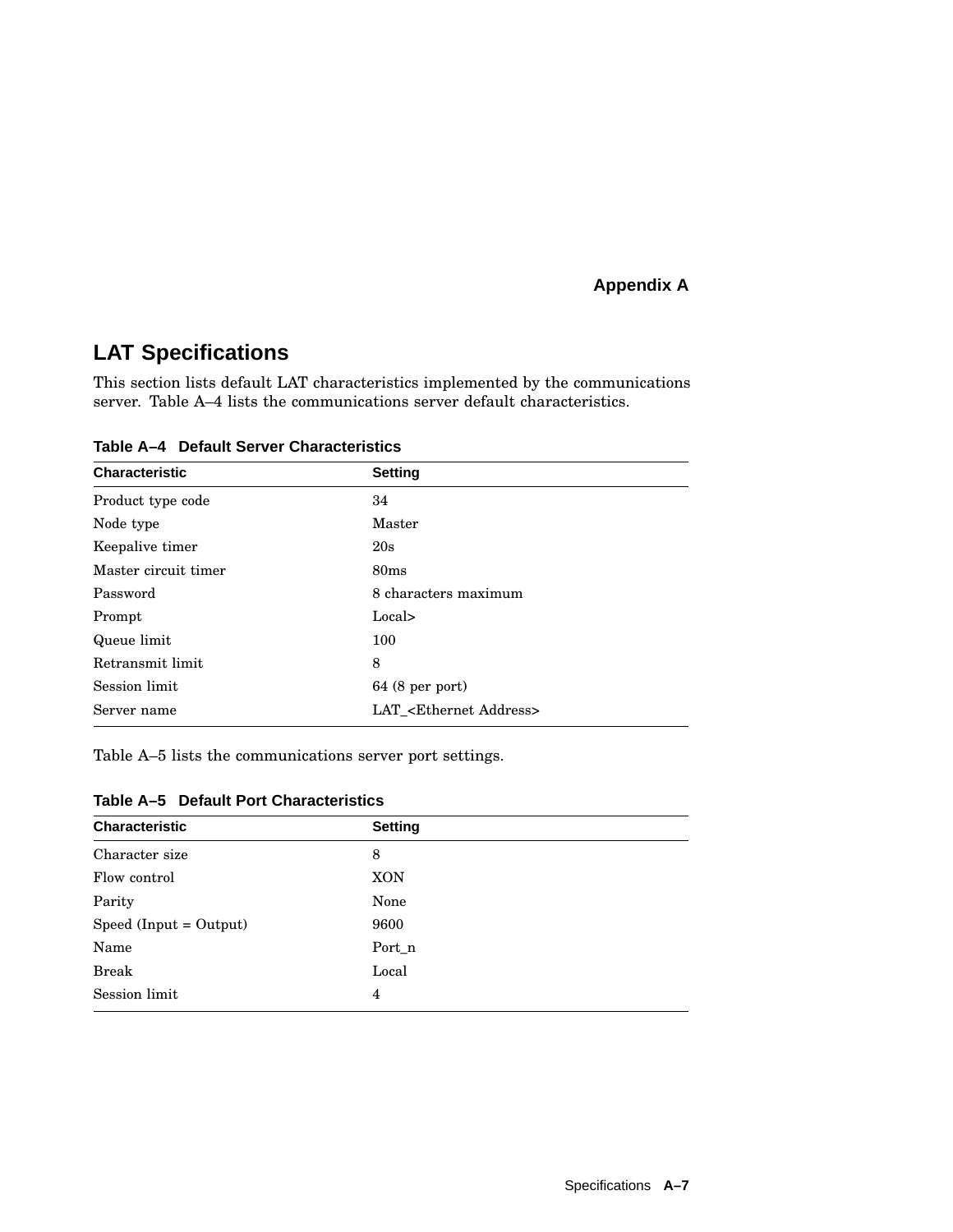**Appendix A**

## LAT Specifications

This section lists default LAT characteristics implemented by the communications server. Table A–4 lists the communications server default characteristics.

**Table A–4 Default Server Characteristics**

| Characteristic | Setting |
|---|---|
| Product type code | 34 |
| Node type | Master |
| Keepalive timer | 20s |
| Master circuit timer | 80ms |
| Password | 8 characters maximum |
| Prompt | Local> |
| Queue limit | 100 |
| Retransmit limit | 8 |
| Session limit | 64 (8 per port) |
| Server name | LAT_<Ethernet Address> |

Table A–5 lists the communications server port settings.

**Table A–5 Default Port Characteristics**

| Characteristic | Setting |
|---|---|
| Character size | 8 |
| Flow control | XON |
| Parity | None |
| Speed (Input = Output) | 9600 |
| Name | Port_n |
| Break | Local |
| Session limit | 4 |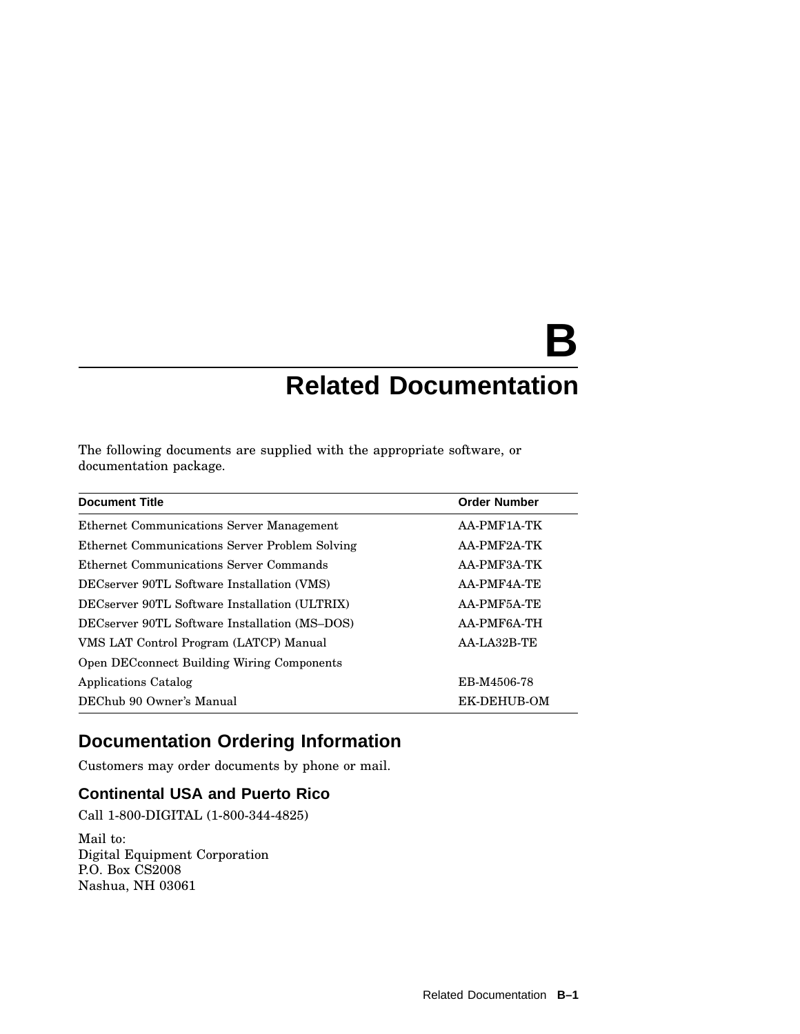# B
# Related Documentation

The following documents are supplied with the appropriate software, or documentation package.

| Document Title | Order Number |
|---|---|
| Ethernet Communications Server Management | AA-PMF1A-TK |
| Ethernet Communications Server Problem Solving | AA-PMF2A-TK |
| Ethernet Communications Server Commands | AA-PMF3A-TK |
| DECserver 90TL Software Installation (VMS) | AA-PMF4A-TE |
| DECserver 90TL Software Installation (ULTRIX) | AA-PMF5A-TE |
| DECserver 90TL Software Installation (MS–DOS) | AA-PMF6A-TH |
| VMS LAT Control Program (LATCP) Manual | AA-LA32B-TE |
| Open DECconnect Building Wiring Components | |
| Applications Catalog | EB-M4506-78 |
| DEChub 90 Owner's Manual | EK-DEHUB-OM |

## Documentation Ordering Information

Customers may order documents by phone or mail.

### Continental USA and Puerto Rico

Call 1-800-DIGITAL (1-800-344-4825)

Mail to:
Digital Equipment Corporation
P.O. Box CS2008
Nashua, NH 03061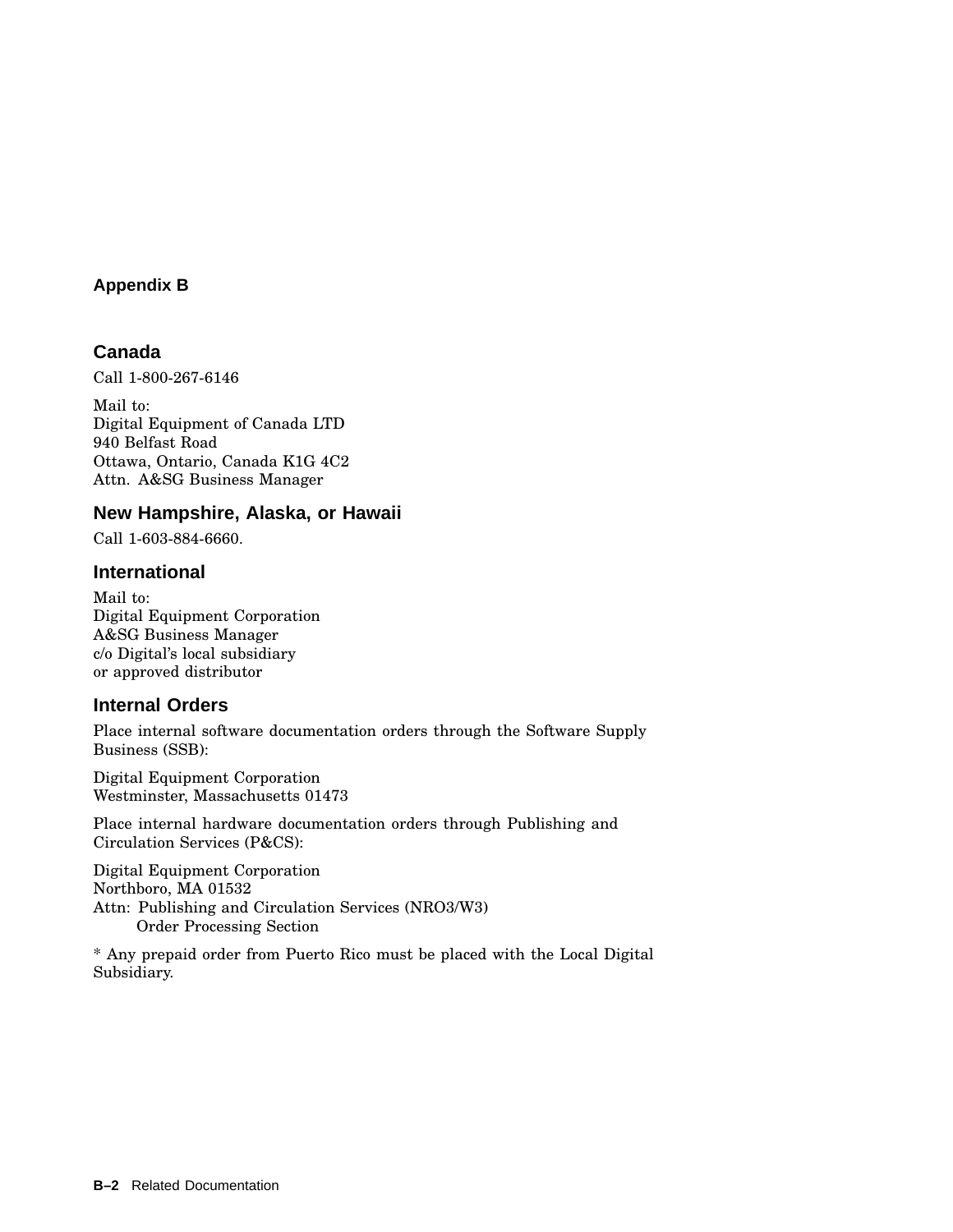## Appendix B

### Canada

Call 1-800-267-6146

Mail to:
Digital Equipment of Canada LTD
940 Belfast Road
Ottawa, Ontario, Canada K1G 4C2
Attn. A&SG Business Manager

### New Hampshire, Alaska, or Hawaii

Call 1-603-884-6660.

### International

Mail to:
Digital Equipment Corporation
A&SG Business Manager
c/o Digital's local subsidiary
or approved distributor

### Internal Orders

Place internal software documentation orders through the Software Supply Business (SSB):

Digital Equipment Corporation
Westminster, Massachusetts 01473

Place internal hardware documentation orders through Publishing and Circulation Services (P&CS):

Digital Equipment Corporation
Northboro, MA 01532
Attn: Publishing and Circulation Services (NRO3/W3)
Order Processing Section

* Any prepaid order from Puerto Rico must be placed with the Local Digital Subsidiary.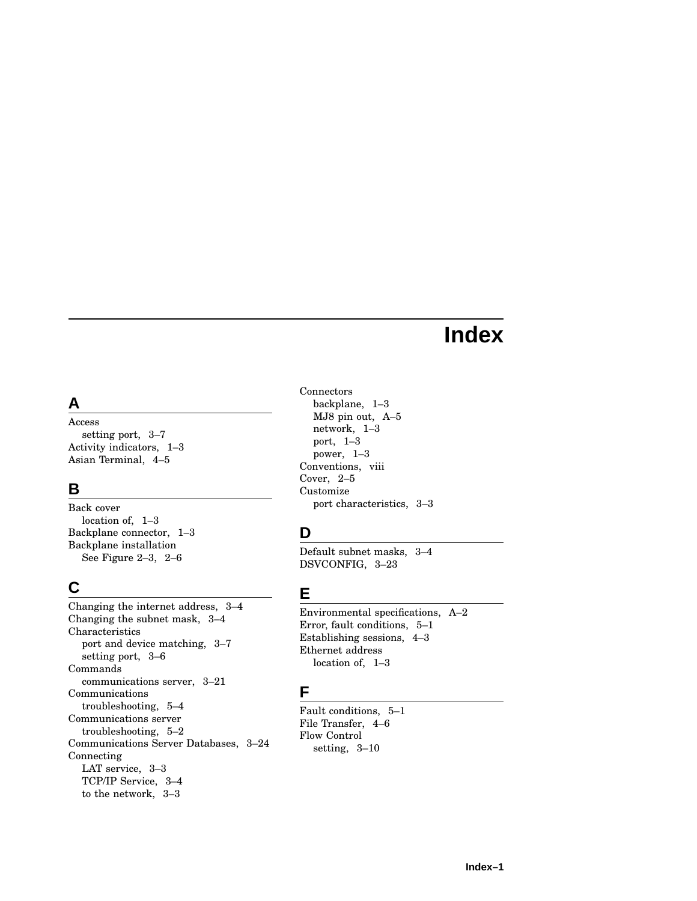# Index

## A

Access
  setting port, 3–7
Activity indicators, 1–3
Asian Terminal, 4–5

## B

Back cover
  location of, 1–3
Backplane connector, 1–3
Backplane installation
  See Figure 2–3, 2–6

## C

Changing the internet address, 3–4
Changing the subnet mask, 3–4
Characteristics
  port and device matching, 3–7
  setting port, 3–6
Commands
  communications server, 3–21
Communications
  troubleshooting, 5–4
Communications server
  troubleshooting, 5–2
Communications Server Databases, 3–24
Connecting
  LAT service, 3–3
  TCP/IP Service, 3–4
  to the network, 3–3
Connectors
  backplane, 1–3
  MJ8 pin out, A–5
  network, 1–3
  port, 1–3
  power, 1–3
Conventions, viii
Cover, 2–5
Customize
  port characteristics, 3–3

## D

Default subnet masks, 3–4
DSVCONFIG, 3–23

## E

Environmental specifications, A–2
Error, fault conditions, 5–1
Establishing sessions, 4–3
Ethernet address
  location of, 1–3

## F

Fault conditions, 5–1
File Transfer, 4–6
Flow Control
  setting, 3–10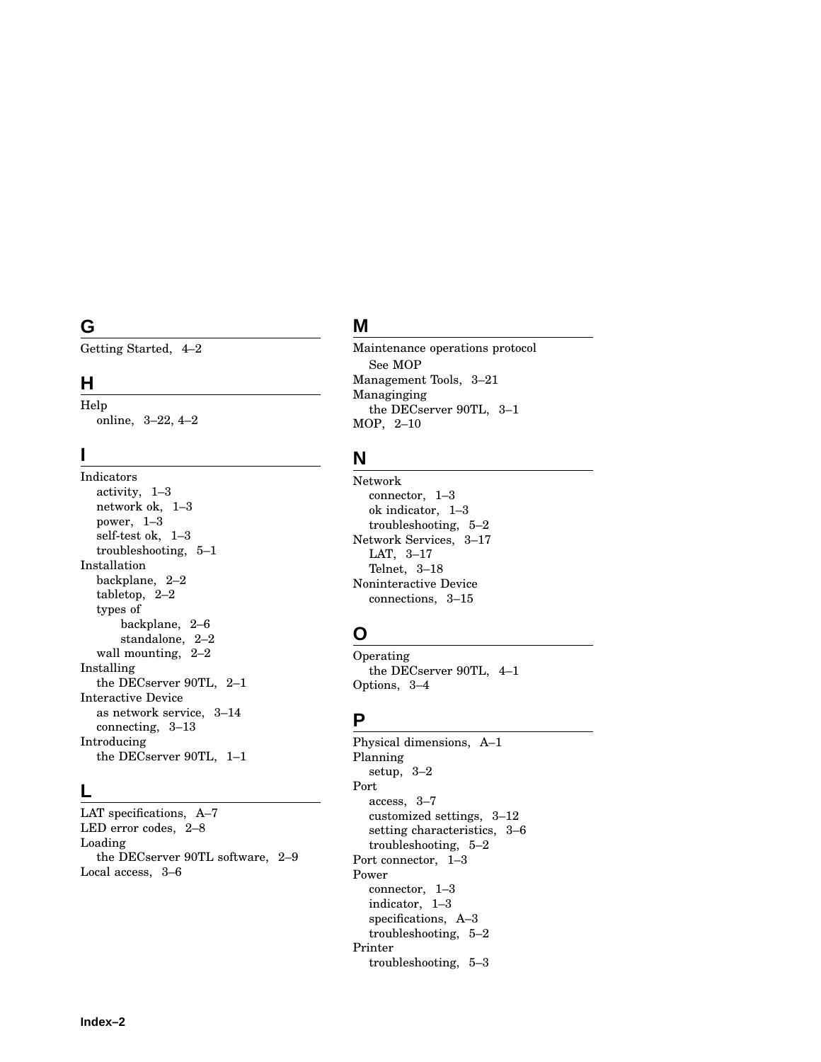## G

Getting Started, 4–2

## H

Help
  online, 3–22, 4–2

## I

Indicators
  activity, 1–3
  network ok, 1–3
  power, 1–3
  self-test ok, 1–3
  troubleshooting, 5–1
Installation
  backplane, 2–2
  tabletop, 2–2
  types of
    backplane, 2–6
    standalone, 2–2
  wall mounting, 2–2
Installing
  the DECserver 90TL, 2–1
Interactive Device
  as network service, 3–14
  connecting, 3–13
Introducing
  the DECserver 90TL, 1–1

## L

LAT specifications, A–7
LED error codes, 2–8
Loading
  the DECserver 90TL software, 2–9
Local access, 3–6

## M

Maintenance operations protocol
  See MOP
Management Tools, 3–21
Managinging
  the DECserver 90TL, 3–1
MOP, 2–10

## N

Network
  connector, 1–3
  ok indicator, 1–3
  troubleshooting, 5–2
Network Services, 3–17
  LAT, 3–17
  Telnet, 3–18
Noninteractive Device
  connections, 3–15

## O

Operating
  the DECserver 90TL, 4–1
Options, 3–4

## P

Physical dimensions, A–1
Planning
  setup, 3–2
Port
  access, 3–7
  customized settings, 3–12
  setting characteristics, 3–6
  troubleshooting, 5–2
Port connector, 1–3
Power
  connector, 1–3
  indicator, 1–3
  specifications, A–3
  troubleshooting, 5–2
Printer
  troubleshooting, 5–3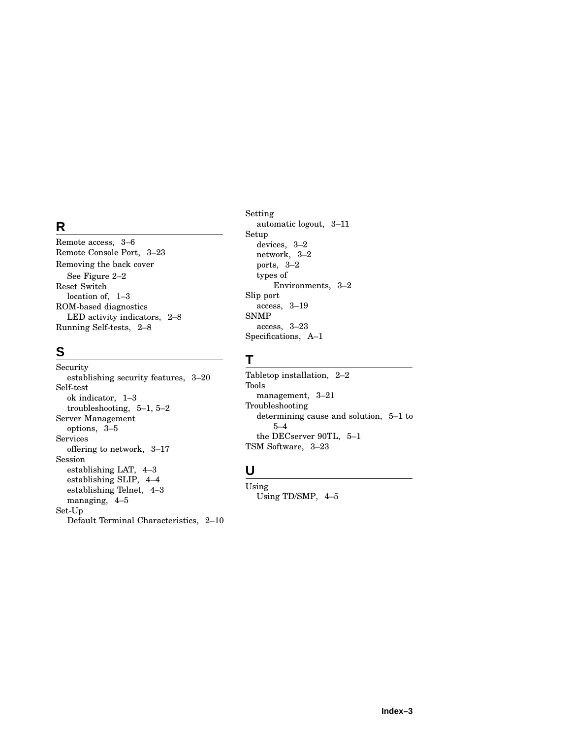## R

Remote access, 3–6
Remote Console Port, 3–23
Removing the back cover
  See Figure 2–2
Reset Switch
  location of, 1–3
ROM-based diagnostics
  LED activity indicators, 2–8
Running Self-tests, 2–8

## S

Security
  establishing security features, 3–20
Self-test
  ok indicator, 1–3
  troubleshooting, 5–1, 5–2
Server Management
  options, 3–5
Services
  offering to network, 3–17
Session
  establishing LAT, 4–3
  establishing SLIP, 4–4
  establishing Telnet, 4–3
  managing, 4–5
Set-Up
  Default Terminal Characteristics, 2–10
Setting
  automatic logout, 3–11
Setup
  devices, 3–2
  network, 3–2
  ports, 3–2
  types of
    Environments, 3–2
Slip port
  access, 3–19
SNMP
  access, 3–23
Specifications, A–1

## T

Tabletop installation, 2–2
Tools
  management, 3–21
Troubleshooting
  determining cause and solution, 5–1 to 5–4
  the DECserver 90TL, 5–1
TSM Software, 3–23

## U

Using
  Using TD/SMP, 4–5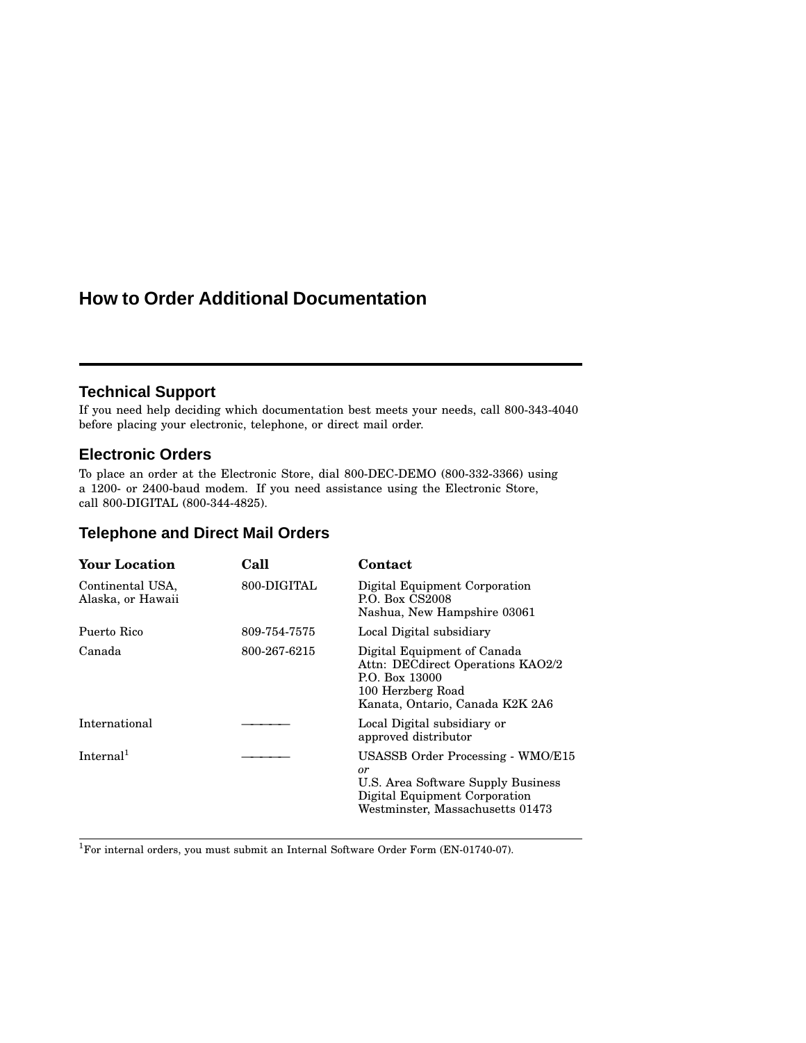# How to Order Additional Documentation

## Technical Support

If you need help deciding which documentation best meets your needs, call 800-343-4040 before placing your electronic, telephone, or direct mail order.

## Electronic Orders

To place an order at the Electronic Store, dial 800-DEC-DEMO (800-332-3366) using a 1200- or 2400-baud modem. If you need assistance using the Electronic Store, call 800-DIGITAL (800-344-4825).

## Telephone and Direct Mail Orders

| Your Location | Call | Contact |
| --- | --- | --- |
| Continental USA, Alaska, or Hawaii | 800-DIGITAL | Digital Equipment Corporation<br>P.O. Box CS2008<br>Nashua, New Hampshire 03061 |
| Puerto Rico | 809-754-7575 | Local Digital subsidiary |
| Canada | 800-267-6215 | Digital Equipment of Canada<br>Attn: DECdirect Operations KAO2/2<br>P.O. Box 13000<br>100 Herzberg Road<br>Kanata, Ontario, Canada K2K 2A6 |
| International | ———— | Local Digital subsidiary or approved distributor |
| Internal[1] | ———— | USASSB Order Processing - WMO/E15<br>*or*<br>U.S. Area Software Supply Business<br>Digital Equipment Corporation<br>Westminster, Massachusetts 01473 |

[1]For internal orders, you must submit an Internal Software Order Form (EN-01740-07).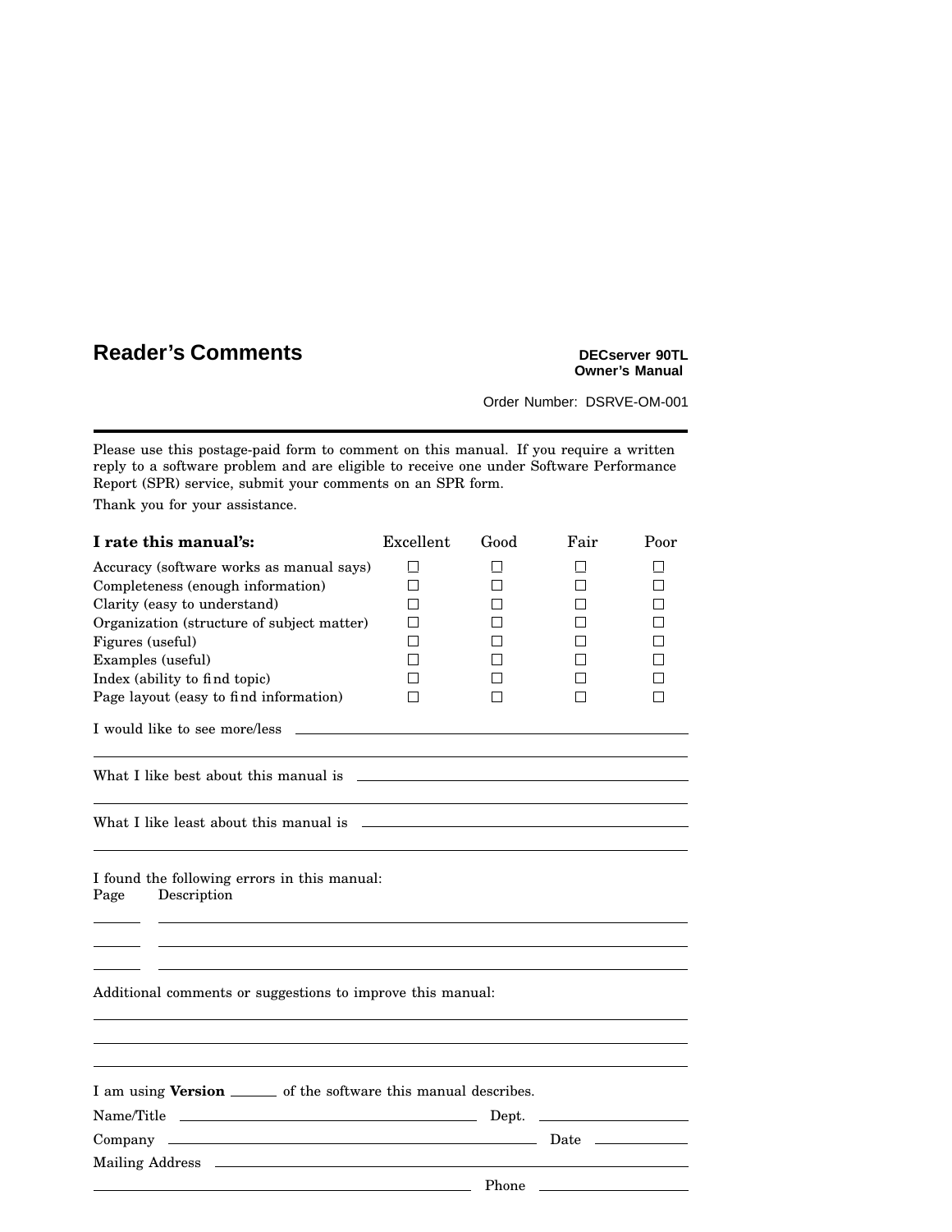# Reader's Comments

**DECserver 90TL**
**Owner's Manual**

Order Number: DSRVE-OM-001

---

Please use this postage-paid form to comment on this manual. If you require a written reply to a software problem and are eligible to receive one under Software Performance Report (SPR) service, submit your comments on an SPR form.

Thank you for your assistance.

| **I rate this manual's:** | Excellent | Good | Fair | Poor |
|---|---|---|---|---|
| Accuracy (software works as manual says) | ☐ | ☐ | ☐ | ☐ |
| Completeness (enough information) | ☐ | ☐ | ☐ | ☐ |
| Clarity (easy to understand) | ☐ | ☐ | ☐ | ☐ |
| Organization (structure of subject matter) | ☐ | ☐ | ☐ | ☐ |
| Figures (useful) | ☐ | ☐ | ☐ | ☐ |
| Examples (useful) | ☐ | ☐ | ☐ | ☐ |
| Index (ability to find topic) | ☐ | ☐ | ☐ | ☐ |
| Page layout (easy to find information) | ☐ | ☐ | ☐ | ☐ |

I would like to see more/less ______________________________________________

_____________________________________________________________________

What I like best about this manual is ________________________________________

_____________________________________________________________________

What I like least about this manual is _______________________________________

_____________________________________________________________________

I found the following errors in this manual:

Page Description

______ ______________________________________________________________

______ ______________________________________________________________

______ ______________________________________________________________

Additional comments or suggestions to improve this manual:

_____________________________________________________________________

_____________________________________________________________________

_____________________________________________________________________

I am using **Version** ______ of the software this manual describes.

Name/Title _________________________________ Dept. ________________

Company ______________________________________ Date __________

Mailing Address ____________________________________________________

_____________________________________________ Phone ________________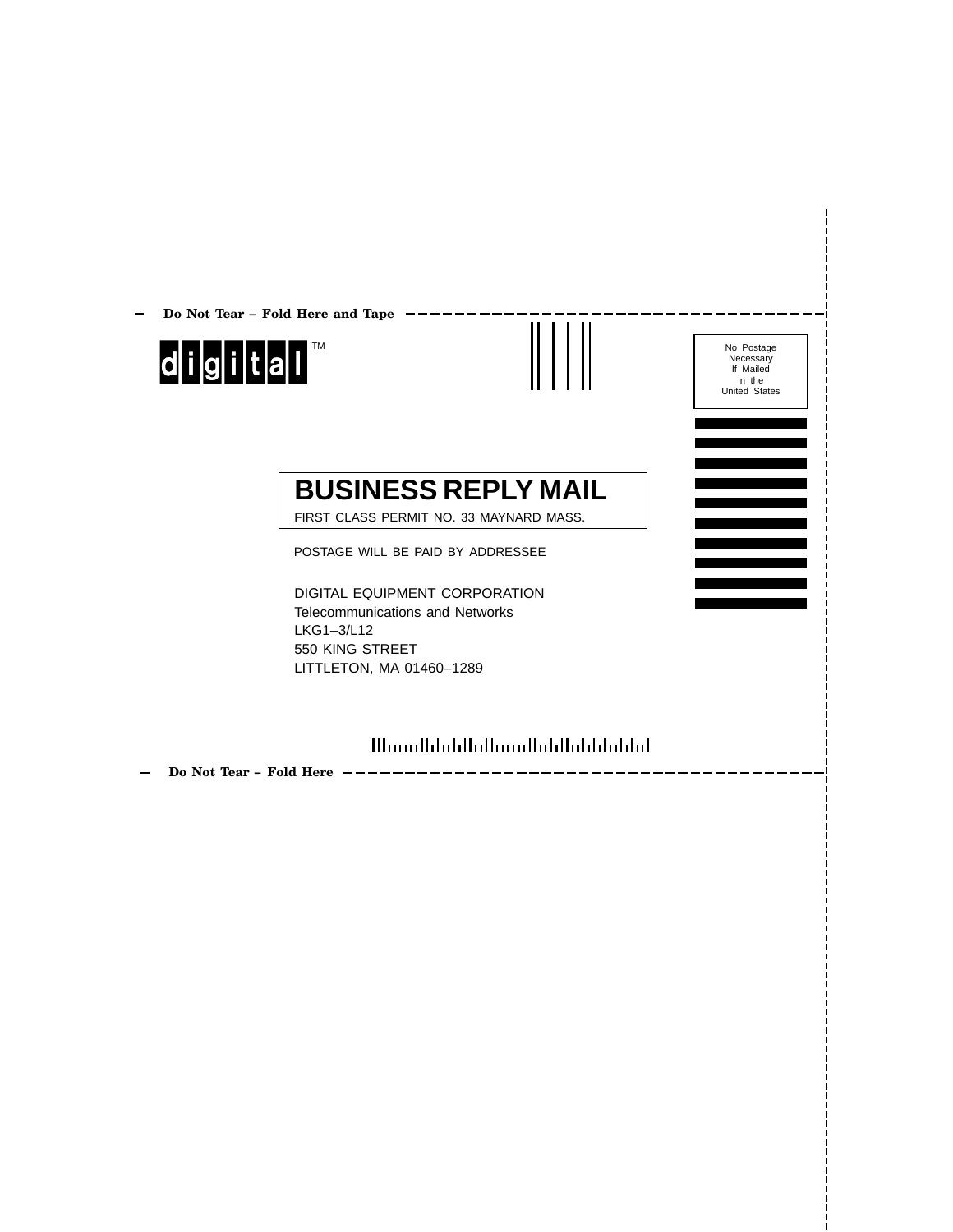Do Not Tear – Fold Here and Tape

digital™

No Postage
Necessary
If Mailed
in the
United States

**BUSINESS REPLY MAIL**

FIRST CLASS PERMIT NO. 33 MAYNARD MASS.

POSTAGE WILL BE PAID BY ADDRESSEE

DIGITAL EQUIPMENT CORPORATION
Telecommunications and Networks
LKG1–3/L12
550 KING STREET
LITTLETON, MA 01460–1289

Do Not Tear – Fold Here